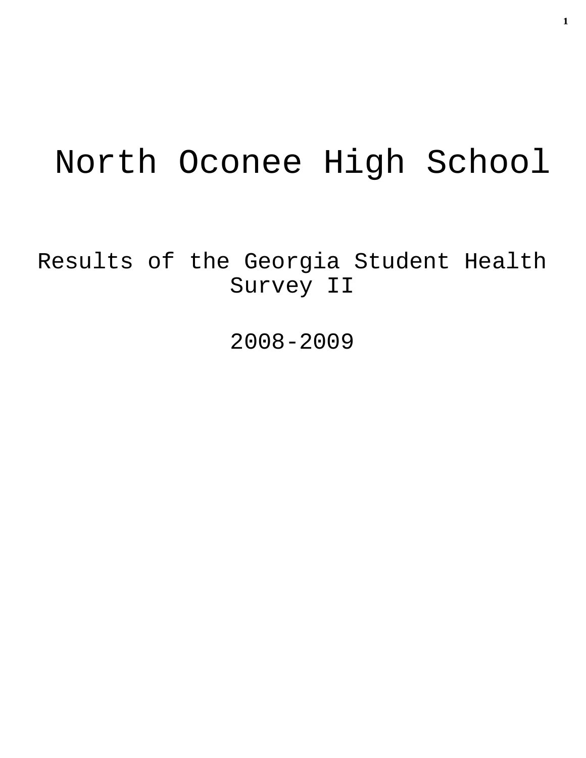# North Oconee High School

## Results of the Georgia Student Health Survey II

## 2008-2009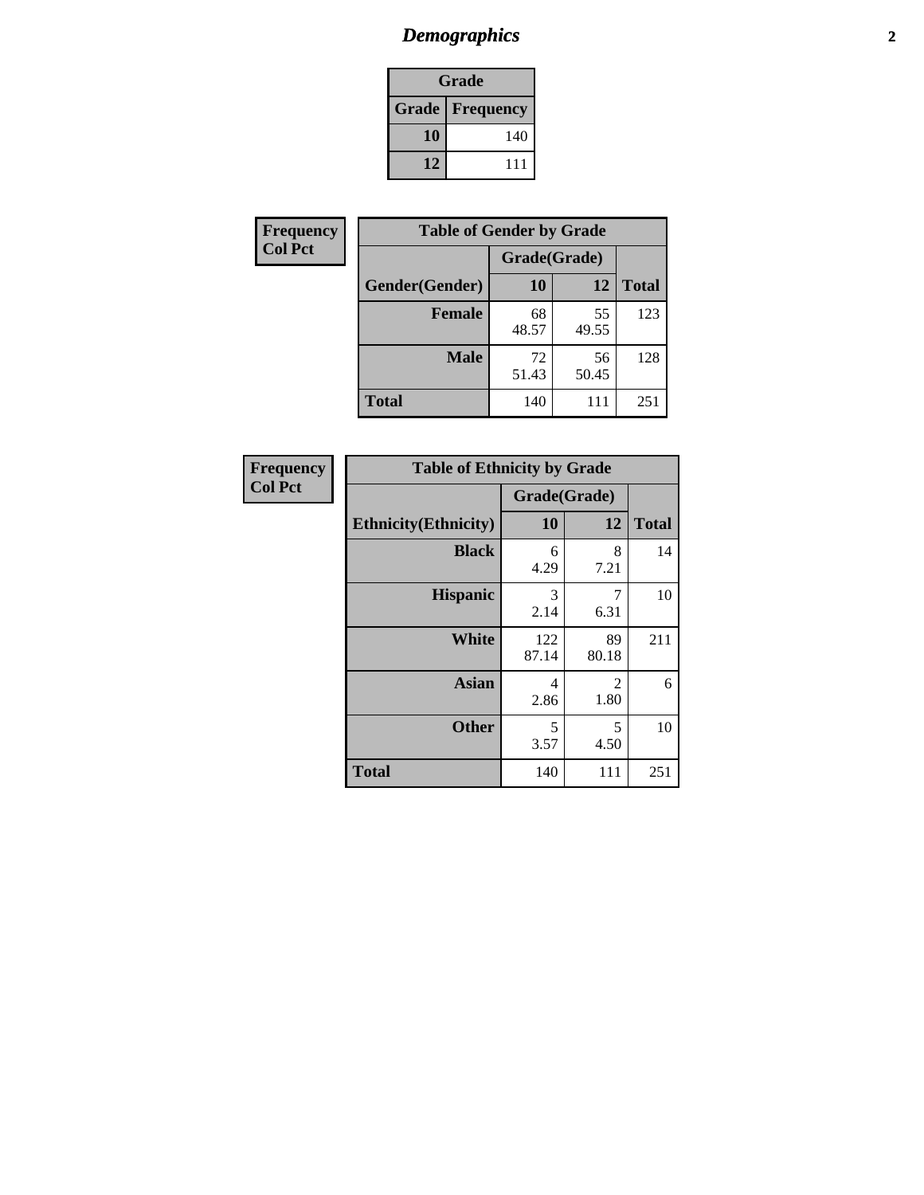# Demographics

| Grade | |
|---|---|
| **Grade** | **Frequency** |
| **10** | 140 |
| **12** | 111 |

**Frequency**
**Col Pct**

| Table of Gender by Grade | | | |
|---|---|---|---|
| | Grade(Grade) | | |
| **Gender(Gender)** | **10** | **12** | **Total** |
| **Female** | 68<br>48.57 | 55<br>49.55 | 123 |
| **Male** | 72<br>51.43 | 56<br>50.45 | 128 |
| **Total** | 140 | 111 | 251 |

**Frequency**
**Col Pct**

| Table of Ethnicity by Grade | | | |
|---|---|---|---|
| | Grade(Grade) | | |
| **Ethnicity(Ethnicity)** | **10** | **12** | **Total** |
| **Black** | 6<br>4.29 | 8<br>7.21 | 14 |
| **Hispanic** | 3<br>2.14 | 7<br>6.31 | 10 |
| **White** | 122<br>87.14 | 89<br>80.18 | 211 |
| **Asian** | 4<br>2.86 | 2<br>1.80 | 6 |
| **Other** | 5<br>3.57 | 5<br>4.50 | 10 |
| **Total** | 140 | 111 | 251 |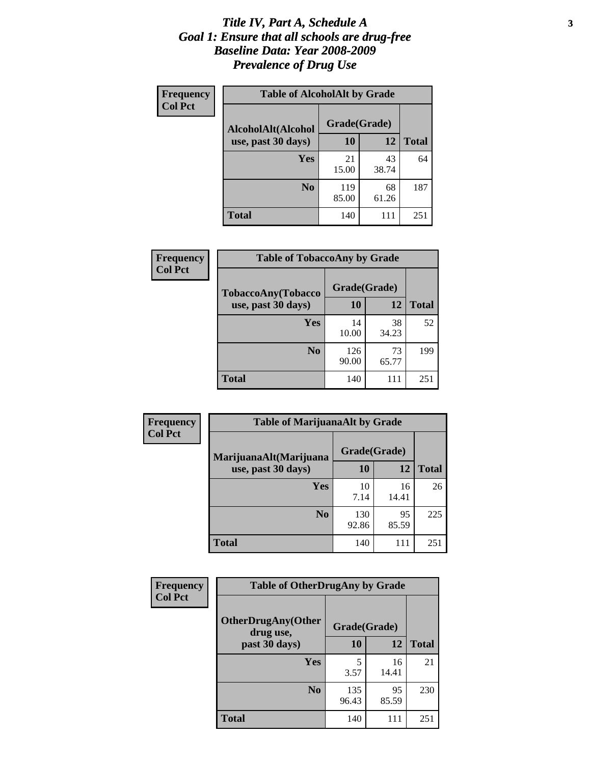# *Title IV, Part A, Schedule A*
# *Goal 1: Ensure that all schools are drug-free*
# *Baseline Data: Year 2008-2009*
# *Prevalence of Drug Use*

**Frequency**
**Col Pct**

**Table of AlcoholAlt by Grade**

| AlcoholAlt(Alcohol use, past 30 days) | Grade(Grade) 10 | 12 | Total |
|---|---|---|---|
| **Yes** | 21<br>15.00 | 43<br>38.74 | 64 |
| **No** | 119<br>85.00 | 68<br>61.26 | 187 |
| **Total** | 140 | 111 | 251 |

**Frequency**
**Col Pct**

**Table of TobaccoAny by Grade**

| TobaccoAny(Tobacco use, past 30 days) | Grade(Grade) 10 | 12 | Total |
|---|---|---|---|
| **Yes** | 14<br>10.00 | 38<br>34.23 | 52 |
| **No** | 126<br>90.00 | 73<br>65.77 | 199 |
| **Total** | 140 | 111 | 251 |

**Frequency**
**Col Pct**

**Table of MarijuanaAlt by Grade**

| MarijuanaAlt(Marijuana use, past 30 days) | Grade(Grade) 10 | 12 | Total |
|---|---|---|---|
| **Yes** | 10<br>7.14 | 16<br>14.41 | 26 |
| **No** | 130<br>92.86 | 95<br>85.59 | 225 |
| **Total** | 140 | 111 | 251 |

**Frequency**
**Col Pct**

**Table of OtherDrugAny by Grade**

| OtherDrugAny(Other drug use, past 30 days) | Grade(Grade) 10 | 12 | Total |
|---|---|---|---|
| **Yes** | 5<br>3.57 | 16<br>14.41 | 21 |
| **No** | 135<br>96.43 | 95<br>85.59 | 230 |
| **Total** | 140 | 111 | 251 |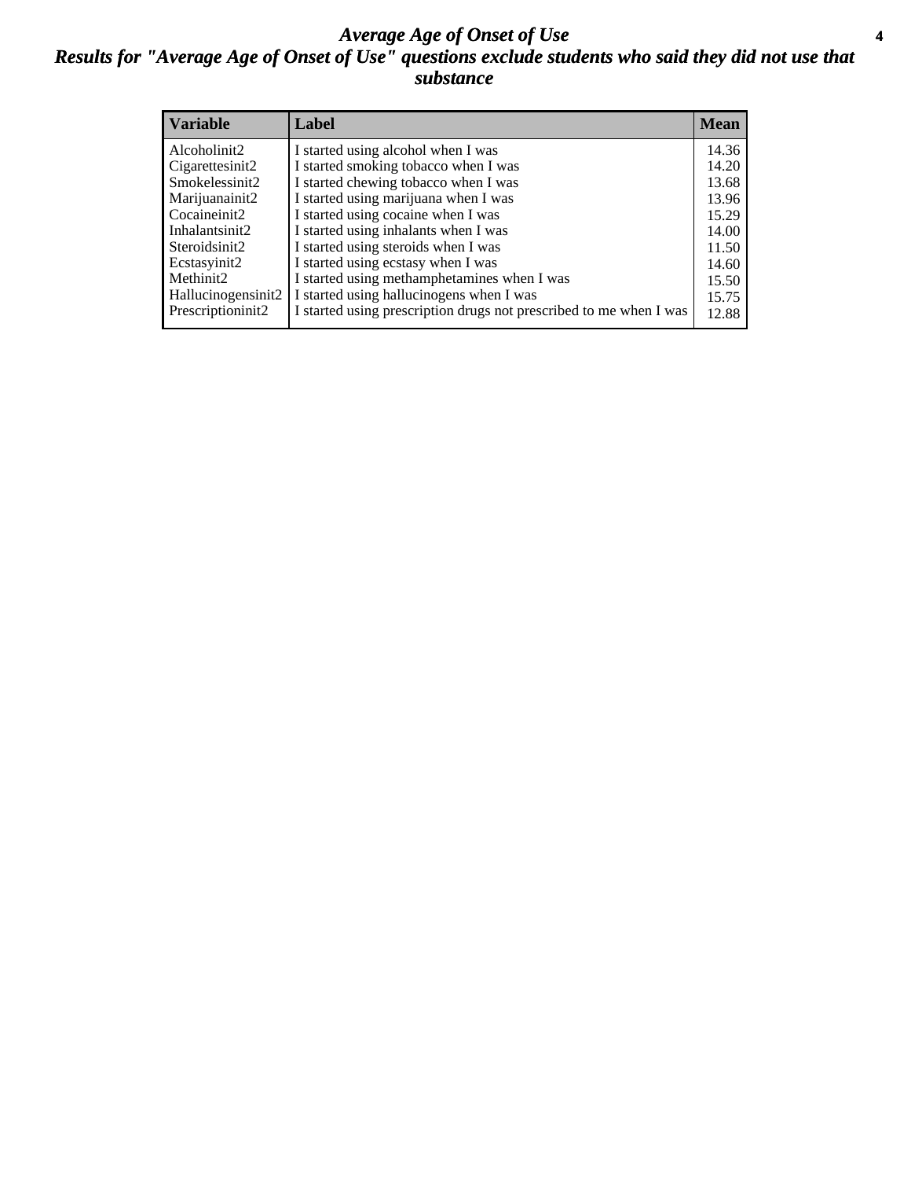# *Average Age of Onset of Use*

## *Results for "Average Age of Onset of Use" questions exclude students who said they did not use that substance*

| Variable | Label | Mean |
|---|---|---|
| Alcoholinit2 | I started using alcohol when I was | 14.36 |
| Cigarettesinit2 | I started smoking tobacco when I was | 14.20 |
| Smokelessinit2 | I started chewing tobacco when I was | 13.68 |
| Marijuanainit2 | I started using marijuana when I was | 13.96 |
| Cocaineinit2 | I started using cocaine when I was | 15.29 |
| Inhalantsinit2 | I started using inhalants when I was | 14.00 |
| Steroidsinit2 | I started using steroids when I was | 11.50 |
| Ecstasyinit2 | I started using ecstasy when I was | 14.60 |
| Methinit2 | I started using methamphetamines when I was | 15.50 |
| Hallucinogensinit2 | I started using hallucinogens when I was | 15.75 |
| Prescriptioninit2 | I started using prescription drugs not prescribed to me when I was | 12.88 |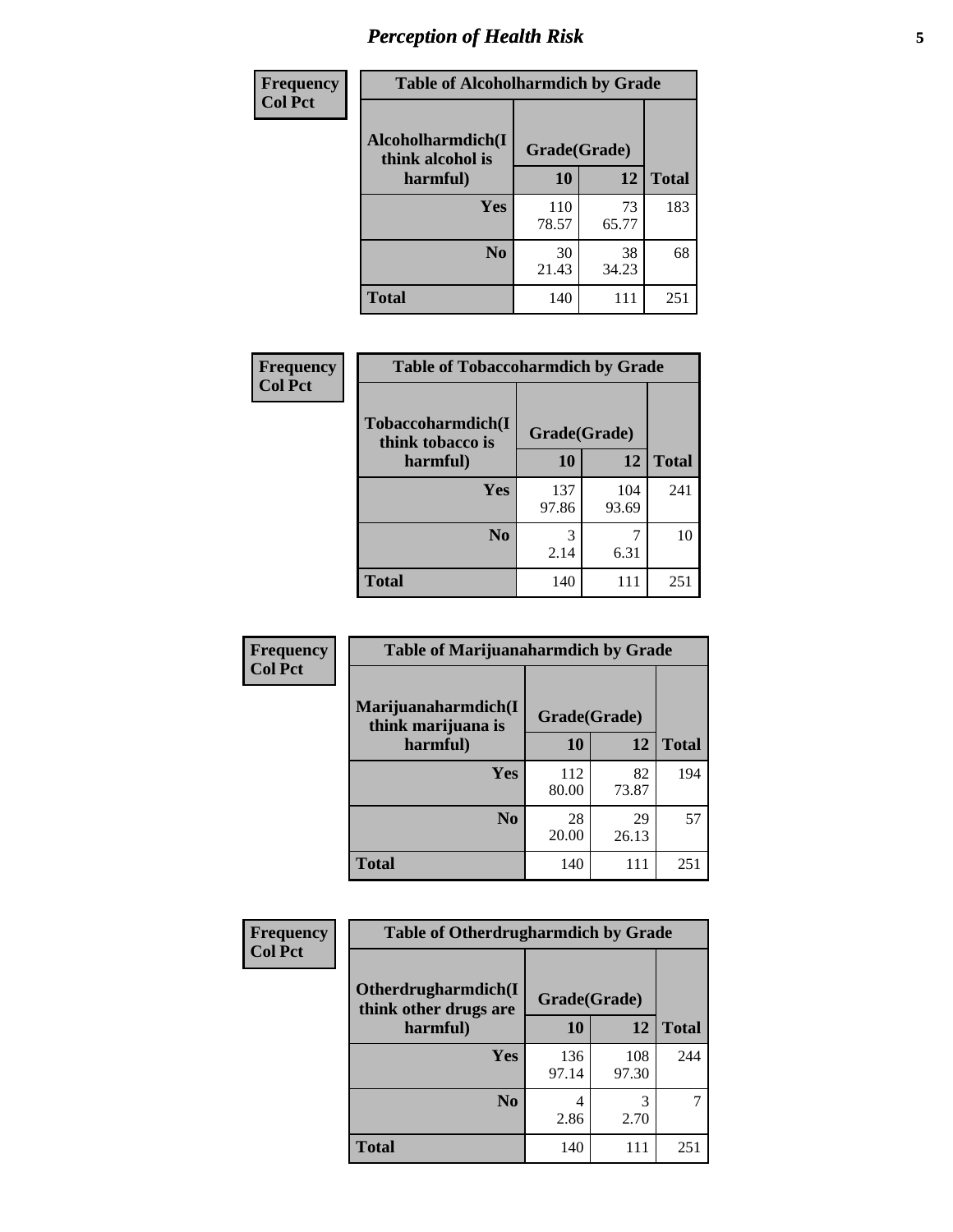# Perception of Health Risk

| Frequency Col Pct | Table of Alcoholharmdich by Grade | | |
|---|---|---|---|
| Alcoholharmdich(I think alcohol is harmful) | Grade(Grade) | | |
| | 10 | 12 | Total |
| Yes | 110<br>78.57 | 73<br>65.77 | 183 |
| No | 30<br>21.43 | 38<br>34.23 | 68 |
| Total | 140 | 111 | 251 |

| Frequency Col Pct | Table of Tobaccoharmdich by Grade | | |
|---|---|---|---|
| Tobaccoharmdich(I think tobacco is harmful) | Grade(Grade) | | |
| | 10 | 12 | Total |
| Yes | 137<br>97.86 | 104<br>93.69 | 241 |
| No | 3<br>2.14 | 7<br>6.31 | 10 |
| Total | 140 | 111 | 251 |

| Frequency Col Pct | Table of Marijuanaharmdich by Grade | | |
|---|---|---|---|
| Marijuanaharmdich(I think marijuana is harmful) | Grade(Grade) | | |
| | 10 | 12 | Total |
| Yes | 112<br>80.00 | 82<br>73.87 | 194 |
| No | 28<br>20.00 | 29<br>26.13 | 57 |
| Total | 140 | 111 | 251 |

| Frequency Col Pct | Table of Otherdrugharmdich by Grade | | |
|---|---|---|---|
| Otherdrugharmdich(I think other drugs are harmful) | Grade(Grade) | | |
| | 10 | 12 | Total |
| Yes | 136<br>97.14 | 108<br>97.30 | 244 |
| No | 4<br>2.86 | 3<br>2.70 | 7 |
| Total | 140 | 111 | 251 |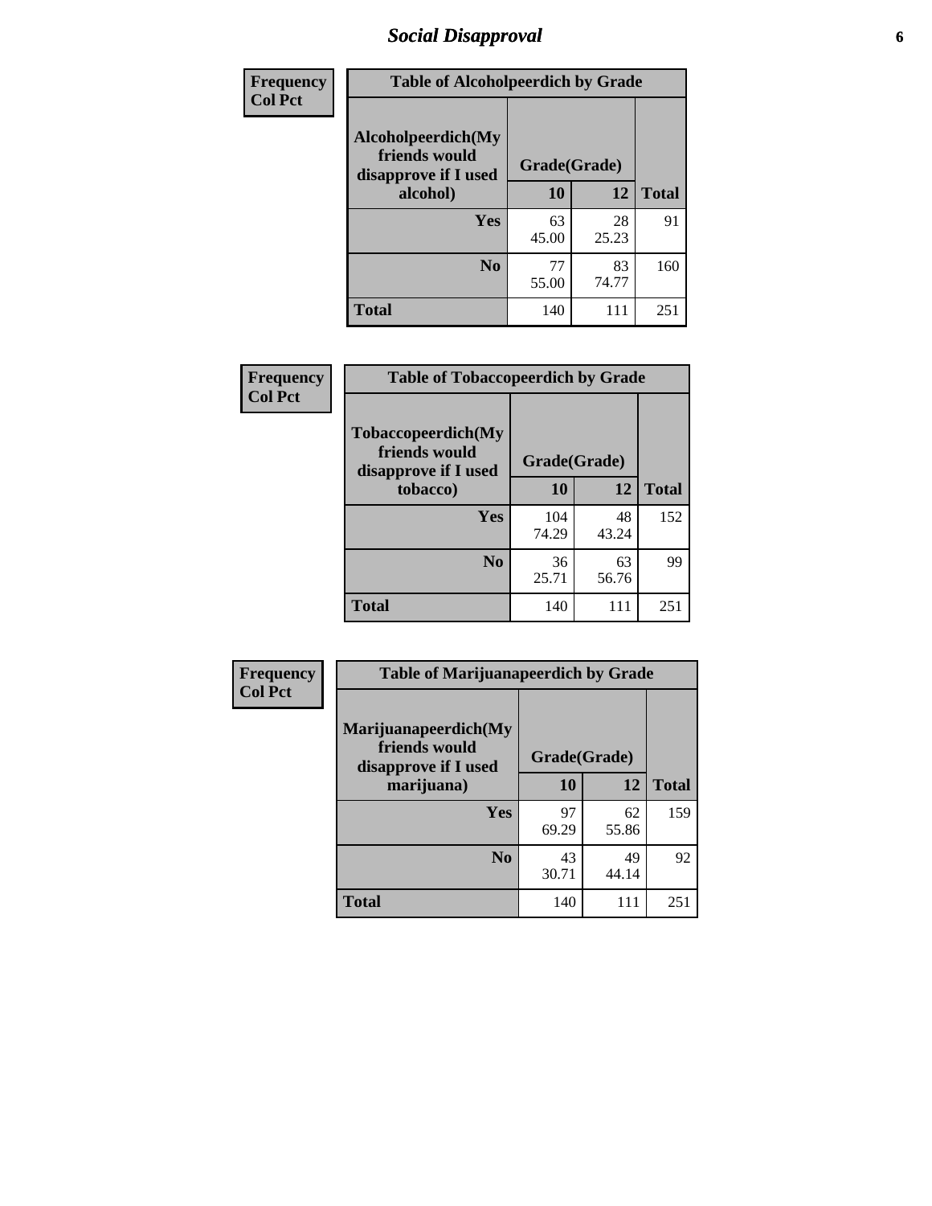# Social Disapproval

**Frequency**
**Col Pct**

| Table of Alcoholpeerdich by Grade | | | |
|---|---|---|---|
| Alcoholpeerdich(My friends would disapprove if I used alcohol) | Grade(Grade) | | |
| | 10 | 12 | Total |
| Yes | 63<br>45.00 | 28<br>25.23 | 91 |
| No | 77<br>55.00 | 83<br>74.77 | 160 |
| Total | 140 | 111 | 251 |

**Frequency**
**Col Pct**

| Table of Tobaccopeerdich by Grade | | | |
|---|---|---|---|
| Tobaccopeerdich(My friends would disapprove if I used tobacco) | Grade(Grade) | | |
| | 10 | 12 | Total |
| Yes | 104<br>74.29 | 48<br>43.24 | 152 |
| No | 36<br>25.71 | 63<br>56.76 | 99 |
| Total | 140 | 111 | 251 |

**Frequency**
**Col Pct**

| Table of Marijuanapeerdich by Grade | | | |
|---|---|---|---|
| Marijuanapeerdich(My friends would disapprove if I used marijuana) | Grade(Grade) | | |
| | 10 | 12 | Total |
| Yes | 97<br>69.29 | 62<br>55.86 | 159 |
| No | 43<br>30.71 | 49<br>44.14 | 92 |
| Total | 140 | 111 | 251 |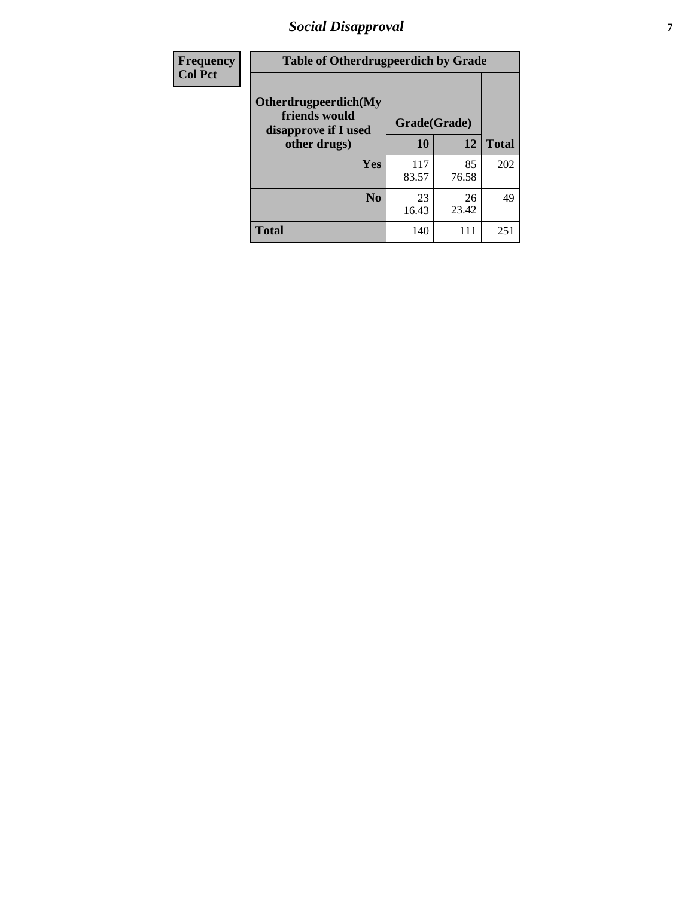| Frequency |
| --- |
| Col Pct |

| Table of Otherdrugpeerdich by Grade | | | |
| --- | --- | --- | --- |
| Otherdrugpeerdich(My friends would disapprove if I used other drugs) | Grade(Grade) | | |
| | 10 | 12 | Total |
| Yes | 117<br>83.57 | 85<br>76.58 | 202 |
| No | 23<br>16.43 | 26<br>23.42 | 49 |
| Total | 140 | 111 | 251 |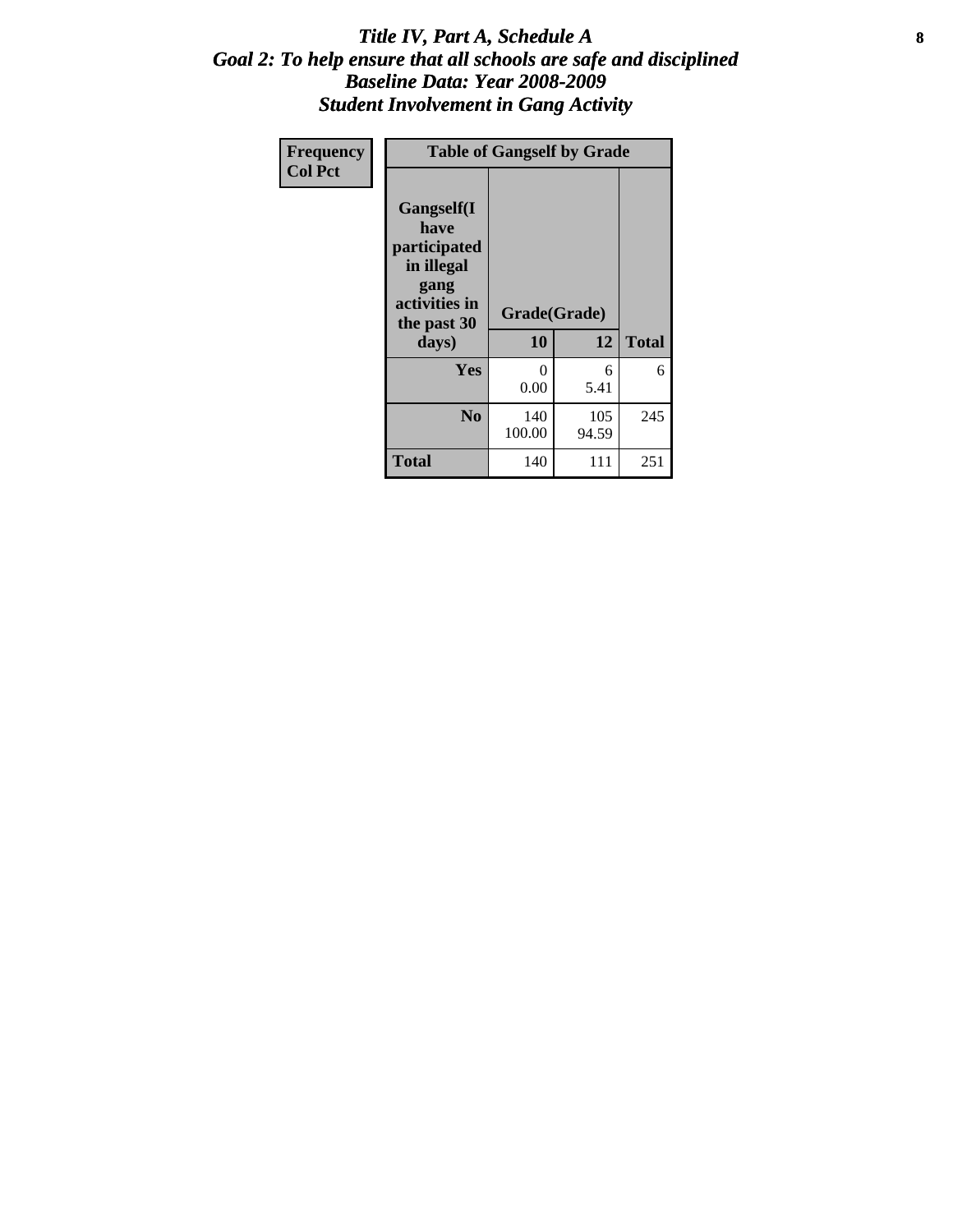# *Title IV, Part A, Schedule A*
## *Goal 2: To help ensure that all schools are safe and disciplined*
## *Baseline Data: Year 2008-2009*
## *Student Involvement in Gang Activity*

| Frequency<br>Col Pct | Table of Gangself by Grade | | |
|---|---|---|---|
| **Gangself(I have participated in illegal gang activities in the past 30 days)** | **Grade(Grade)** | | |
| | **10** | **12** | **Total** |
| **Yes** | 0<br>0.00 | 6<br>5.41 | 6 |
| **No** | 140<br>100.00 | 105<br>94.59 | 245 |
| **Total** | 140 | 111 | 251 |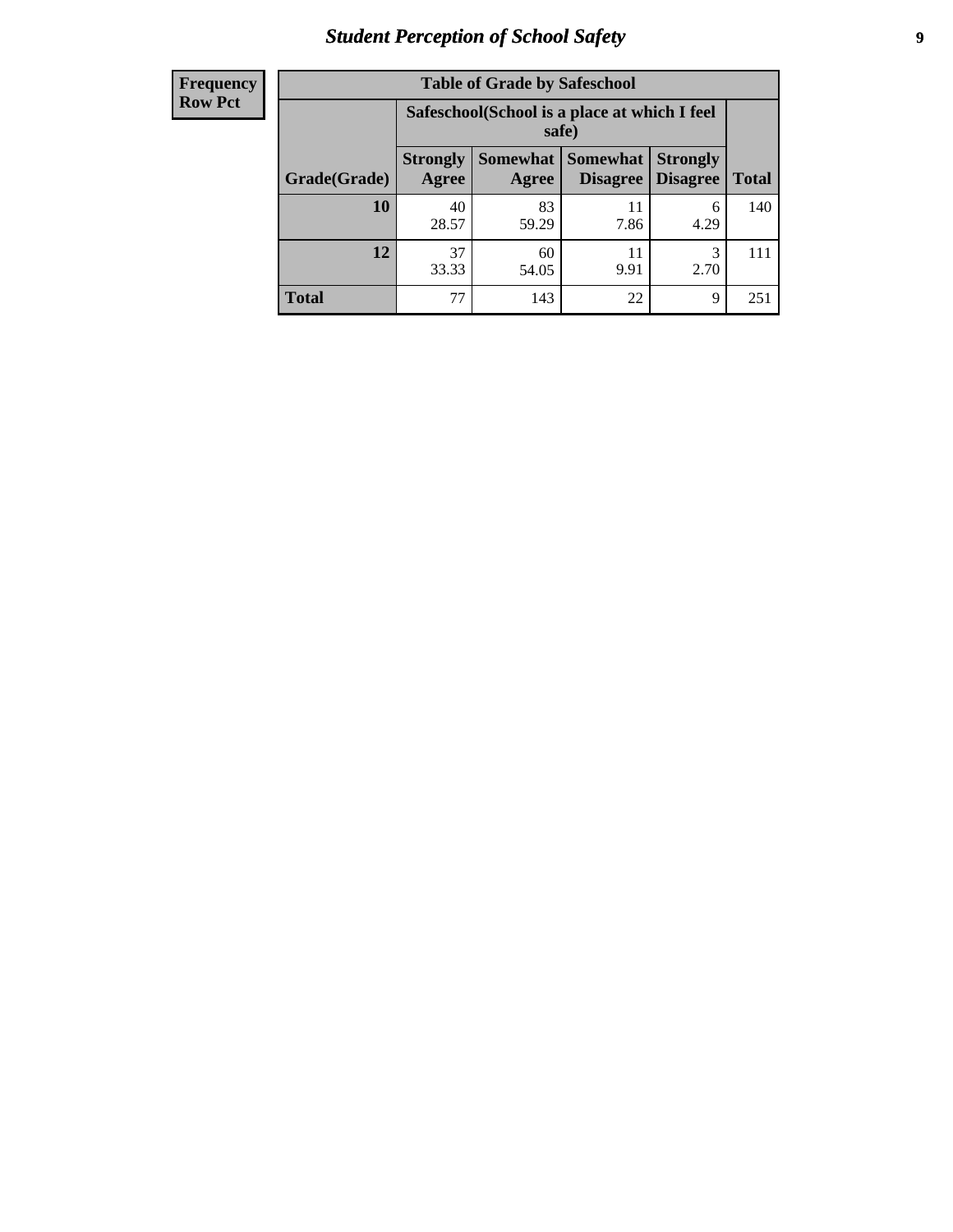## Student Perception of School Safety

| Frequency Row Pct |
|---|

**Table of Grade by Safeschool**

| | Safeschool(School is a place at which I feel safe) | | | | |
|---|---|---|---|---|---|
| **Grade(Grade)** | **Strongly Agree** | **Somewhat Agree** | **Somewhat Disagree** | **Strongly Disagree** | **Total** |
| **10** | 40<br>28.57 | 83<br>59.29 | 11<br>7.86 | 6<br>4.29 | 140 |
| **12** | 37<br>33.33 | 60<br>54.05 | 11<br>9.91 | 3<br>2.70 | 111 |
| **Total** | 77 | 143 | 22 | 9 | 251 |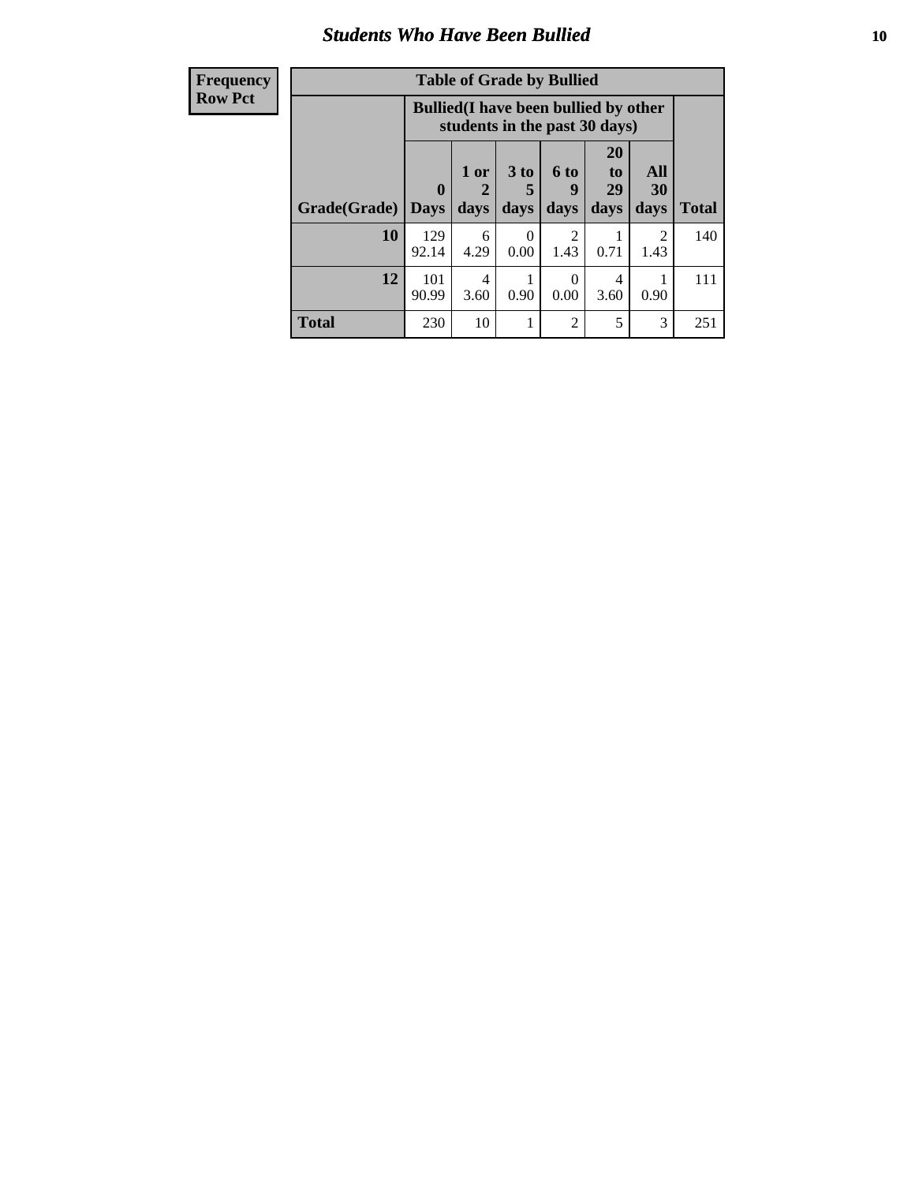# Students Who Have Been Bullied

| Frequency Row Pct |
|---|

**Table of Grade by Bullied**

| Grade(Grade) | Bullied(I have been bullied by other students in the past 30 days) | | | | | | Total |
|---|---|---|---|---|---|---|---|
| | 0 Days | 1 or 2 days | 3 to 5 days | 6 to 9 days | 20 to 29 days | All 30 days | |
| **10** | 129<br>92.14 | 6<br>4.29 | 0<br>0.00 | 2<br>1.43 | 1<br>0.71 | 2<br>1.43 | 140 |
| **12** | 101<br>90.99 | 4<br>3.60 | 1<br>0.90 | 0<br>0.00 | 4<br>3.60 | 1<br>0.90 | 111 |
| **Total** | 230 | 10 | 1 | 2 | 5 | 3 | 251 |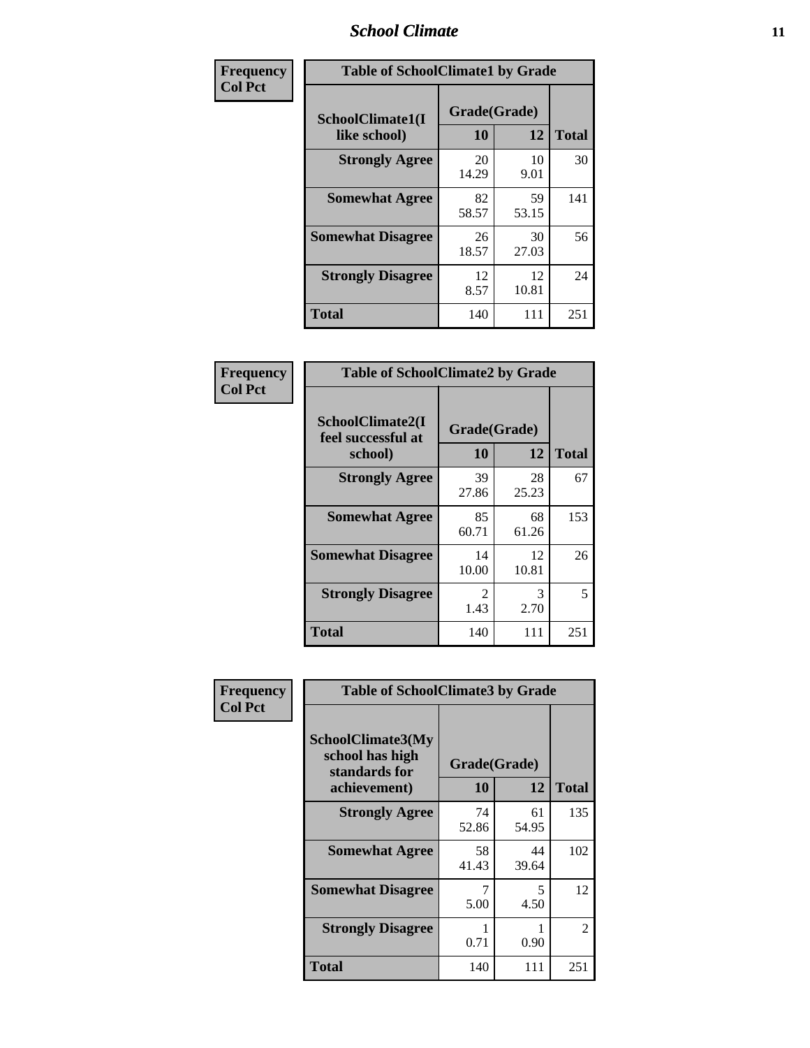| Frequency<br>Col Pct | Table of SchoolClimate1 by Grade | | |
|---|---|---|---|
| SchoolClimate1(I like school) | Grade(Grade) | | |
| | 10 | 12 | Total |
| Strongly Agree | 20<br>14.29 | 10<br>9.01 | 30 |
| Somewhat Agree | 82<br>58.57 | 59<br>53.15 | 141 |
| Somewhat Disagree | 26<br>18.57 | 30<br>27.03 | 56 |
| Strongly Disagree | 12<br>8.57 | 12<br>10.81 | 24 |
| Total | 140 | 111 | 251 |

| Frequency<br>Col Pct | Table of SchoolClimate2 by Grade | | |
|---|---|---|---|
| SchoolClimate2(I feel successful at school) | Grade(Grade) | | |
| | 10 | 12 | Total |
| Strongly Agree | 39<br>27.86 | 28<br>25.23 | 67 |
| Somewhat Agree | 85<br>60.71 | 68<br>61.26 | 153 |
| Somewhat Disagree | 14<br>10.00 | 12<br>10.81 | 26 |
| Strongly Disagree | 2<br>1.43 | 3<br>2.70 | 5 |
| Total | 140 | 111 | 251 |

| Frequency<br>Col Pct | Table of SchoolClimate3 by Grade | | |
|---|---|---|---|
| SchoolClimate3(My school has high standards for achievement) | Grade(Grade) | | |
| | 10 | 12 | Total |
| Strongly Agree | 74<br>52.86 | 61<br>54.95 | 135 |
| Somewhat Agree | 58<br>41.43 | 44<br>39.64 | 102 |
| Somewhat Disagree | 7<br>5.00 | 5<br>4.50 | 12 |
| Strongly Disagree | 1<br>0.71 | 1<br>0.90 | 2 |
| Total | 140 | 111 | 251 |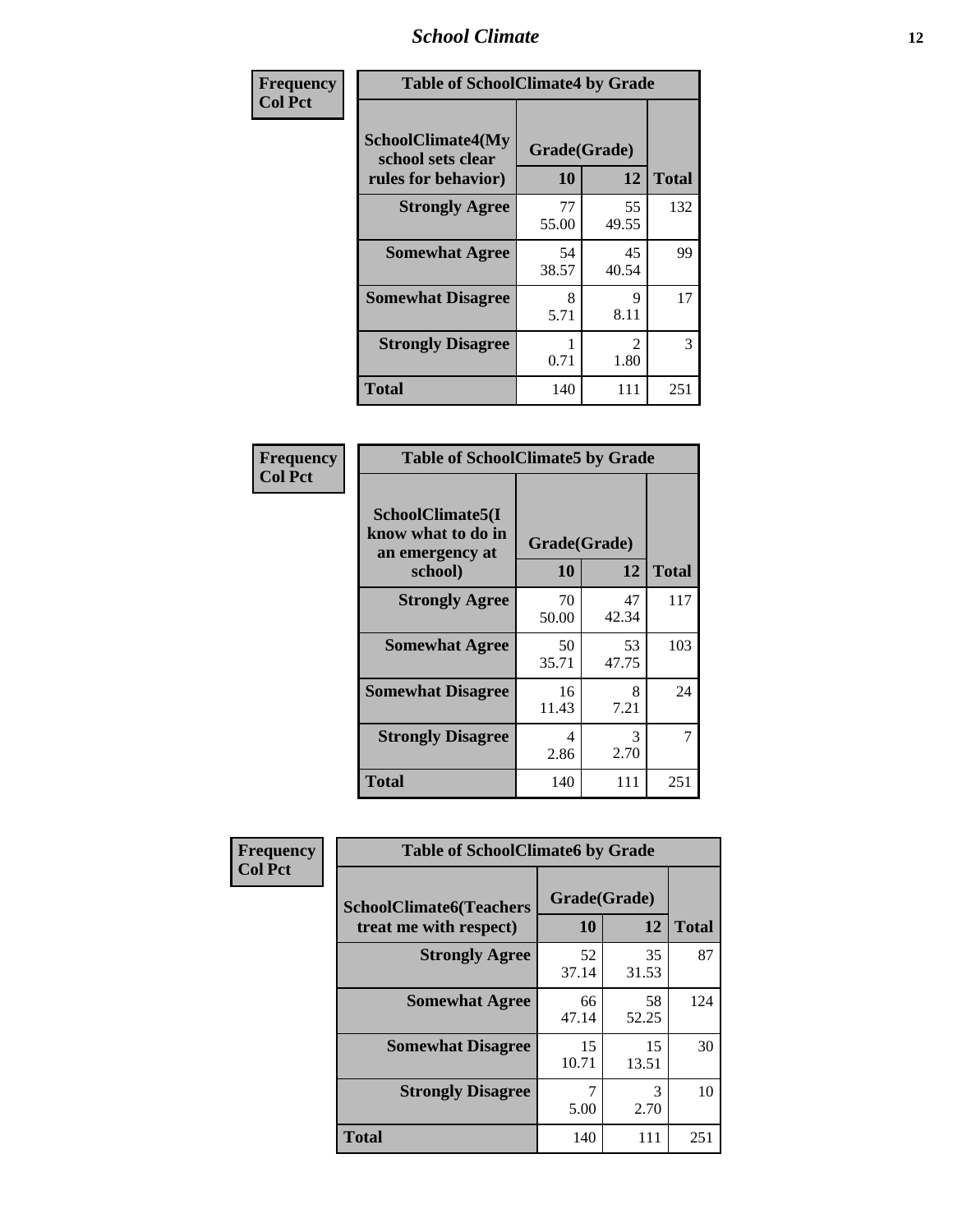| Frequency Col Pct | Table of SchoolClimate4 by Grade | | |
|---|---|---|---|
| SchoolClimate4(My school sets clear rules for behavior) | Grade(Grade) | | |
| | 10 | 12 | Total |
| Strongly Agree | 77<br>55.00 | 55<br>49.55 | 132 |
| Somewhat Agree | 54<br>38.57 | 45<br>40.54 | 99 |
| Somewhat Disagree | 8<br>5.71 | 9<br>8.11 | 17 |
| Strongly Disagree | 1<br>0.71 | 2<br>1.80 | 3 |
| Total | 140 | 111 | 251 |

| Frequency Col Pct | Table of SchoolClimate5 by Grade | | |
|---|---|---|---|
| SchoolClimate5(I know what to do in an emergency at school) | Grade(Grade) | | |
| | 10 | 12 | Total |
| Strongly Agree | 70<br>50.00 | 47<br>42.34 | 117 |
| Somewhat Agree | 50<br>35.71 | 53<br>47.75 | 103 |
| Somewhat Disagree | 16<br>11.43 | 8<br>7.21 | 24 |
| Strongly Disagree | 4<br>2.86 | 3<br>2.70 | 7 |
| Total | 140 | 111 | 251 |

| Frequency Col Pct | Table of SchoolClimate6 by Grade | | |
|---|---|---|---|
| SchoolClimate6(Teachers treat me with respect) | Grade(Grade) | | |
| | 10 | 12 | Total |
| Strongly Agree | 52<br>37.14 | 35<br>31.53 | 87 |
| Somewhat Agree | 66<br>47.14 | 58<br>52.25 | 124 |
| Somewhat Disagree | 15<br>10.71 | 15<br>13.51 | 30 |
| Strongly Disagree | 7<br>5.00 | 3<br>2.70 | 10 |
| Total | 140 | 111 | 251 |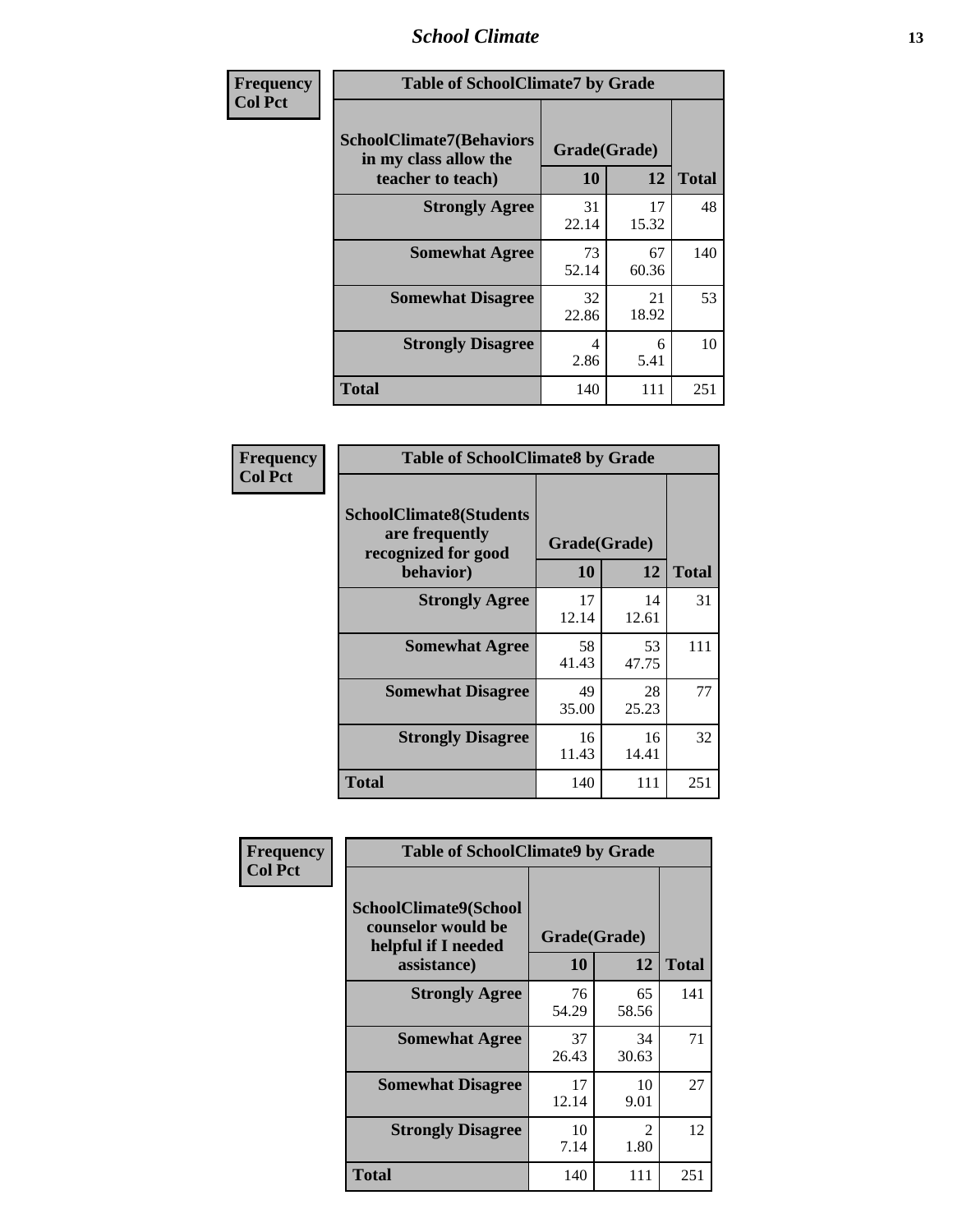| Frequency<br>Col Pct | | | |
|---|---|---|---|

**Table of SchoolClimate7 by Grade**

| SchoolClimate7(Behaviors in my class allow the teacher to teach) | Grade(Grade) | | Total |
|---|---|---|---|
| | 10 | 12 | |
| **Strongly Agree** | 31<br>22.14 | 17<br>15.32 | 48 |
| **Somewhat Agree** | 73<br>52.14 | 67<br>60.36 | 140 |
| **Somewhat Disagree** | 32<br>22.86 | 21<br>18.92 | 53 |
| **Strongly Disagree** | 4<br>2.86 | 6<br>5.41 | 10 |
| **Total** | 140 | 111 | 251 |

| Frequency<br>Col Pct | | | |
|---|---|---|---|

**Table of SchoolClimate8 by Grade**

| SchoolClimate8(Students are frequently recognized for good behavior) | Grade(Grade) | | Total |
|---|---|---|---|
| | 10 | 12 | |
| **Strongly Agree** | 17<br>12.14 | 14<br>12.61 | 31 |
| **Somewhat Agree** | 58<br>41.43 | 53<br>47.75 | 111 |
| **Somewhat Disagree** | 49<br>35.00 | 28<br>25.23 | 77 |
| **Strongly Disagree** | 16<br>11.43 | 16<br>14.41 | 32 |
| **Total** | 140 | 111 | 251 |

| Frequency<br>Col Pct | | | |
|---|---|---|---|

**Table of SchoolClimate9 by Grade**

| SchoolClimate9(School counselor would be helpful if I needed assistance) | Grade(Grade) | | Total |
|---|---|---|---|
| | 10 | 12 | |
| **Strongly Agree** | 76<br>54.29 | 65<br>58.56 | 141 |
| **Somewhat Agree** | 37<br>26.43 | 34<br>30.63 | 71 |
| **Somewhat Disagree** | 17<br>12.14 | 10<br>9.01 | 27 |
| **Strongly Disagree** | 10<br>7.14 | 2<br>1.80 | 12 |
| **Total** | 140 | 111 | 251 |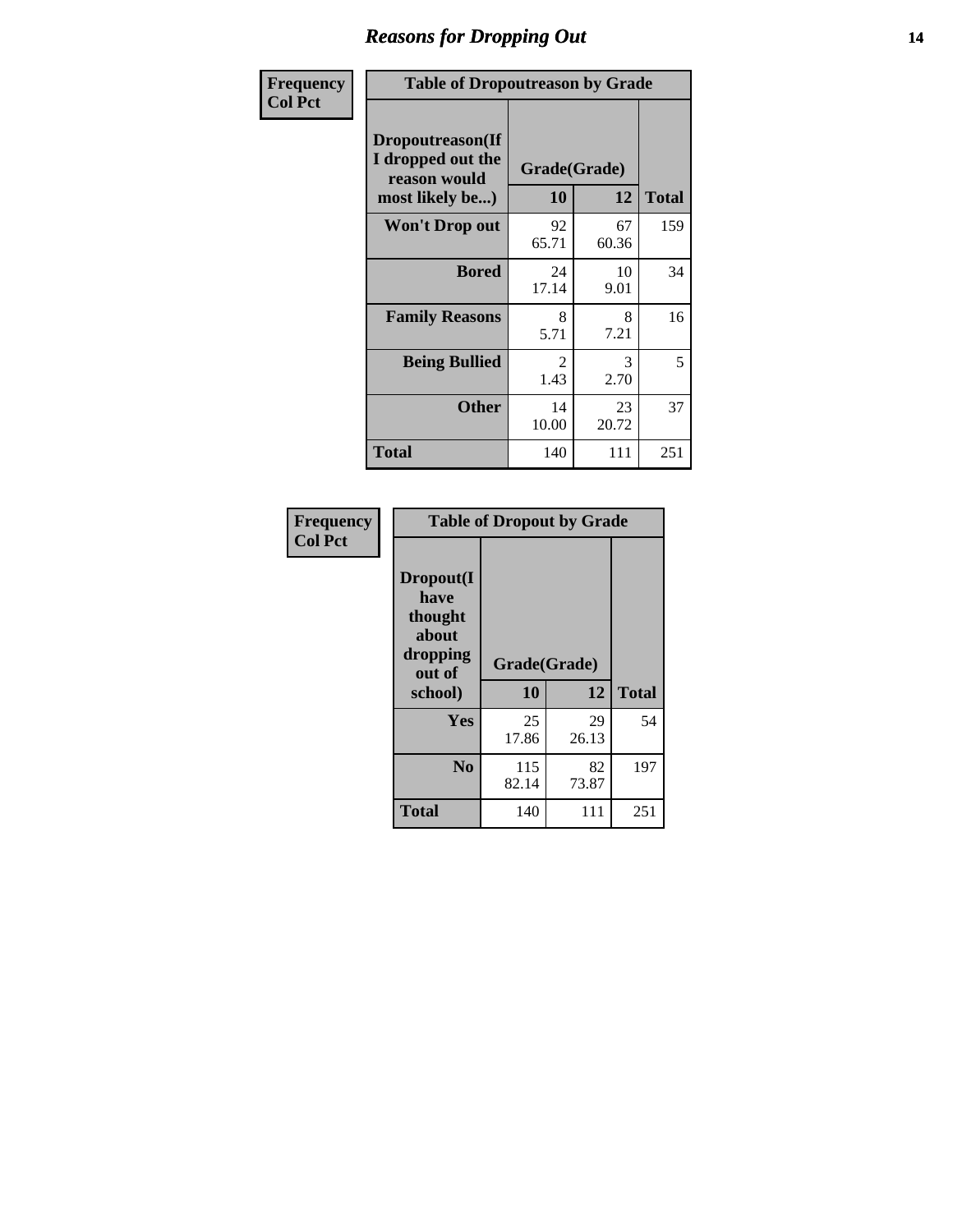## Reasons for Dropping Out

**Frequency**
**Col Pct**

**Table of Dropoutreason by Grade**

| Dropoutreason(If I dropped out the reason would most likely be...) | Grade(Grade) 10 | 12 | Total |
|---|---|---|---|
| **Won't Drop out** | 92<br>65.71 | 67<br>60.36 | 159 |
| **Bored** | 24<br>17.14 | 10<br>9.01 | 34 |
| **Family Reasons** | 8<br>5.71 | 8<br>7.21 | 16 |
| **Being Bullied** | 2<br>1.43 | 3<br>2.70 | 5 |
| **Other** | 14<br>10.00 | 23<br>20.72 | 37 |
| **Total** | 140 | 111 | 251 |

**Frequency**
**Col Pct**

**Table of Dropout by Grade**

| Dropout(I have thought about dropping out of school) | Grade(Grade) 10 | 12 | Total |
|---|---|---|---|
| **Yes** | 25<br>17.86 | 29<br>26.13 | 54 |
| **No** | 115<br>82.14 | 82<br>73.87 | 197 |
| **Total** | 140 | 111 | 251 |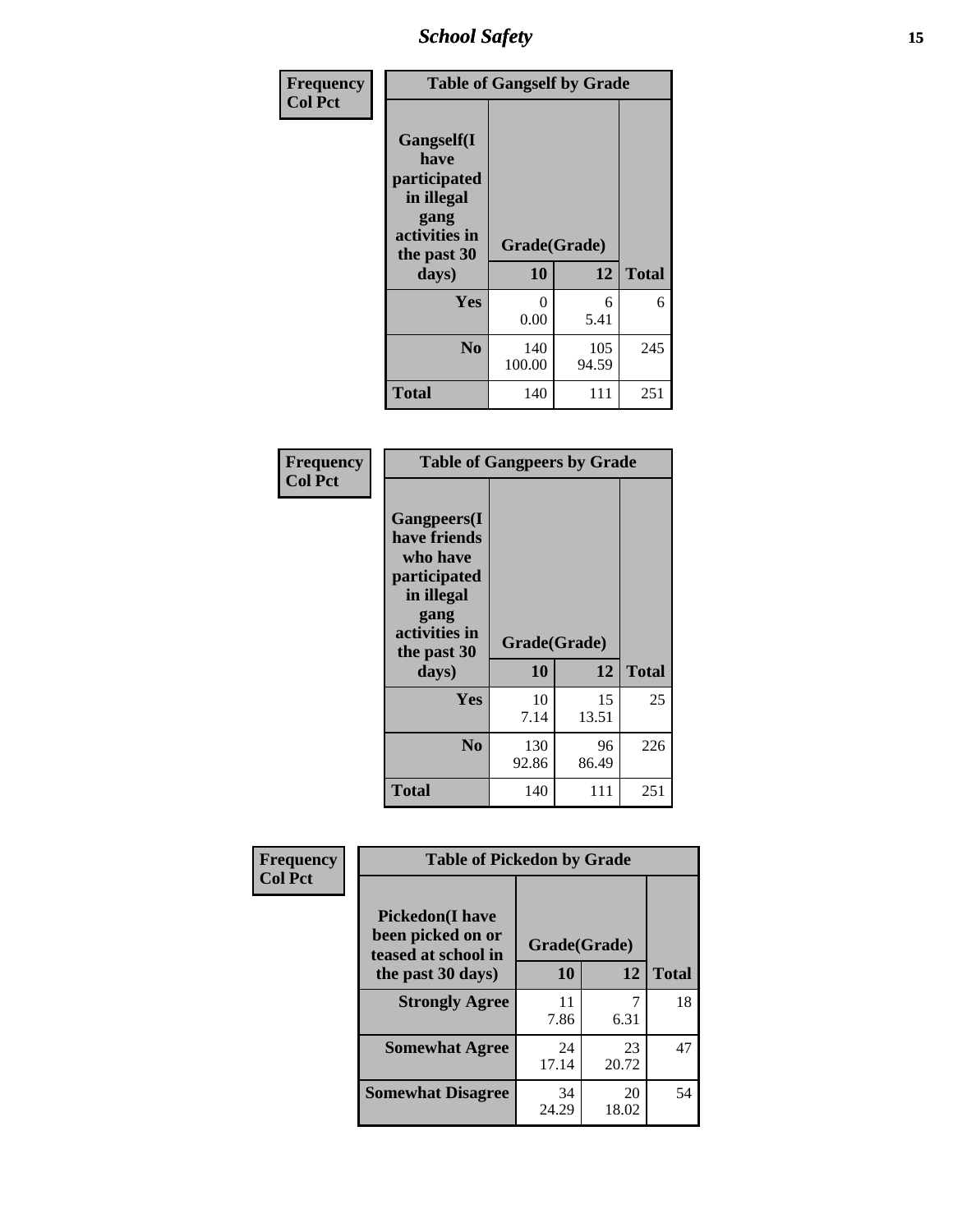| Frequency<br>Col Pct | Table of Gangself by Grade | | |
|---|---|---|---|
| Gangself(I have participated in illegal gang activities in the past 30 days) | Grade(Grade) | | |
| | 10 | 12 | Total |
| Yes | 0<br>0.00 | 6<br>5.41 | 6 |
| No | 140<br>100.00 | 105<br>94.59 | 245 |
| Total | 140 | 111 | 251 |

| Frequency<br>Col Pct | Table of Gangpeers by Grade | | |
|---|---|---|---|
| Gangpeers(I have friends who have participated in illegal gang activities in the past 30 days) | Grade(Grade) | | |
| | 10 | 12 | Total |
| Yes | 10<br>7.14 | 15<br>13.51 | 25 |
| No | 130<br>92.86 | 96<br>86.49 | 226 |
| Total | 140 | 111 | 251 |

| Frequency<br>Col Pct | Table of Pickedon by Grade | | |
|---|---|---|---|
| Pickedon(I have been picked on or teased at school in the past 30 days) | Grade(Grade) | | |
| | 10 | 12 | Total |
| Strongly Agree | 11<br>7.86 | 7<br>6.31 | 18 |
| Somewhat Agree | 24<br>17.14 | 23<br>20.72 | 47 |
| Somewhat Disagree | 34<br>24.29 | 20<br>18.02 | 54 |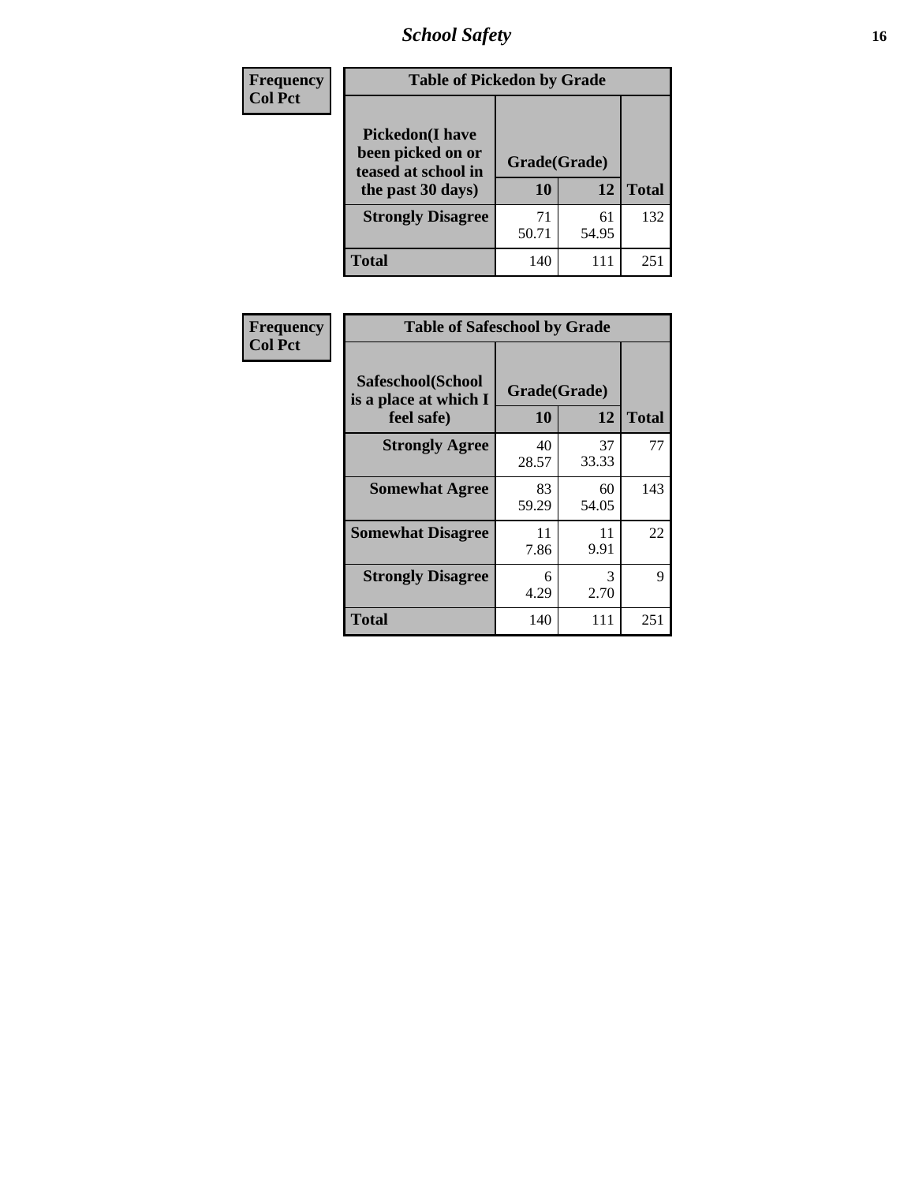## School Safety

| Frequency<br>Col Pct |
|---|

**Table of Pickedon by Grade**

| Pickedon(I have been picked on or teased at school in the past 30 days) | Grade(Grade) | | Total |
|---|---|---|---|
| | 10 | 12 | |
| Strongly Disagree | 71<br>50.71 | 61<br>54.95 | 132 |
| Total | 140 | 111 | 251 |

| Frequency<br>Col Pct |
|---|

**Table of Safeschool by Grade**

| Safeschool(School is a place at which I feel safe) | Grade(Grade) | | Total |
|---|---|---|---|
| | 10 | 12 | |
| Strongly Agree | 40<br>28.57 | 37<br>33.33 | 77 |
| Somewhat Agree | 83<br>59.29 | 60<br>54.05 | 143 |
| Somewhat Disagree | 11<br>7.86 | 11<br>9.91 | 22 |
| Strongly Disagree | 6<br>4.29 | 3<br>2.70 | 9 |
| Total | 140 | 111 | 251 |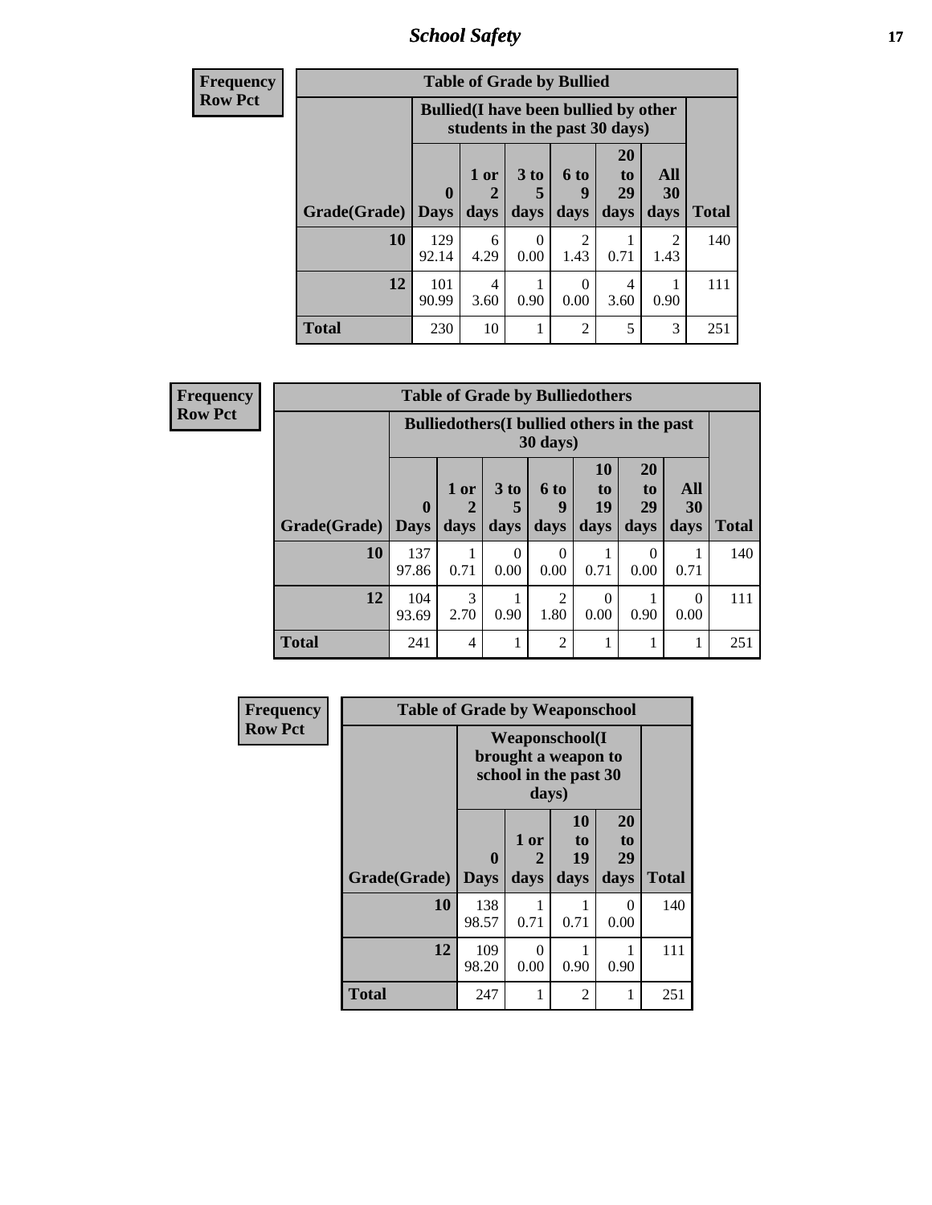| Frequency<br>Row Pct | Table of Grade by Bullied | | | | | | |
|---|---|---|---|---|---|---|---|
| | Bullied(I have been bullied by other students in the past 30 days) | | | | | | |
| Grade(Grade) | 0 Days | 1 or 2 days | 3 to 5 days | 6 to 9 days | 20 to 29 days | All 30 days | Total |
| 10 | 129<br>92.14 | 6<br>4.29 | 0<br>0.00 | 2<br>1.43 | 1<br>0.71 | 2<br>1.43 | 140 |
| 12 | 101<br>90.99 | 4<br>3.60 | 1<br>0.90 | 0<br>0.00 | 4<br>3.60 | 1<br>0.90 | 111 |
| Total | 230 | 10 | 1 | 2 | 5 | 3 | 251 |

| Frequency<br>Row Pct | Table of Grade by Bulliedothers | | | | | | | |
|---|---|---|---|---|---|---|---|---|
| | Bulliedothers(I bullied others in the past 30 days) | | | | | | | |
| Grade(Grade) | 0 Days | 1 or 2 days | 3 to 5 days | 6 to 9 days | 10 to 19 days | 20 to 29 days | All 30 days | Total |
| 10 | 137<br>97.86 | 1<br>0.71 | 0<br>0.00 | 0<br>0.00 | 1<br>0.71 | 0<br>0.00 | 1<br>0.71 | 140 |
| 12 | 104<br>93.69 | 3<br>2.70 | 1<br>0.90 | 2<br>1.80 | 0<br>0.00 | 1<br>0.90 | 0<br>0.00 | 111 |
| Total | 241 | 4 | 1 | 2 | 1 | 1 | 1 | 251 |

| Frequency<br>Row Pct | Table of Grade by Weaponschool | | | | |
|---|---|---|---|---|---|
| | Weaponschool(I brought a weapon to school in the past 30 days) | | | | |
| Grade(Grade) | 0 Days | 1 or 2 days | 10 to 19 days | 20 to 29 days | Total |
| 10 | 138<br>98.57 | 1<br>0.71 | 1<br>0.71 | 0<br>0.00 | 140 |
| 12 | 109<br>98.20 | 0<br>0.00 | 1<br>0.90 | 1<br>0.90 | 111 |
| Total | 247 | 1 | 2 | 1 | 251 |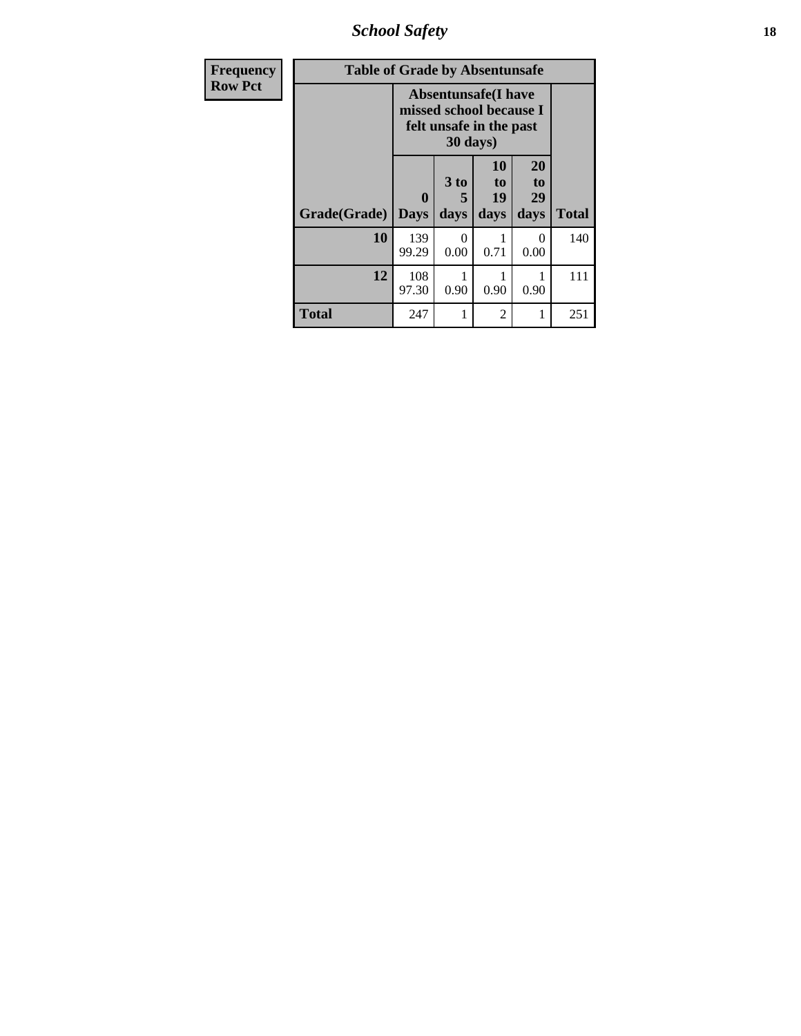| Frequency<br>Row Pct |
|---|

**Table of Grade by Absentunsafe**

| Grade(Grade) | Absentunsafe(I have missed school because I felt unsafe in the past 30 days) | | | | Total |
|---|---|---|---|---|---|
| | 0 Days | 3 to 5 days | 10 to 19 days | 20 to 29 days | |
| 10 | 139<br>99.29 | 0<br>0.00 | 1<br>0.71 | 0<br>0.00 | 140 |
| 12 | 108<br>97.30 | 1<br>0.90 | 1<br>0.90 | 1<br>0.90 | 111 |
| Total | 247 | 1 | 2 | 1 | 251 |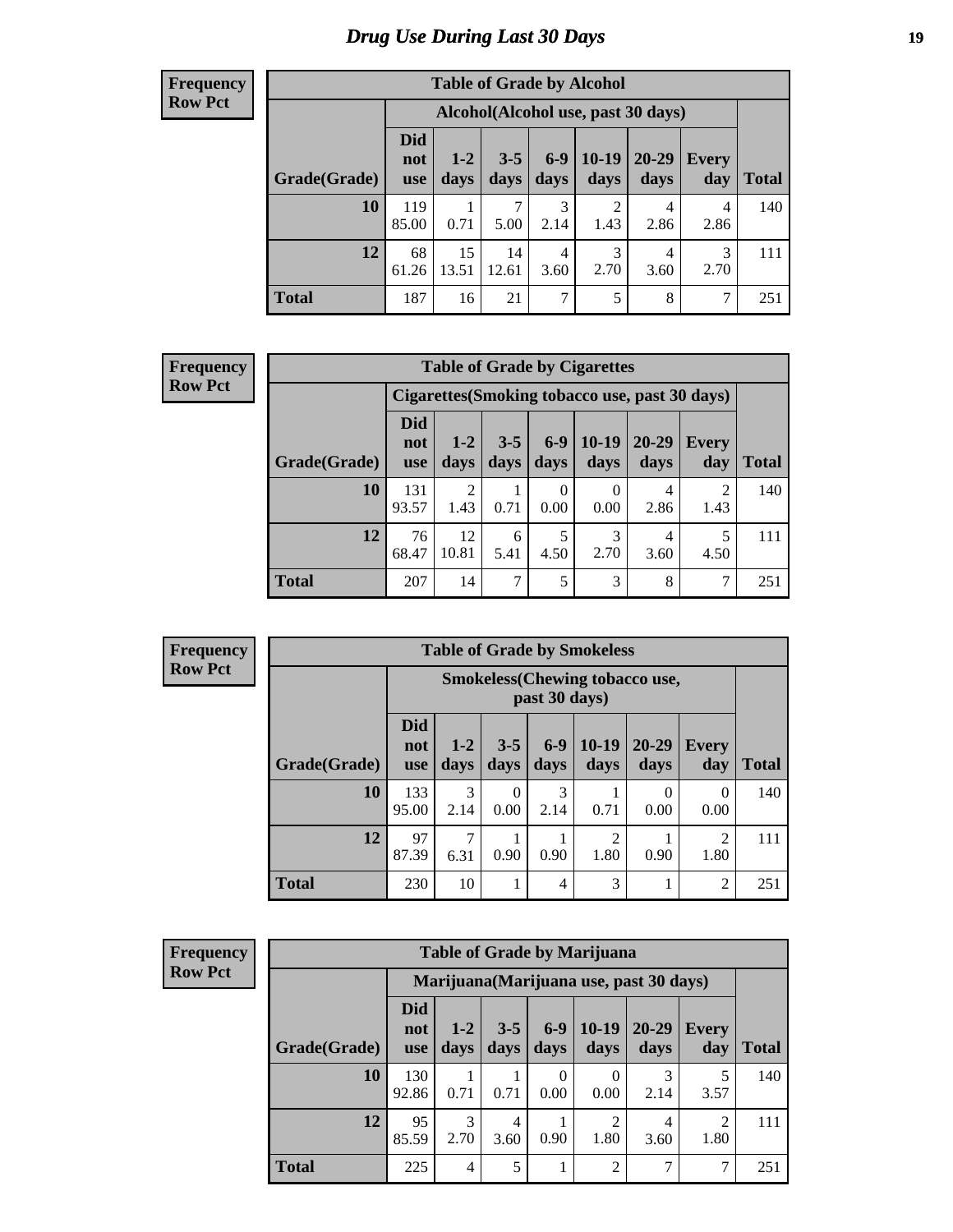# Drug Use During Last 30 Days

**Frequency**
**Row Pct**

**Table of Grade by Alcohol**

| | Alcohol(Alcohol use, past 30 days) | | | | | | | |
|---|---|---|---|---|---|---|---|---|
| Grade(Grade) | Did not use | 1-2 days | 3-5 days | 6-9 days | 10-19 days | 20-29 days | Every day | Total |
| 10 | 119<br>85.00 | 1<br>0.71 | 7<br>5.00 | 3<br>2.14 | 2<br>1.43 | 4<br>2.86 | 4<br>2.86 | 140 |
| 12 | 68<br>61.26 | 15<br>13.51 | 14<br>12.61 | 4<br>3.60 | 3<br>2.70 | 4<br>3.60 | 3<br>2.70 | 111 |
| Total | 187 | 16 | 21 | 7 | 5 | 8 | 7 | 251 |

**Frequency**
**Row Pct**

**Table of Grade by Cigarettes**

| | Cigarettes(Smoking tobacco use, past 30 days) | | | | | | | |
|---|---|---|---|---|---|---|---|---|
| Grade(Grade) | Did not use | 1-2 days | 3-5 days | 6-9 days | 10-19 days | 20-29 days | Every day | Total |
| 10 | 131<br>93.57 | 2<br>1.43 | 1<br>0.71 | 0<br>0.00 | 0<br>0.00 | 4<br>2.86 | 2<br>1.43 | 140 |
| 12 | 76<br>68.47 | 12<br>10.81 | 6<br>5.41 | 5<br>4.50 | 3<br>2.70 | 4<br>3.60 | 5<br>4.50 | 111 |
| Total | 207 | 14 | 7 | 5 | 3 | 8 | 7 | 251 |

**Frequency**
**Row Pct**

**Table of Grade by Smokeless**

| | Smokeless(Chewing tobacco use, past 30 days) | | | | | | | |
|---|---|---|---|---|---|---|---|---|
| Grade(Grade) | Did not use | 1-2 days | 3-5 days | 6-9 days | 10-19 days | 20-29 days | Every day | Total |
| 10 | 133<br>95.00 | 3<br>2.14 | 0<br>0.00 | 3<br>2.14 | 1<br>0.71 | 0<br>0.00 | 0<br>0.00 | 140 |
| 12 | 97<br>87.39 | 7<br>6.31 | 1<br>0.90 | 1<br>0.90 | 2<br>1.80 | 1<br>0.90 | 2<br>1.80 | 111 |
| Total | 230 | 10 | 1 | 4 | 3 | 1 | 2 | 251 |

**Frequency**
**Row Pct**

**Table of Grade by Marijuana**

| | Marijuana(Marijuana use, past 30 days) | | | | | | | |
|---|---|---|---|---|---|---|---|---|
| Grade(Grade) | Did not use | 1-2 days | 3-5 days | 6-9 days | 10-19 days | 20-29 days | Every day | Total |
| 10 | 130<br>92.86 | 1<br>0.71 | 1<br>0.71 | 0<br>0.00 | 0<br>0.00 | 3<br>2.14 | 5<br>3.57 | 140 |
| 12 | 95<br>85.59 | 3<br>2.70 | 4<br>3.60 | 1<br>0.90 | 2<br>1.80 | 4<br>3.60 | 2<br>1.80 | 111 |
| Total | 225 | 4 | 5 | 1 | 2 | 7 | 7 | 251 |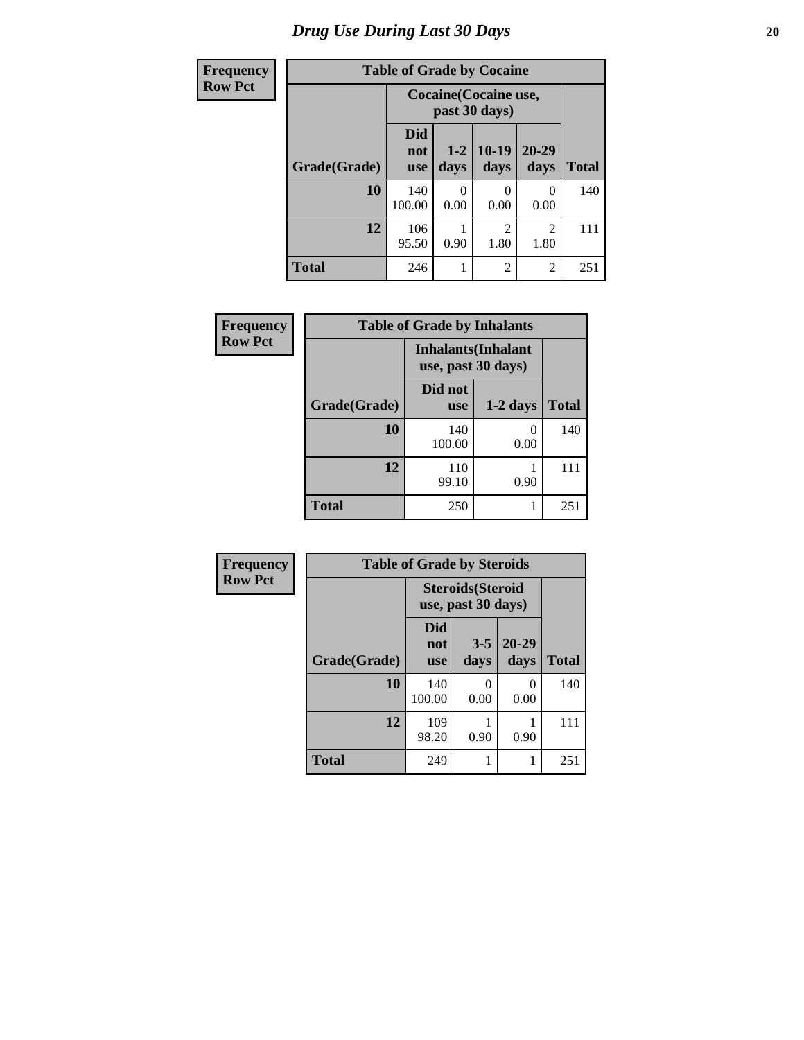# Drug Use During Last 30 Days

| Frequency<br>Row Pct | | | | | |
|---|---|---|---|---|---|
| **Table of Grade by Cocaine** | | | | | |
| | **Cocaine(Cocaine use, past 30 days)** | | | | |
| **Grade(Grade)** | **Did not use** | **1-2 days** | **10-19 days** | **20-29 days** | **Total** |
| **10** | 140<br>100.00 | 0<br>0.00 | 0<br>0.00 | 0<br>0.00 | 140 |
| **12** | 106<br>95.50 | 1<br>0.90 | 2<br>1.80 | 2<br>1.80 | 111 |
| **Total** | 246 | 1 | 2 | 2 | 251 |

| Frequency<br>Row Pct | | | |
|---|---|---|---|
| **Table of Grade by Inhalants** | | | |
| | **Inhalants(Inhalant use, past 30 days)** | | |
| **Grade(Grade)** | **Did not use** | **1-2 days** | **Total** |
| **10** | 140<br>100.00 | 0<br>0.00 | 140 |
| **12** | 110<br>99.10 | 1<br>0.90 | 111 |
| **Total** | 250 | 1 | 251 |

| Frequency<br>Row Pct | | | | |
|---|---|---|---|---|
| **Table of Grade by Steroids** | | | | |
| | **Steroids(Steroid use, past 30 days)** | | | |
| **Grade(Grade)** | **Did not use** | **3-5 days** | **20-29 days** | **Total** |
| **10** | 140<br>100.00 | 0<br>0.00 | 0<br>0.00 | 140 |
| **12** | 109<br>98.20 | 1<br>0.90 | 1<br>0.90 | 111 |
| **Total** | 249 | 1 | 1 | 251 |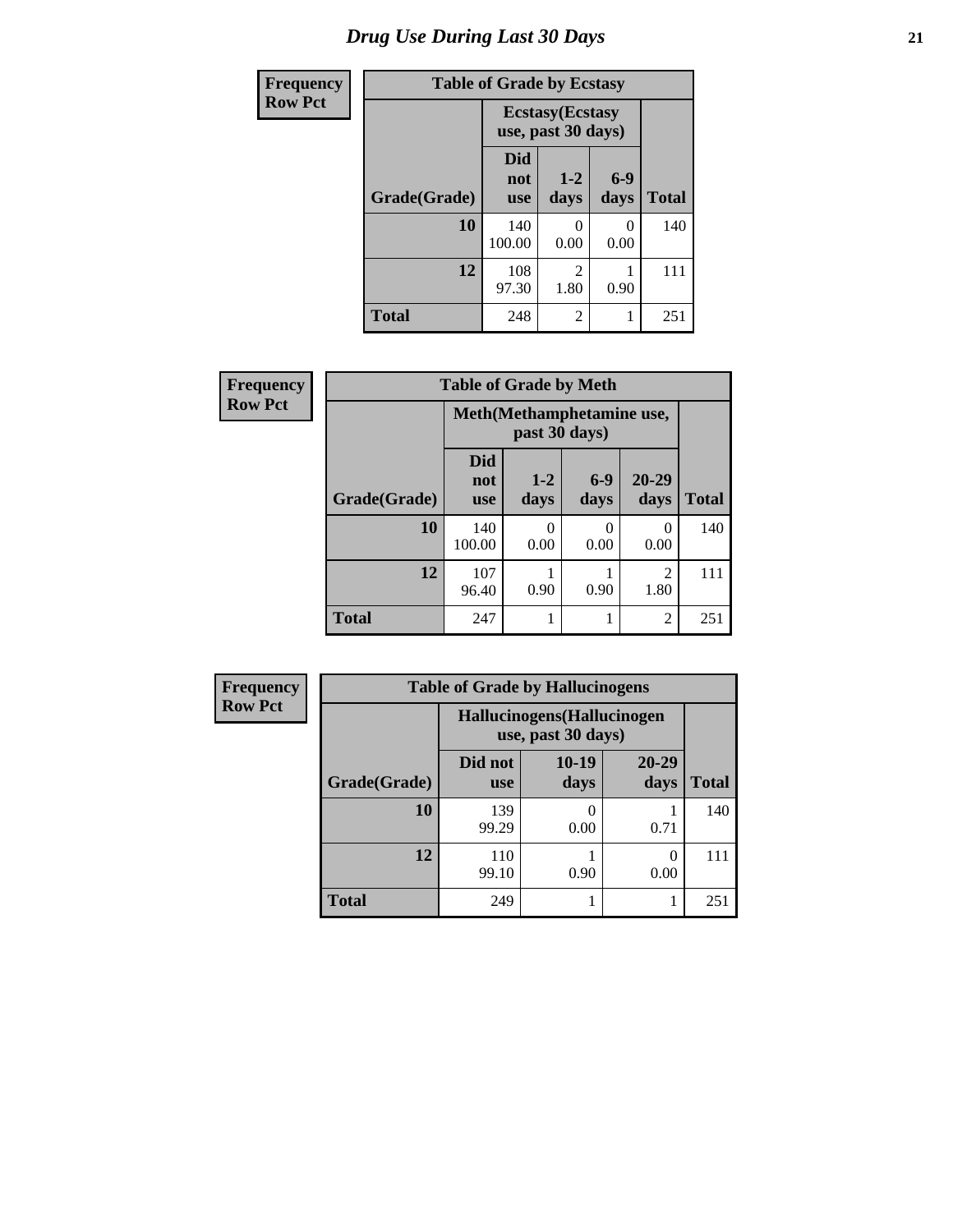# Drug Use During Last 30 Days

| Frequency Row Pct | | | | |
|---|---|---|---|---|
| **Table of Grade by Ecstasy** | | | | |
| | **Ecstasy(Ecstasy use, past 30 days)** | | | |
| **Grade(Grade)** | **Did not use** | **1-2 days** | **6-9 days** | **Total** |
| **10** | 140<br>100.00 | 0<br>0.00 | 0<br>0.00 | 140 |
| **12** | 108<br>97.30 | 2<br>1.80 | 1<br>0.90 | 111 |
| **Total** | 248 | 2 | 1 | 251 |

| Frequency Row Pct | | | | | |
|---|---|---|---|---|---|
| **Table of Grade by Meth** | | | | | |
| | **Meth(Methamphetamine use, past 30 days)** | | | | |
| **Grade(Grade)** | **Did not use** | **1-2 days** | **6-9 days** | **20-29 days** | **Total** |
| **10** | 140<br>100.00 | 0<br>0.00 | 0<br>0.00 | 0<br>0.00 | 140 |
| **12** | 107<br>96.40 | 1<br>0.90 | 1<br>0.90 | 2<br>1.80 | 111 |
| **Total** | 247 | 1 | 1 | 2 | 251 |

| Frequency Row Pct | | | | |
|---|---|---|---|---|
| **Table of Grade by Hallucinogens** | | | | |
| | **Hallucinogens(Hallucinogen use, past 30 days)** | | | |
| **Grade(Grade)** | **Did not use** | **10-19 days** | **20-29 days** | **Total** |
| **10** | 139<br>99.29 | 0<br>0.00 | 1<br>0.71 | 140 |
| **12** | 110<br>99.10 | 1<br>0.90 | 0<br>0.00 | 111 |
| **Total** | 249 | 1 | 1 | 251 |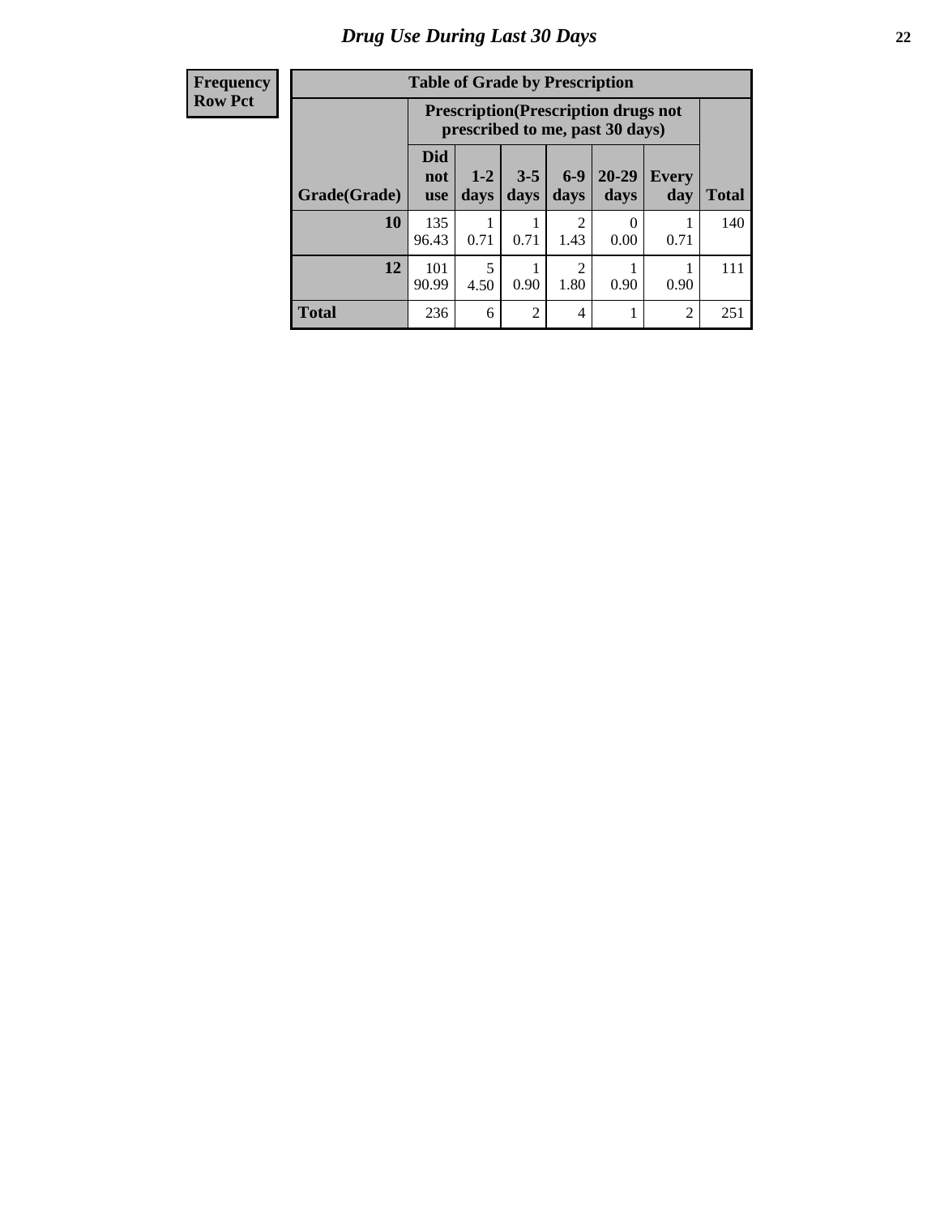# Drug Use During Last 30 Days

| Frequency<br>Row Pct | | | | | | | |
|---|---|---|---|---|---|---|---|

**Table of Grade by Prescription**

| | Prescription(Prescription drugs not prescribed to me, past 30 days) | | | | | | |
|---|---|---|---|---|---|---|---|
| Grade(Grade) | Did not use | 1-2 days | 3-5 days | 6-9 days | 20-29 days | Every day | Total |
| **10** | 135<br>96.43 | 1<br>0.71 | 1<br>0.71 | 2<br>1.43 | 0<br>0.00 | 1<br>0.71 | 140 |
| **12** | 101<br>90.99 | 5<br>4.50 | 1<br>0.90 | 2<br>1.80 | 1<br>0.90 | 1<br>0.90 | 111 |
| **Total** | 236 | 6 | 2 | 4 | 1 | 2 | 251 |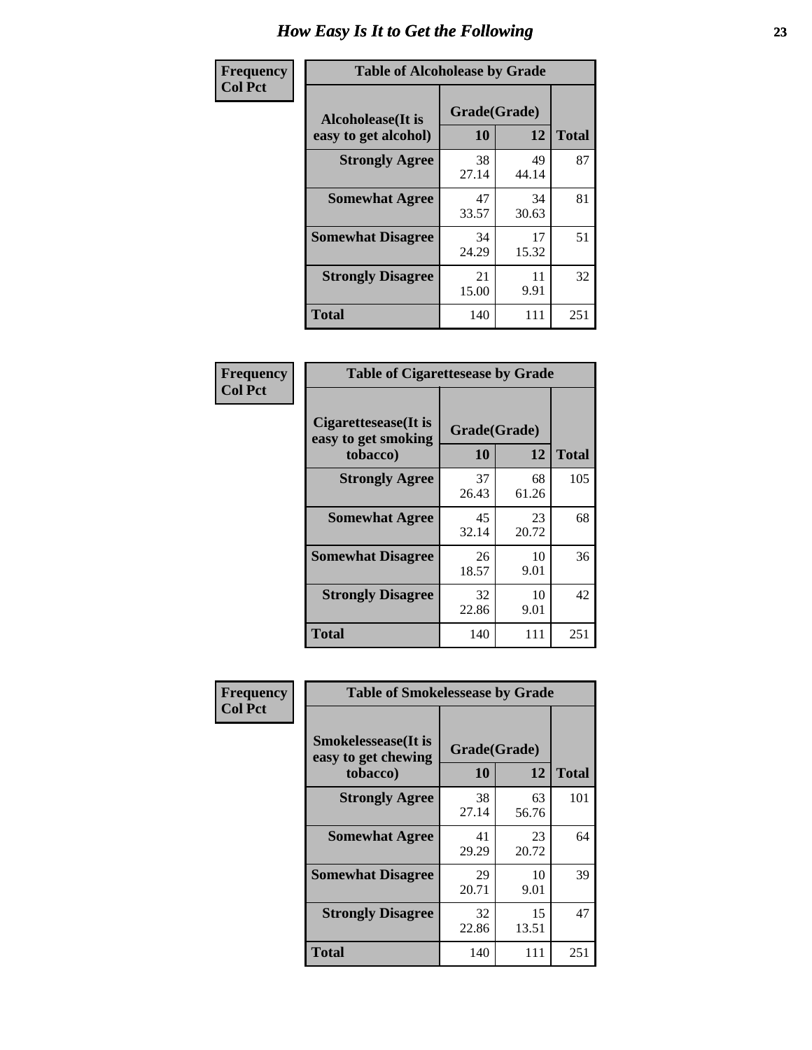# How Easy Is It to Get the Following

**Frequency**
**Col Pct**

**Table of Alcoholease by Grade**

| Alcoholease(It is easy to get alcohol) | Grade(Grade) | | Total |
|---|---|---|---|
| | 10 | 12 | |
| Strongly Agree | 38<br>27.14 | 49<br>44.14 | 87 |
| Somewhat Agree | 47<br>33.57 | 34<br>30.63 | 81 |
| Somewhat Disagree | 34<br>24.29 | 17<br>15.32 | 51 |
| Strongly Disagree | 21<br>15.00 | 11<br>9.91 | 32 |
| Total | 140 | 111 | 251 |

**Frequency**
**Col Pct**

**Table of Cigarettesease by Grade**

| Cigarettesease(It is easy to get smoking tobacco) | Grade(Grade) | | Total |
|---|---|---|---|
| | 10 | 12 | |
| Strongly Agree | 37<br>26.43 | 68<br>61.26 | 105 |
| Somewhat Agree | 45<br>32.14 | 23<br>20.72 | 68 |
| Somewhat Disagree | 26<br>18.57 | 10<br>9.01 | 36 |
| Strongly Disagree | 32<br>22.86 | 10<br>9.01 | 42 |
| Total | 140 | 111 | 251 |

**Frequency**
**Col Pct**

**Table of Smokelessease by Grade**

| Smokelessease(It is easy to get chewing tobacco) | Grade(Grade) | | Total |
|---|---|---|---|
| | 10 | 12 | |
| Strongly Agree | 38<br>27.14 | 63<br>56.76 | 101 |
| Somewhat Agree | 41<br>29.29 | 23<br>20.72 | 64 |
| Somewhat Disagree | 29<br>20.71 | 10<br>9.01 | 39 |
| Strongly Disagree | 32<br>22.86 | 15<br>13.51 | 47 |
| Total | 140 | 111 | 251 |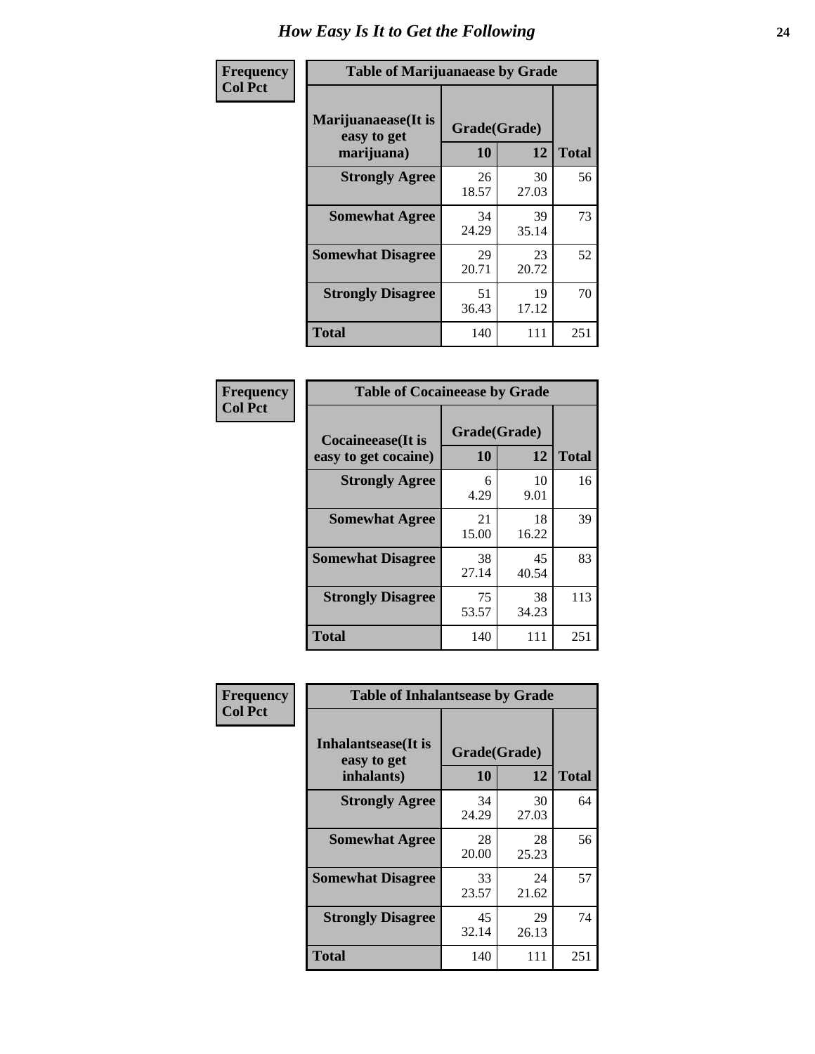# How Easy Is It to Get the Following

**Frequency**
**Col Pct**

**Table of Marijuanaease by Grade**

| Marijuanaease(It is easy to get marijuana) | Grade(Grade) | | Total |
|---|---|---|---|
| | 10 | 12 | |
| **Strongly Agree** | 26<br>18.57 | 30<br>27.03 | 56 |
| **Somewhat Agree** | 34<br>24.29 | 39<br>35.14 | 73 |
| **Somewhat Disagree** | 29<br>20.71 | 23<br>20.72 | 52 |
| **Strongly Disagree** | 51<br>36.43 | 19<br>17.12 | 70 |
| **Total** | 140 | 111 | 251 |

**Frequency**
**Col Pct**

**Table of Cocaineease by Grade**

| Cocaineease(It is easy to get cocaine) | Grade(Grade) | | Total |
|---|---|---|---|
| | 10 | 12 | |
| **Strongly Agree** | 6<br>4.29 | 10<br>9.01 | 16 |
| **Somewhat Agree** | 21<br>15.00 | 18<br>16.22 | 39 |
| **Somewhat Disagree** | 38<br>27.14 | 45<br>40.54 | 83 |
| **Strongly Disagree** | 75<br>53.57 | 38<br>34.23 | 113 |
| **Total** | 140 | 111 | 251 |

**Frequency**
**Col Pct**

**Table of Inhalantsease by Grade**

| Inhalantsease(It is easy to get inhalants) | Grade(Grade) | | Total |
|---|---|---|---|
| | 10 | 12 | |
| **Strongly Agree** | 34<br>24.29 | 30<br>27.03 | 64 |
| **Somewhat Agree** | 28<br>20.00 | 28<br>25.23 | 56 |
| **Somewhat Disagree** | 33<br>23.57 | 24<br>21.62 | 57 |
| **Strongly Disagree** | 45<br>32.14 | 29<br>26.13 | 74 |
| **Total** | 140 | 111 | 251 |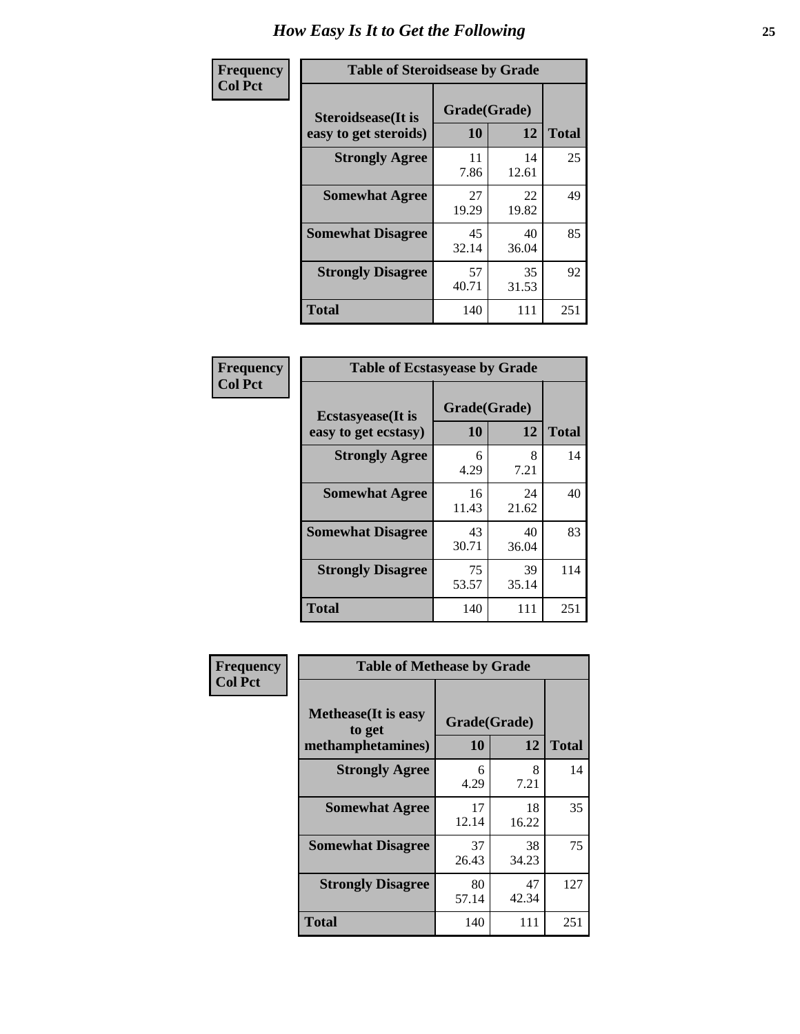# How Easy Is It to Get the Following

**Frequency Col Pct**

**Table of Steroidsease by Grade**

| Steroidsease(It is easy to get steroids) | Grade(Grade) 10 | 12 | Total |
|---|---|---|---|
| **Strongly Agree** | 11<br>7.86 | 14<br>12.61 | 25 |
| **Somewhat Agree** | 27<br>19.29 | 22<br>19.82 | 49 |
| **Somewhat Disagree** | 45<br>32.14 | 40<br>36.04 | 85 |
| **Strongly Disagree** | 57<br>40.71 | 35<br>31.53 | 92 |
| **Total** | 140 | 111 | 251 |

**Frequency Col Pct**

**Table of Ecstasyease by Grade**

| Ecstasyease(It is easy to get ecstasy) | Grade(Grade) 10 | 12 | Total |
|---|---|---|---|
| **Strongly Agree** | 6<br>4.29 | 8<br>7.21 | 14 |
| **Somewhat Agree** | 16<br>11.43 | 24<br>21.62 | 40 |
| **Somewhat Disagree** | 43<br>30.71 | 40<br>36.04 | 83 |
| **Strongly Disagree** | 75<br>53.57 | 39<br>35.14 | 114 |
| **Total** | 140 | 111 | 251 |

**Frequency Col Pct**

**Table of Methease by Grade**

| Methease(It is easy to get methamphetamines) | Grade(Grade) 10 | 12 | Total |
|---|---|---|---|
| **Strongly Agree** | 6<br>4.29 | 8<br>7.21 | 14 |
| **Somewhat Agree** | 17<br>12.14 | 18<br>16.22 | 35 |
| **Somewhat Disagree** | 37<br>26.43 | 38<br>34.23 | 75 |
| **Strongly Disagree** | 80<br>57.14 | 47<br>42.34 | 127 |
| **Total** | 140 | 111 | 251 |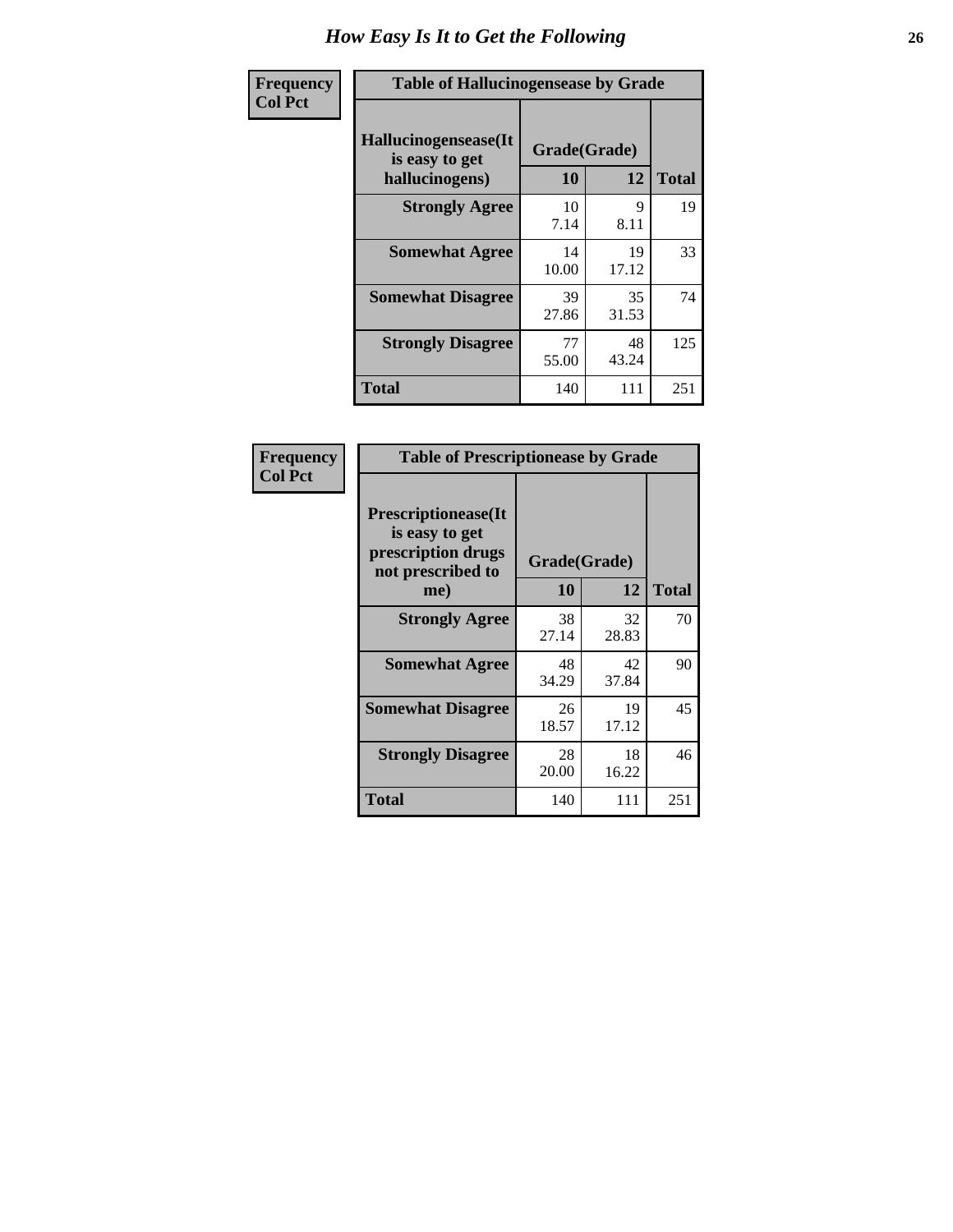# How Easy Is It to Get the Following

| Frequency<br>Col Pct | Table of Hallucinogensease by Grade | | |
|---|---|---|---|
| Hallucinogensease(It is easy to get hallucinogens) | Grade(Grade) | | |
| | 10 | 12 | Total |
| Strongly Agree | 10<br>7.14 | 9<br>8.11 | 19 |
| Somewhat Agree | 14<br>10.00 | 19<br>17.12 | 33 |
| Somewhat Disagree | 39<br>27.86 | 35<br>31.53 | 74 |
| Strongly Disagree | 77<br>55.00 | 48<br>43.24 | 125 |
| Total | 140 | 111 | 251 |

| Frequency<br>Col Pct | Table of Prescriptionease by Grade | | |
|---|---|---|---|
| Prescriptionease(It is easy to get prescription drugs not prescribed to me) | Grade(Grade) | | |
| | 10 | 12 | Total |
| Strongly Agree | 38<br>27.14 | 32<br>28.83 | 70 |
| Somewhat Agree | 48<br>34.29 | 42<br>37.84 | 90 |
| Somewhat Disagree | 26<br>18.57 | 19<br>17.12 | 45 |
| Strongly Disagree | 28<br>20.00 | 18<br>16.22 | 46 |
| Total | 140 | 111 | 251 |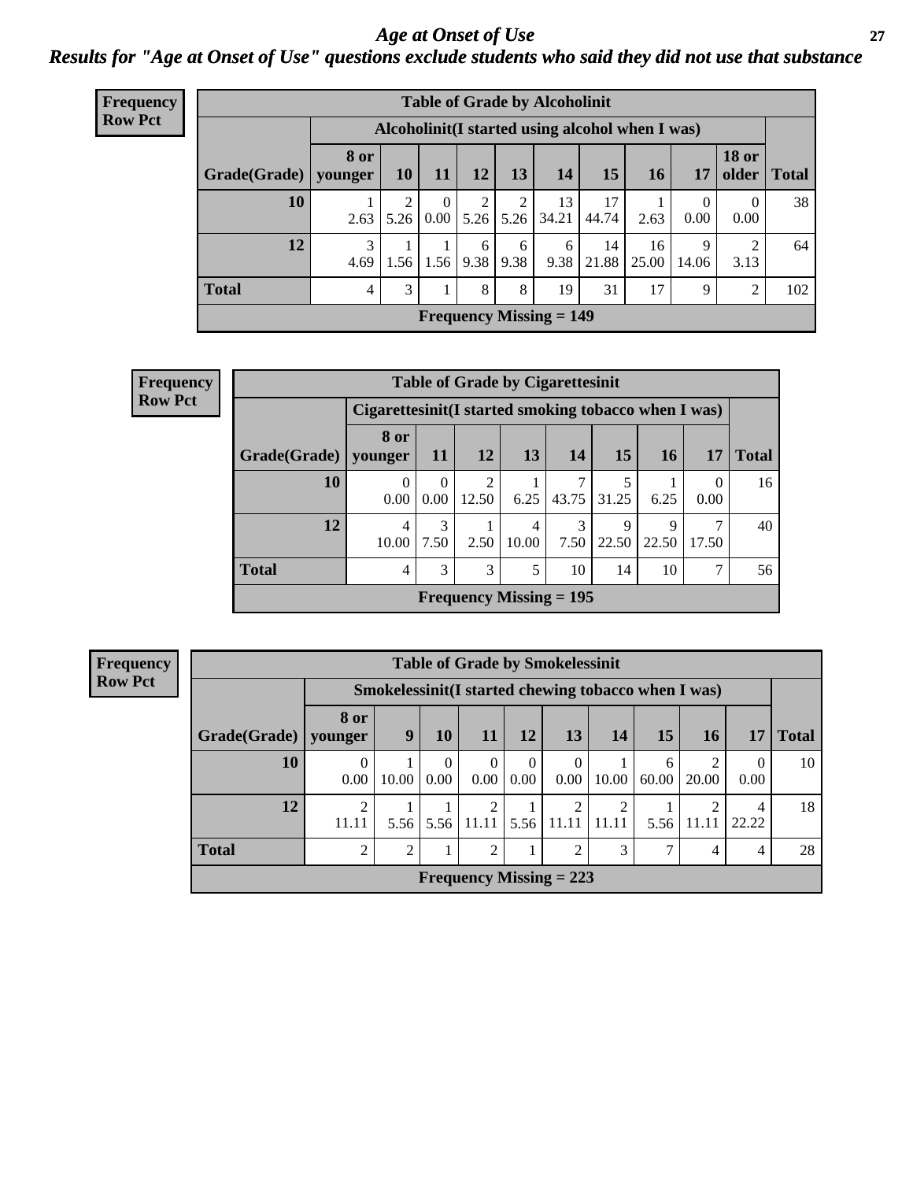# Age at Onset of Use

## Results for "Age at Onset of Use" questions exclude students who said they did not use that substance

**Frequency**
**Row Pct**

| Table of Grade by Alcoholinit | | | | | | | | | | | |
|---|---|---|---|---|---|---|---|---|---|---|---|
| | Alcoholinit(I started using alcohol when I was) | | | | | | | | | | |
| Grade(Grade) | 8 or younger | 10 | 11 | 12 | 13 | 14 | 15 | 16 | 17 | 18 or older | Total |
| 10 | 1<br>2.63 | 2<br>5.26 | 0<br>0.00 | 2<br>5.26 | 2<br>5.26 | 13<br>34.21 | 17<br>44.74 | 1<br>2.63 | 0<br>0.00 | 0<br>0.00 | 38 |
| 12 | 3<br>4.69 | 1<br>1.56 | 1<br>1.56 | 6<br>9.38 | 6<br>9.38 | 6<br>9.38 | 14<br>21.88 | 16<br>25.00 | 9<br>14.06 | 2<br>3.13 | 64 |
| Total | 4 | 3 | 1 | 8 | 8 | 19 | 31 | 17 | 9 | 2 | 102 |
| Frequency Missing = 149 | | | | | | | | | | | |

**Frequency**
**Row Pct**

| Table of Grade by Cigarettesinit | | | | | | | | | |
|---|---|---|---|---|---|---|---|---|---|
| | Cigarettesinit(I started smoking tobacco when I was) | | | | | | | | |
| Grade(Grade) | 8 or younger | 11 | 12 | 13 | 14 | 15 | 16 | 17 | Total |
| 10 | 0<br>0.00 | 0<br>0.00 | 2<br>12.50 | 1<br>6.25 | 7<br>43.75 | 5<br>31.25 | 1<br>6.25 | 0<br>0.00 | 16 |
| 12 | 4<br>10.00 | 3<br>7.50 | 1<br>2.50 | 4<br>10.00 | 3<br>7.50 | 9<br>22.50 | 9<br>22.50 | 7<br>17.50 | 40 |
| Total | 4 | 3 | 3 | 5 | 10 | 14 | 10 | 7 | 56 |
| Frequency Missing = 195 | | | | | | | | | |

**Frequency**
**Row Pct**

| Table of Grade by Smokelessinit | | | | | | | | | | | |
|---|---|---|---|---|---|---|---|---|---|---|---|
| | Smokelessinit(I started chewing tobacco when I was) | | | | | | | | | | |
| Grade(Grade) | 8 or younger | 9 | 10 | 11 | 12 | 13 | 14 | 15 | 16 | 17 | Total |
| 10 | 0<br>0.00 | 1<br>10.00 | 0<br>0.00 | 0<br>0.00 | 0<br>0.00 | 0<br>0.00 | 1<br>10.00 | 6<br>60.00 | 2<br>20.00 | 0<br>0.00 | 10 |
| 12 | 2<br>11.11 | 1<br>5.56 | 1<br>5.56 | 2<br>11.11 | 1<br>5.56 | 2<br>11.11 | 2<br>11.11 | 1<br>5.56 | 2<br>11.11 | 4<br>22.22 | 18 |
| Total | 2 | 2 | 1 | 2 | 1 | 2 | 3 | 7 | 4 | 4 | 28 |
| Frequency Missing = 223 | | | | | | | | | | | |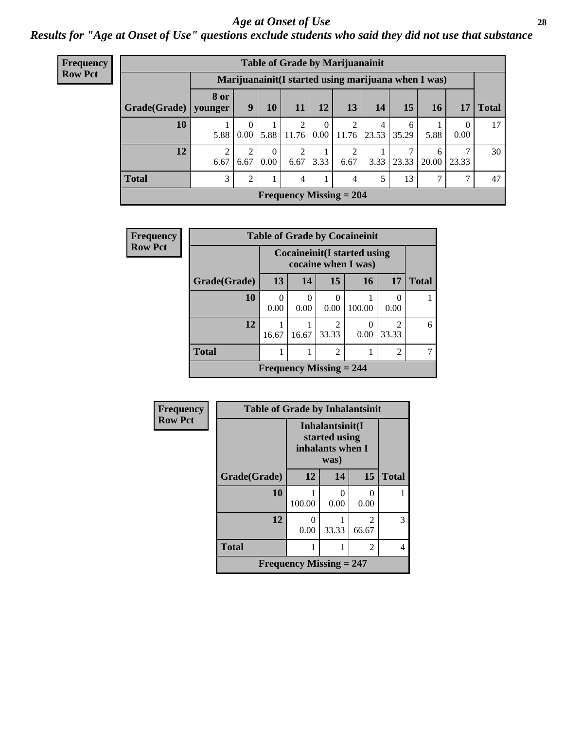# *Age at Onset of Use*

## *Results for "Age at Onset of Use" questions exclude students who said they did not use that substance*

**Frequency**
**Row Pct**

| Table of Grade by Marijuanainit | | | | | | | | | | | |
|---|---|---|---|---|---|---|---|---|---|---|---|
| | Marijuanainit(I started using marijuana when I was) | | | | | | | | | | |
| Grade(Grade) | 8 or younger | 9 | 10 | 11 | 12 | 13 | 14 | 15 | 16 | 17 | Total |
| 10 | 1<br>5.88 | 0<br>0.00 | 1<br>5.88 | 2<br>11.76 | 0<br>0.00 | 2<br>11.76 | 4<br>23.53 | 6<br>35.29 | 1<br>5.88 | 0<br>0.00 | 17 |
| 12 | 2<br>6.67 | 2<br>6.67 | 0<br>0.00 | 2<br>6.67 | 1<br>3.33 | 2<br>6.67 | 1<br>3.33 | 7<br>23.33 | 6<br>20.00 | 7<br>23.33 | 30 |
| Total | 3 | 2 | 1 | 4 | 1 | 4 | 5 | 13 | 7 | 7 | 47 |
| Frequency Missing = 204 | | | | | | | | | | | |

**Frequency**
**Row Pct**

| Table of Grade by Cocaineinit | | | | | | |
|---|---|---|---|---|---|---|
| | Cocaineinit(I started using cocaine when I was) | | | | | |
| Grade(Grade) | 13 | 14 | 15 | 16 | 17 | Total |
| 10 | 0<br>0.00 | 0<br>0.00 | 0<br>0.00 | 1<br>100.00 | 0<br>0.00 | 1 |
| 12 | 1<br>16.67 | 1<br>16.67 | 2<br>33.33 | 0<br>0.00 | 2<br>33.33 | 6 |
| Total | 1 | 1 | 2 | 1 | 2 | 7 |
| Frequency Missing = 244 | | | | | | |

**Frequency**
**Row Pct**

| Table of Grade by Inhalantsinit | | | | |
|---|---|---|---|---|
| | Inhalantsinit(I started using inhalants when I was) | | | |
| Grade(Grade) | 12 | 14 | 15 | Total |
| 10 | 1<br>100.00 | 0<br>0.00 | 0<br>0.00 | 1 |
| 12 | 0<br>0.00 | 1<br>33.33 | 2<br>66.67 | 3 |
| Total | 1 | 1 | 2 | 4 |
| Frequency Missing = 247 | | | | |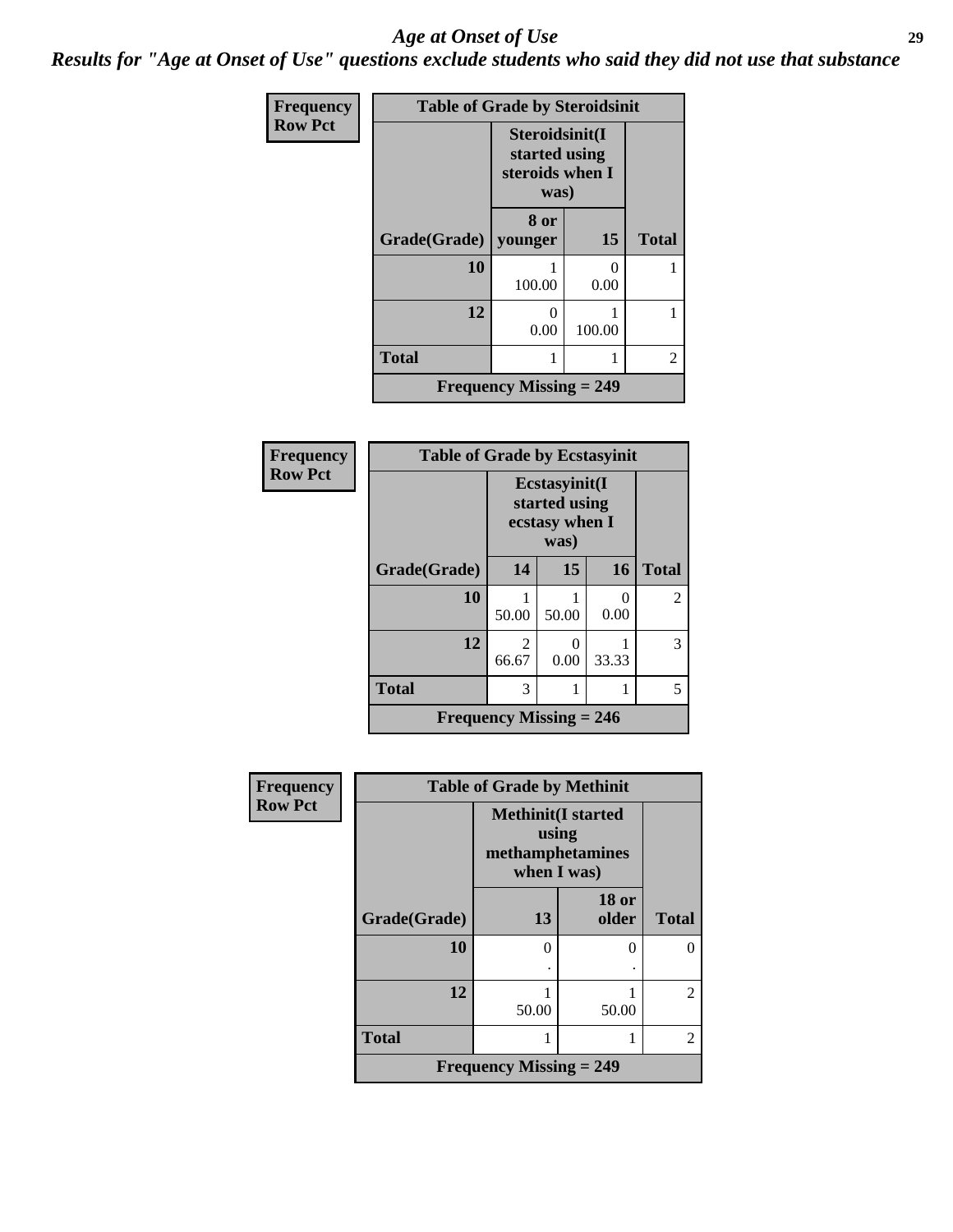# Age at Onset of Use

***Results for "Age at Onset of Use" questions exclude students who said they did not use that substance***

**Frequency**
**Row Pct**

| Table of Grade by Steroidsinit | | | |
|---|---|---|---|
| | Steroidsinit(I started using steroids when I was) | | |
| Grade(Grade) | 8 or younger | 15 | Total |
| 10 | 1<br>100.00 | 0<br>0.00 | 1 |
| 12 | 0<br>0.00 | 1<br>100.00 | 1 |
| Total | 1 | 1 | 2 |
| Frequency Missing = 249 | | | |

**Frequency**
**Row Pct**

| Table of Grade by Ecstasyinit | | | | |
|---|---|---|---|---|
| | Ecstasyinit(I started using ecstasy when I was) | | | |
| Grade(Grade) | 14 | 15 | 16 | Total |
| 10 | 1<br>50.00 | 1<br>50.00 | 0<br>0.00 | 2 |
| 12 | 2<br>66.67 | 0<br>0.00 | 1<br>33.33 | 3 |
| Total | 3 | 1 | 1 | 5 |
| Frequency Missing = 246 | | | | |

**Frequency**
**Row Pct**

| Table of Grade by Methinit | | | |
|---|---|---|---|
| | Methinit(I started using methamphetamines when I was) | | |
| Grade(Grade) | 13 | 18 or older | Total |
| 10 | 0<br>. | 0<br>. | 0 |
| 12 | 1<br>50.00 | 1<br>50.00 | 2 |
| Total | 1 | 1 | 2 |
| Frequency Missing = 249 | | | |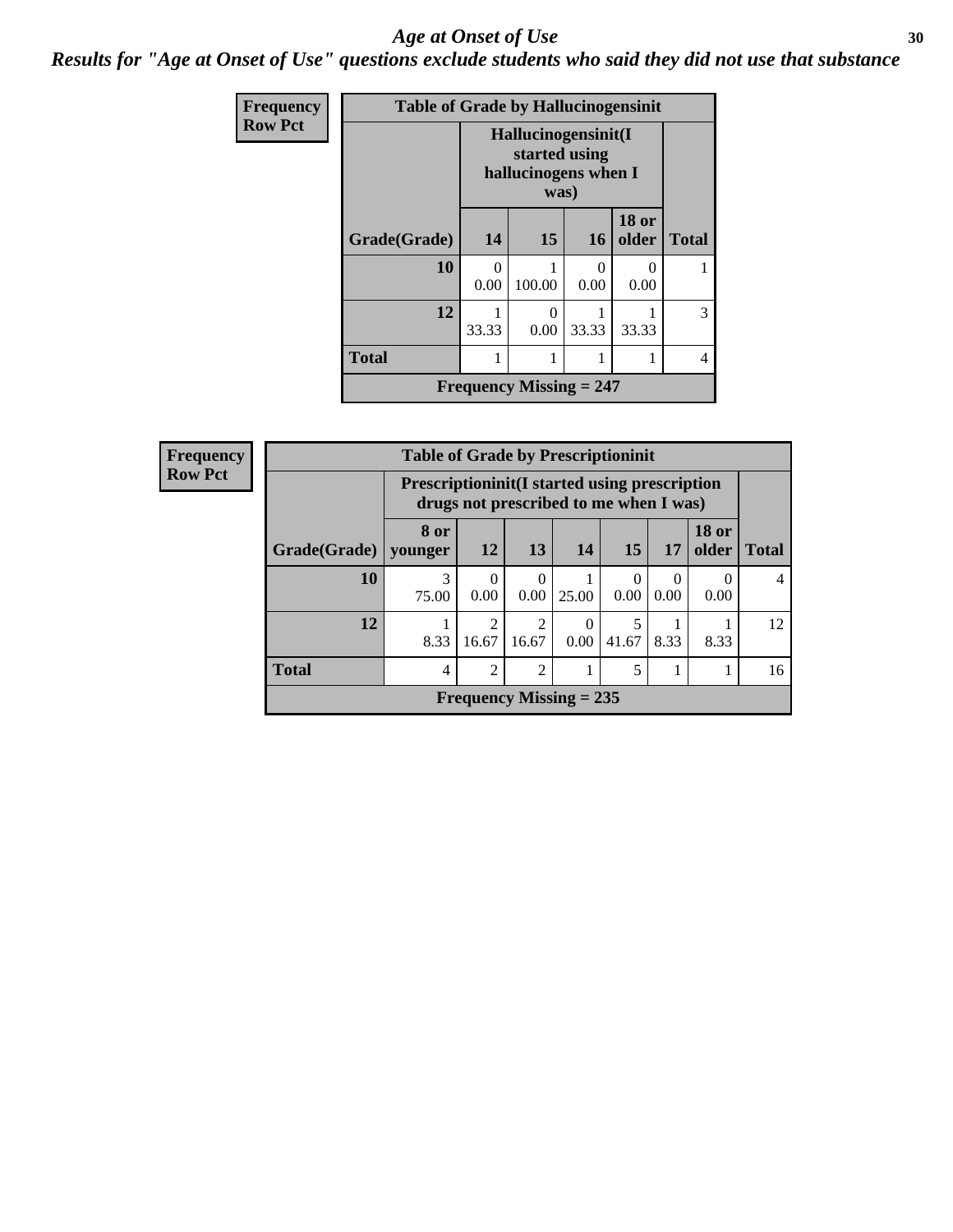# Age at Onset of Use

## Results for "Age at Onset of Use" questions exclude students who said they did not use that substance

**Frequency**
**Row Pct**

| Table of Grade by Hallucinogensinit | | | | | |
|---|---|---|---|---|---|
| | Hallucinogensinit(I started using hallucinogens when I was) | | | | |
| Grade(Grade) | 14 | 15 | 16 | 18 or older | Total |
| 10 | 0<br>0.00 | 1<br>100.00 | 0<br>0.00 | 0<br>0.00 | 1 |
| 12 | 1<br>33.33 | 0<br>0.00 | 1<br>33.33 | 1<br>33.33 | 3 |
| Total | 1 | 1 | 1 | 1 | 4 |
| Frequency Missing = 247 | | | | | |

**Frequency**
**Row Pct**

| Table of Grade by Prescriptioninit | | | | | | | | |
|---|---|---|---|---|---|---|---|---|
| | Prescriptioninit(I started using prescription drugs not prescribed to me when I was) | | | | | | | |
| Grade(Grade) | 8 or younger | 12 | 13 | 14 | 15 | 17 | 18 or older | Total |
| 10 | 3<br>75.00 | 0<br>0.00 | 0<br>0.00 | 1<br>25.00 | 0<br>0.00 | 0<br>0.00 | 0<br>0.00 | 4 |
| 12 | 1<br>8.33 | 2<br>16.67 | 2<br>16.67 | 0<br>0.00 | 5<br>41.67 | 1<br>8.33 | 1<br>8.33 | 12 |
| Total | 4 | 2 | 2 | 1 | 5 | 1 | 1 | 16 |
| Frequency Missing = 235 | | | | | | | | |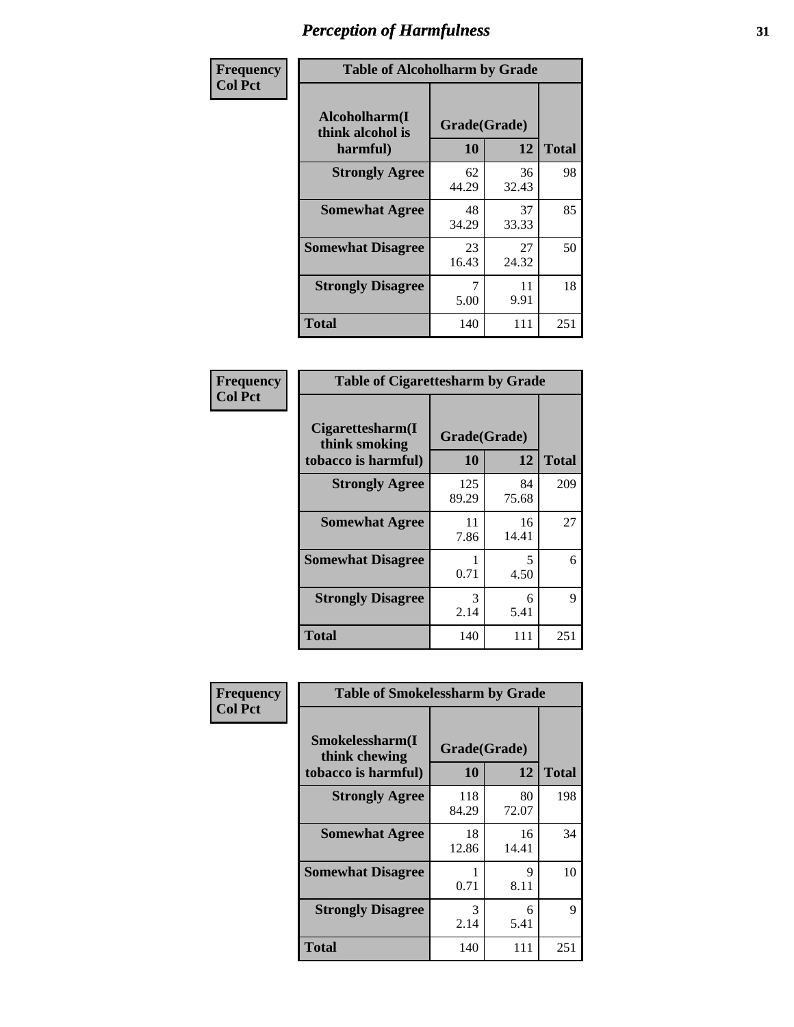# Perception of Harmfulness

**Frequency**
**Col Pct**

**Table of Alcoholharm by Grade**

| Alcoholharm(I think alcohol is harmful) | Grade(Grade) | | Total |
|---|---|---|---|
| | 10 | 12 | |
| **Strongly Agree** | 62<br>44.29 | 36<br>32.43 | 98 |
| **Somewhat Agree** | 48<br>34.29 | 37<br>33.33 | 85 |
| **Somewhat Disagree** | 23<br>16.43 | 27<br>24.32 | 50 |
| **Strongly Disagree** | 7<br>5.00 | 11<br>9.91 | 18 |
| **Total** | 140 | 111 | 251 |

**Frequency**
**Col Pct**

**Table of Cigarettesharm by Grade**

| Cigarettesharm(I think smoking tobacco is harmful) | Grade(Grade) | | Total |
|---|---|---|---|
| | 10 | 12 | |
| **Strongly Agree** | 125<br>89.29 | 84<br>75.68 | 209 |
| **Somewhat Agree** | 11<br>7.86 | 16<br>14.41 | 27 |
| **Somewhat Disagree** | 1<br>0.71 | 5<br>4.50 | 6 |
| **Strongly Disagree** | 3<br>2.14 | 6<br>5.41 | 9 |
| **Total** | 140 | 111 | 251 |

**Frequency**
**Col Pct**

**Table of Smokelessharm by Grade**

| Smokelessharm(I think chewing tobacco is harmful) | Grade(Grade) | | Total |
|---|---|---|---|
| | 10 | 12 | |
| **Strongly Agree** | 118<br>84.29 | 80<br>72.07 | 198 |
| **Somewhat Agree** | 18<br>12.86 | 16<br>14.41 | 34 |
| **Somewhat Disagree** | 1<br>0.71 | 9<br>8.11 | 10 |
| **Strongly Disagree** | 3<br>2.14 | 6<br>5.41 | 9 |
| **Total** | 140 | 111 | 251 |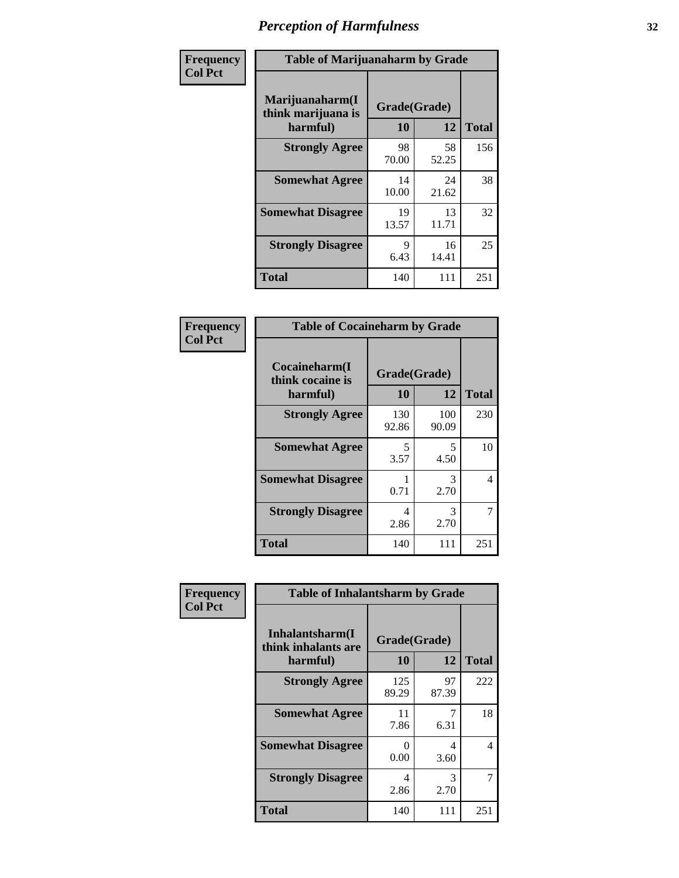# Perception of Harmfulness

| Frequency Col Pct | Table of Marijuanaharm by Grade | | |
|---|---|---|---|
| Marijuanaharm(I think marijuana is harmful) | Grade(Grade) | | |
| | 10 | 12 | Total |
| Strongly Agree | 98<br>70.00 | 58<br>52.25 | 156 |
| Somewhat Agree | 14<br>10.00 | 24<br>21.62 | 38 |
| Somewhat Disagree | 19<br>13.57 | 13<br>11.71 | 32 |
| Strongly Disagree | 9<br>6.43 | 16<br>14.41 | 25 |
| Total | 140 | 111 | 251 |

| Frequency Col Pct | Table of Cocaineharm by Grade | | |
|---|---|---|---|
| Cocaineharm(I think cocaine is harmful) | Grade(Grade) | | |
| | 10 | 12 | Total |
| Strongly Agree | 130<br>92.86 | 100<br>90.09 | 230 |
| Somewhat Agree | 5<br>3.57 | 5<br>4.50 | 10 |
| Somewhat Disagree | 1<br>0.71 | 3<br>2.70 | 4 |
| Strongly Disagree | 4<br>2.86 | 3<br>2.70 | 7 |
| Total | 140 | 111 | 251 |

| Frequency Col Pct | Table of Inhalantsharm by Grade | | |
|---|---|---|---|
| Inhalantsharm(I think inhalants are harmful) | Grade(Grade) | | |
| | 10 | 12 | Total |
| Strongly Agree | 125<br>89.29 | 97<br>87.39 | 222 |
| Somewhat Agree | 11<br>7.86 | 7<br>6.31 | 18 |
| Somewhat Disagree | 0<br>0.00 | 4<br>3.60 | 4 |
| Strongly Disagree | 4<br>2.86 | 3<br>2.70 | 7 |
| Total | 140 | 111 | 251 |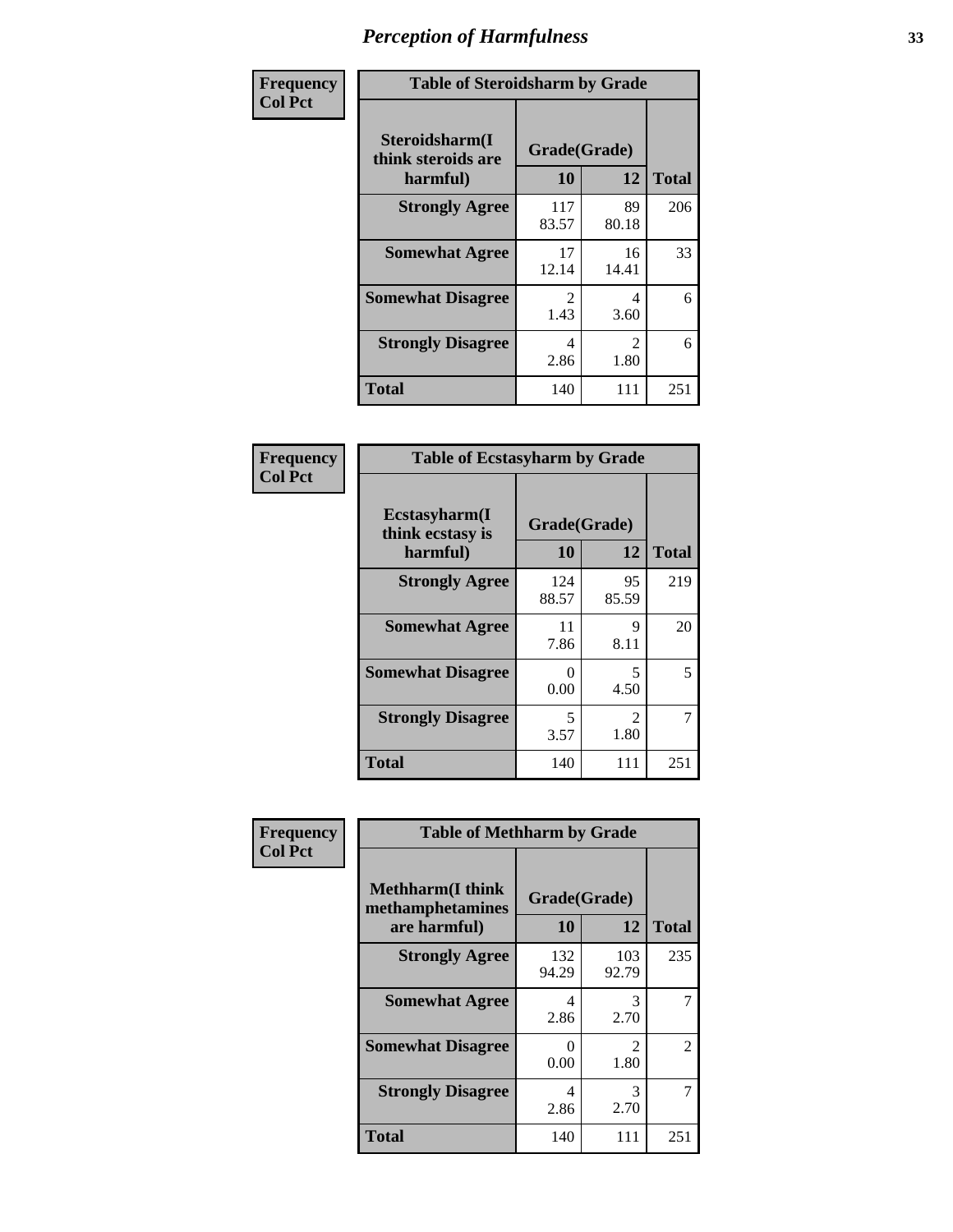# Perception of Harmfulness

| Frequency<br>Col Pct | Table of Steroidsharm by Grade | | |
|---|---|---|---|
| **Steroidsharm(I think steroids are harmful)** | **Grade(Grade)** | | |
| | **10** | **12** | **Total** |
| **Strongly Agree** | 117<br>83.57 | 89<br>80.18 | 206 |
| **Somewhat Agree** | 17<br>12.14 | 16<br>14.41 | 33 |
| **Somewhat Disagree** | 2<br>1.43 | 4<br>3.60 | 6 |
| **Strongly Disagree** | 4<br>2.86 | 2<br>1.80 | 6 |
| **Total** | 140 | 111 | 251 |

| Frequency<br>Col Pct | Table of Ecstasyharm by Grade | | |
|---|---|---|---|
| **Ecstasyharm(I think ecstasy is harmful)** | **Grade(Grade)** | | |
| | **10** | **12** | **Total** |
| **Strongly Agree** | 124<br>88.57 | 95<br>85.59 | 219 |
| **Somewhat Agree** | 11<br>7.86 | 9<br>8.11 | 20 |
| **Somewhat Disagree** | 0<br>0.00 | 5<br>4.50 | 5 |
| **Strongly Disagree** | 5<br>3.57 | 2<br>1.80 | 7 |
| **Total** | 140 | 111 | 251 |

| Frequency<br>Col Pct | Table of Methharm by Grade | | |
|---|---|---|---|
| **Methharm(I think methamphetamines are harmful)** | **Grade(Grade)** | | |
| | **10** | **12** | **Total** |
| **Strongly Agree** | 132<br>94.29 | 103<br>92.79 | 235 |
| **Somewhat Agree** | 4<br>2.86 | 3<br>2.70 | 7 |
| **Somewhat Disagree** | 0<br>0.00 | 2<br>1.80 | 2 |
| **Strongly Disagree** | 4<br>2.86 | 3<br>2.70 | 7 |
| **Total** | 140 | 111 | 251 |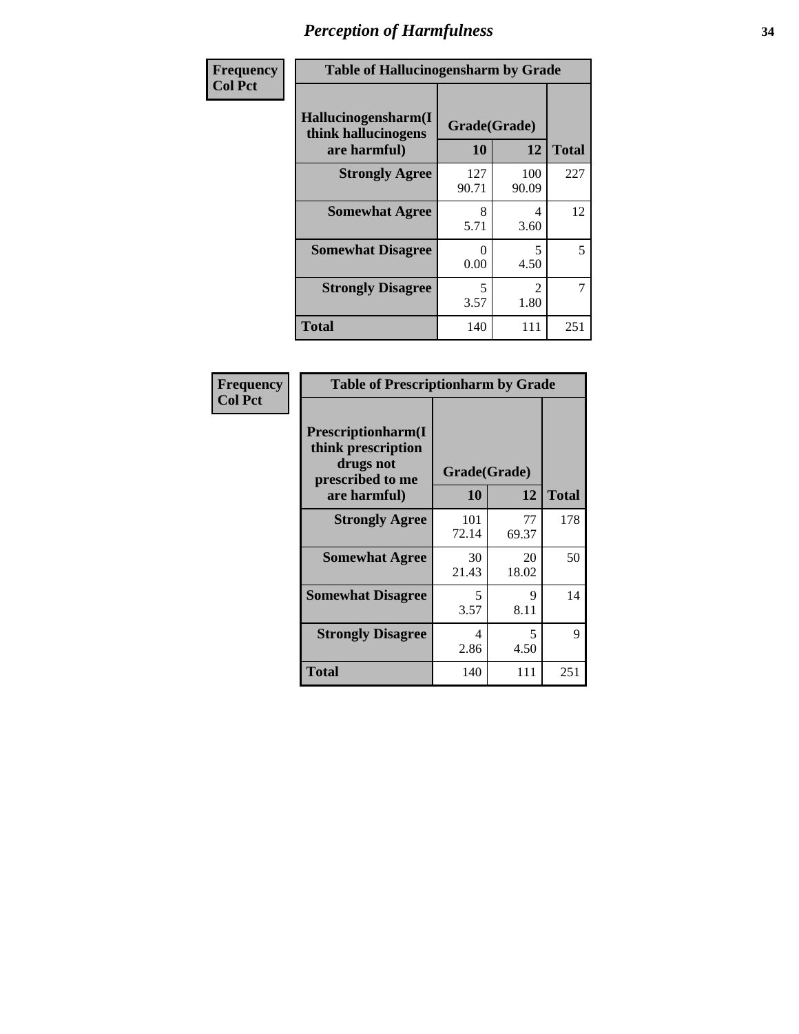# *Perception of Harmfulness*

**Frequency**
**Col Pct**

| Table of Hallucinogensharm by Grade | | | |
|---|---|---|---|
| **Hallucinogensharm(I think hallucinogens are harmful)** | **Grade(Grade)** | | **Total** |
| | **10** | **12** | |
| **Strongly Agree** | 127<br>90.71 | 100<br>90.09 | 227 |
| **Somewhat Agree** | 8<br>5.71 | 4<br>3.60 | 12 |
| **Somewhat Disagree** | 0<br>0.00 | 5<br>4.50 | 5 |
| **Strongly Disagree** | 5<br>3.57 | 2<br>1.80 | 7 |
| **Total** | 140 | 111 | 251 |

**Frequency**
**Col Pct**

| Table of Prescriptionharm by Grade | | | |
|---|---|---|---|
| **Prescriptionharm(I think prescription drugs not prescribed to me are harmful)** | **Grade(Grade)** | | **Total** |
| | **10** | **12** | |
| **Strongly Agree** | 101<br>72.14 | 77<br>69.37 | 178 |
| **Somewhat Agree** | 30<br>21.43 | 20<br>18.02 | 50 |
| **Somewhat Disagree** | 5<br>3.57 | 9<br>8.11 | 14 |
| **Strongly Disagree** | 4<br>2.86 | 5<br>4.50 | 9 |
| **Total** | 140 | 111 | 251 |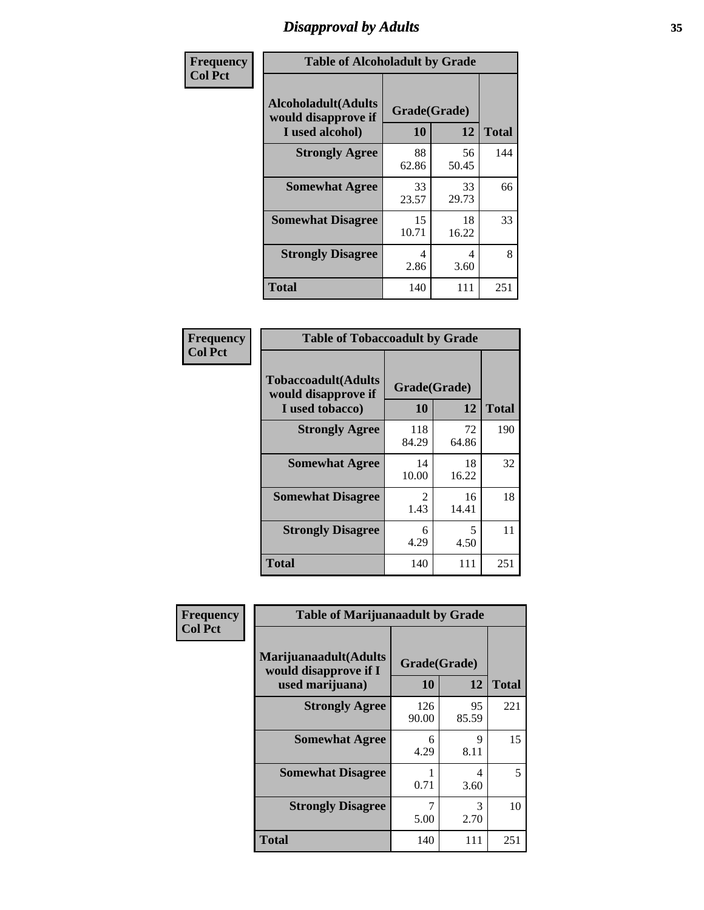# Disapproval by Adults

| Frequency<br>Col Pct | | | |
|---|---|---|---|
| **Table of Alcoholadult by Grade** | | | |
| **Alcoholadult(Adults would disapprove if I used alcohol)** | **Grade(Grade)** | | **Total** |
| | **10** | **12** | |
| **Strongly Agree** | 88<br>62.86 | 56<br>50.45 | 144 |
| **Somewhat Agree** | 33<br>23.57 | 33<br>29.73 | 66 |
| **Somewhat Disagree** | 15<br>10.71 | 18<br>16.22 | 33 |
| **Strongly Disagree** | 4<br>2.86 | 4<br>3.60 | 8 |
| **Total** | 140 | 111 | 251 |

| Frequency<br>Col Pct | | | |
|---|---|---|---|
| **Table of Tobaccoadult by Grade** | | | |
| **Tobaccoadult(Adults would disapprove if I used tobacco)** | **Grade(Grade)** | | **Total** |
| | **10** | **12** | |
| **Strongly Agree** | 118<br>84.29 | 72<br>64.86 | 190 |
| **Somewhat Agree** | 14<br>10.00 | 18<br>16.22 | 32 |
| **Somewhat Disagree** | 2<br>1.43 | 16<br>14.41 | 18 |
| **Strongly Disagree** | 6<br>4.29 | 5<br>4.50 | 11 |
| **Total** | 140 | 111 | 251 |

| Frequency<br>Col Pct | | | |
|---|---|---|---|
| **Table of Marijuanaadult by Grade** | | | |
| **Marijuanaadult(Adults would disapprove if I used marijuana)** | **Grade(Grade)** | | **Total** |
| | **10** | **12** | |
| **Strongly Agree** | 126<br>90.00 | 95<br>85.59 | 221 |
| **Somewhat Agree** | 6<br>4.29 | 9<br>8.11 | 15 |
| **Somewhat Disagree** | 1<br>0.71 | 4<br>3.60 | 5 |
| **Strongly Disagree** | 7<br>5.00 | 3<br>2.70 | 10 |
| **Total** | 140 | 111 | 251 |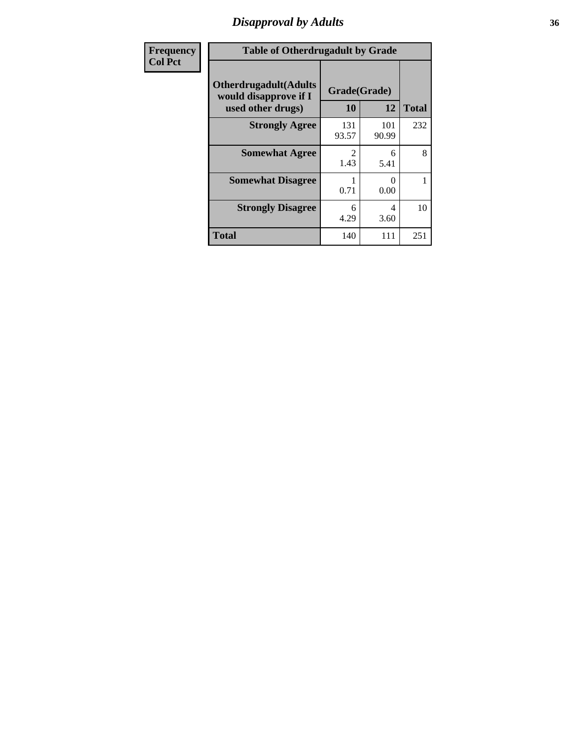| Frequency<br>Col Pct |
|---|

**Table of Otherdrugadult by Grade**

| Otherdrugadult(Adults would disapprove if I used other drugs) | Grade(Grade) | | |
|---|---|---|---|
| | 10 | 12 | Total |
| Strongly Agree | 131<br>93.57 | 101<br>90.99 | 232 |
| Somewhat Agree | 2<br>1.43 | 6<br>5.41 | 8 |
| Somewhat Disagree | 1<br>0.71 | 0<br>0.00 | 1 |
| Strongly Disagree | 6<br>4.29 | 4<br>3.60 | 10 |
| Total | 140 | 111 | 251 |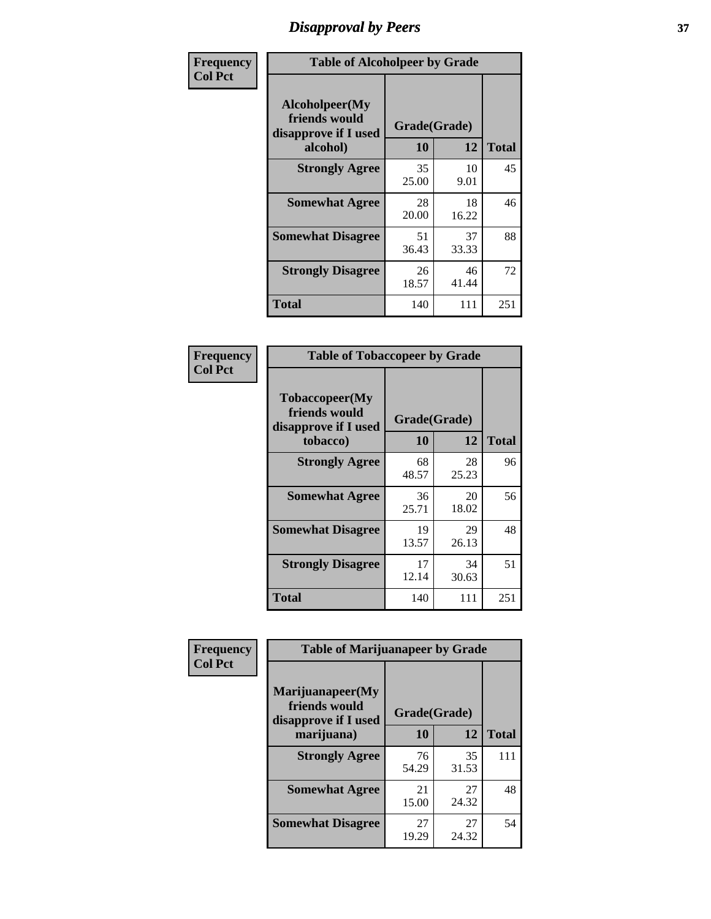# Disapproval by Peers

**Frequency**
**Col Pct**

| Alcoholpeer(My friends would disapprove if I used alcohol) | Grade(Grade) 10 | 12 | Total |
|---|---|---|---|
| **Strongly Agree** | 35<br>25.00 | 10<br>9.01 | 45 |
| **Somewhat Agree** | 28<br>20.00 | 18<br>16.22 | 46 |
| **Somewhat Disagree** | 51<br>36.43 | 37<br>33.33 | 88 |
| **Strongly Disagree** | 26<br>18.57 | 46<br>41.44 | 72 |
| **Total** | 140 | 111 | 251 |

Table of Alcoholpeer by Grade

**Frequency**
**Col Pct**

| Tobaccopeer(My friends would disapprove if I used tobacco) | Grade(Grade) 10 | 12 | Total |
|---|---|---|---|
| **Strongly Agree** | 68<br>48.57 | 28<br>25.23 | 96 |
| **Somewhat Agree** | 36<br>25.71 | 20<br>18.02 | 56 |
| **Somewhat Disagree** | 19<br>13.57 | 29<br>26.13 | 48 |
| **Strongly Disagree** | 17<br>12.14 | 34<br>30.63 | 51 |
| **Total** | 140 | 111 | 251 |

Table of Tobaccopeer by Grade

**Frequency**
**Col Pct**

| Marijuanapeer(My friends would disapprove if I used marijuana) | Grade(Grade) 10 | 12 | Total |
|---|---|---|---|
| **Strongly Agree** | 76<br>54.29 | 35<br>31.53 | 111 |
| **Somewhat Agree** | 21<br>15.00 | 27<br>24.32 | 48 |
| **Somewhat Disagree** | 27<br>19.29 | 27<br>24.32 | 54 |

Table of Marijuanapeer by Grade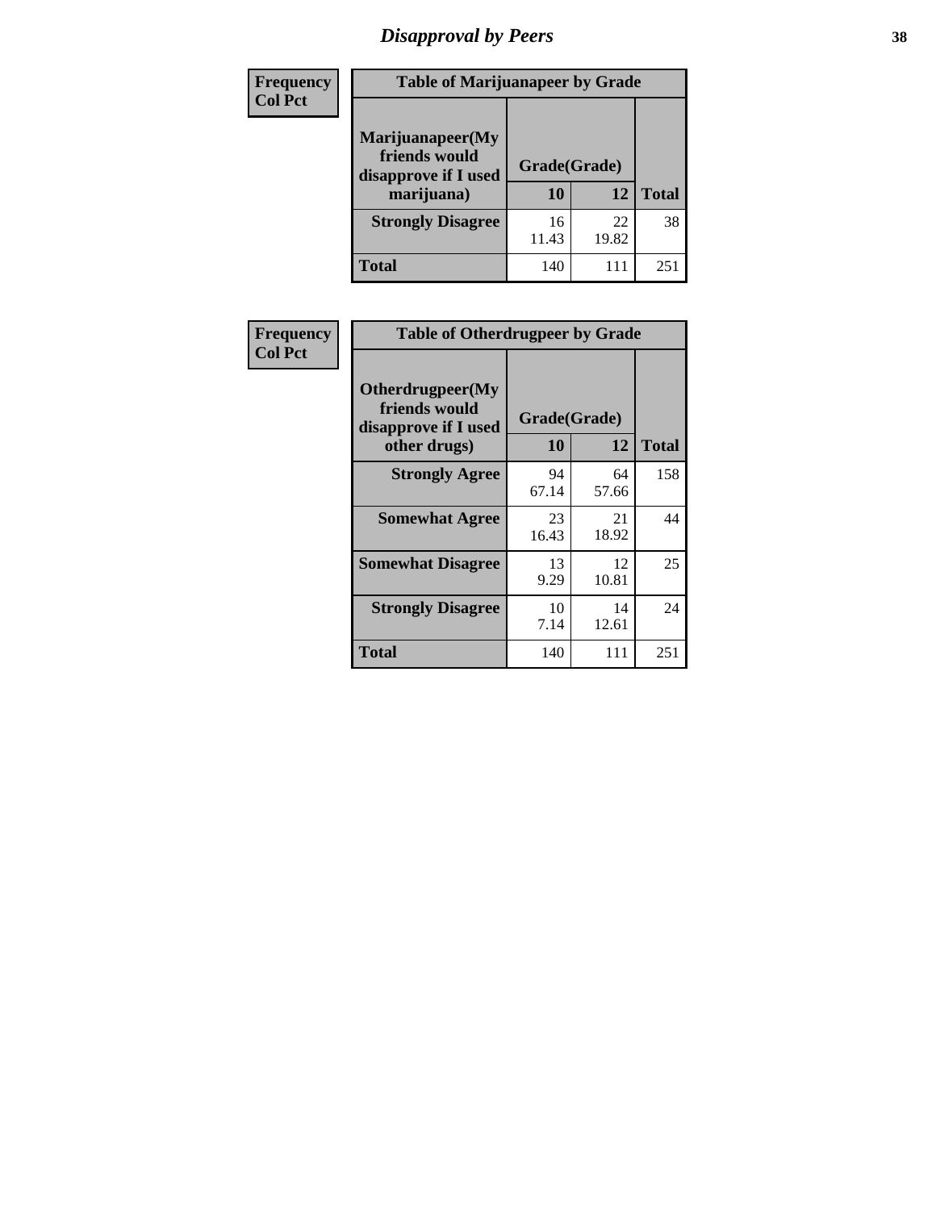# Disapproval by Peers

| Frequency Col Pct | Table of Marijuanapeer by Grade | | |
|---|---|---|---|
| Marijuanapeer(My friends would disapprove if I used marijuana) | Grade(Grade) | | |
| | 10 | 12 | Total |
| Strongly Disagree | 16 11.43 | 22 19.82 | 38 |
| Total | 140 | 111 | 251 |

| Frequency Col Pct | Table of Otherdrugpeer by Grade | | |
|---|---|---|---|
| Otherdrugpeer(My friends would disapprove if I used other drugs) | Grade(Grade) | | |
| | 10 | 12 | Total |
| Strongly Agree | 94 67.14 | 64 57.66 | 158 |
| Somewhat Agree | 23 16.43 | 21 18.92 | 44 |
| Somewhat Disagree | 13 9.29 | 12 10.81 | 25 |
| Strongly Disagree | 10 7.14 | 14 12.61 | 24 |
| Total | 140 | 111 | 251 |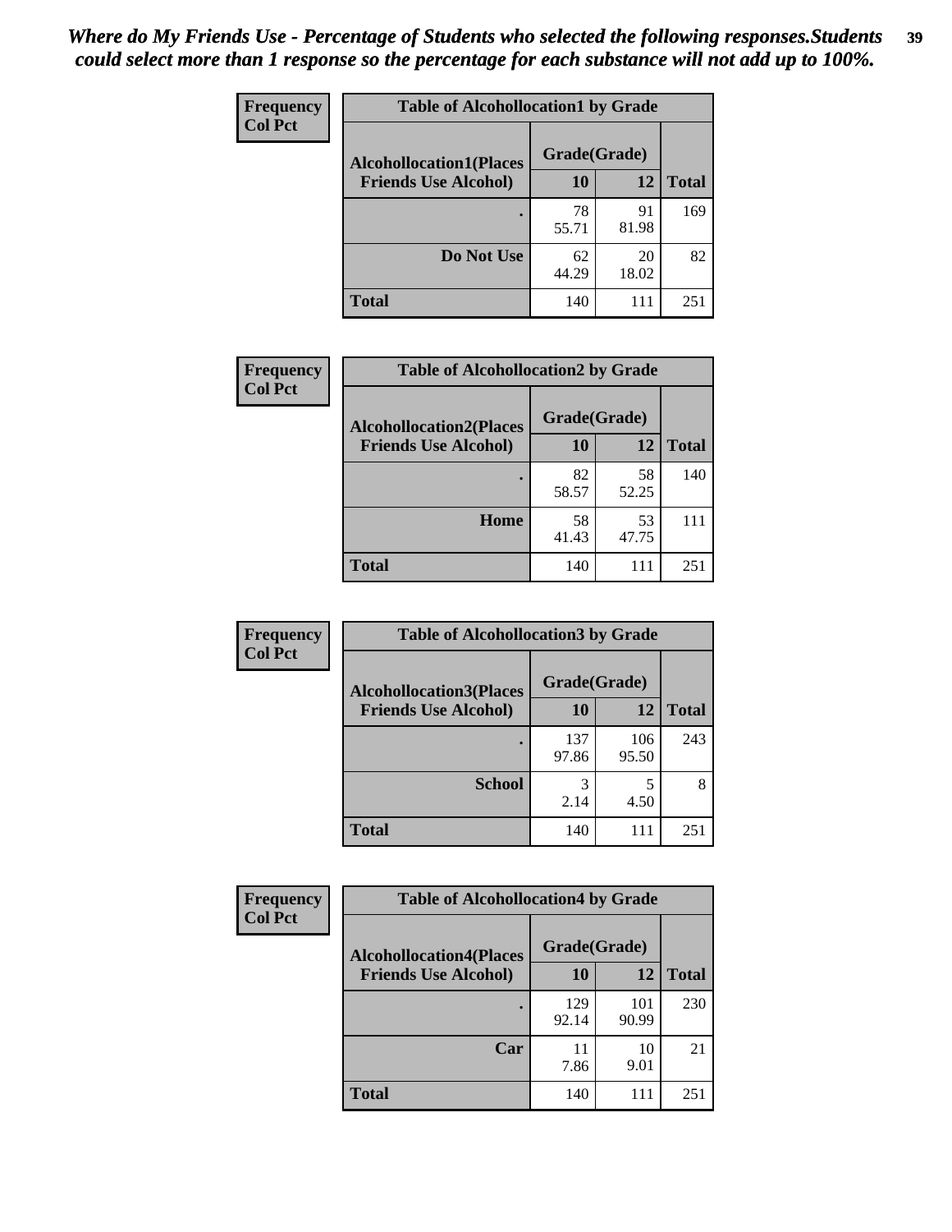*Where do My Friends Use - Percentage of Students who selected the following responses.Students could select more than 1 response so the percentage for each substance will not add up to 100%.*

**Frequency**
**Col Pct**

| Table of Alcohollocation1 by Grade | | | |
|---|---|---|---|
| **Alcohollocation1(Places Friends Use Alcohol)** | **Grade(Grade)** | | |
| | **10** | **12** | **Total** |
| **.** | 78<br>55.71 | 91<br>81.98 | 169 |
| **Do Not Use** | 62<br>44.29 | 20<br>18.02 | 82 |
| **Total** | 140 | 111 | 251 |

**Frequency**
**Col Pct**

| Table of Alcohollocation2 by Grade | | | |
|---|---|---|---|
| **Alcohollocation2(Places Friends Use Alcohol)** | **Grade(Grade)** | | |
| | **10** | **12** | **Total** |
| **.** | 82<br>58.57 | 58<br>52.25 | 140 |
| **Home** | 58<br>41.43 | 53<br>47.75 | 111 |
| **Total** | 140 | 111 | 251 |

**Frequency**
**Col Pct**

| Table of Alcohollocation3 by Grade | | | |
|---|---|---|---|
| **Alcohollocation3(Places Friends Use Alcohol)** | **Grade(Grade)** | | |
| | **10** | **12** | **Total** |
| **.** | 137<br>97.86 | 106<br>95.50 | 243 |
| **School** | 3<br>2.14 | 5<br>4.50 | 8 |
| **Total** | 140 | 111 | 251 |

**Frequency**
**Col Pct**

| Table of Alcohollocation4 by Grade | | | |
|---|---|---|---|
| **Alcohollocation4(Places Friends Use Alcohol)** | **Grade(Grade)** | | |
| | **10** | **12** | **Total** |
| **.** | 129<br>92.14 | 101<br>90.99 | 230 |
| **Car** | 11<br>7.86 | 10<br>9.01 | 21 |
| **Total** | 140 | 111 | 251 |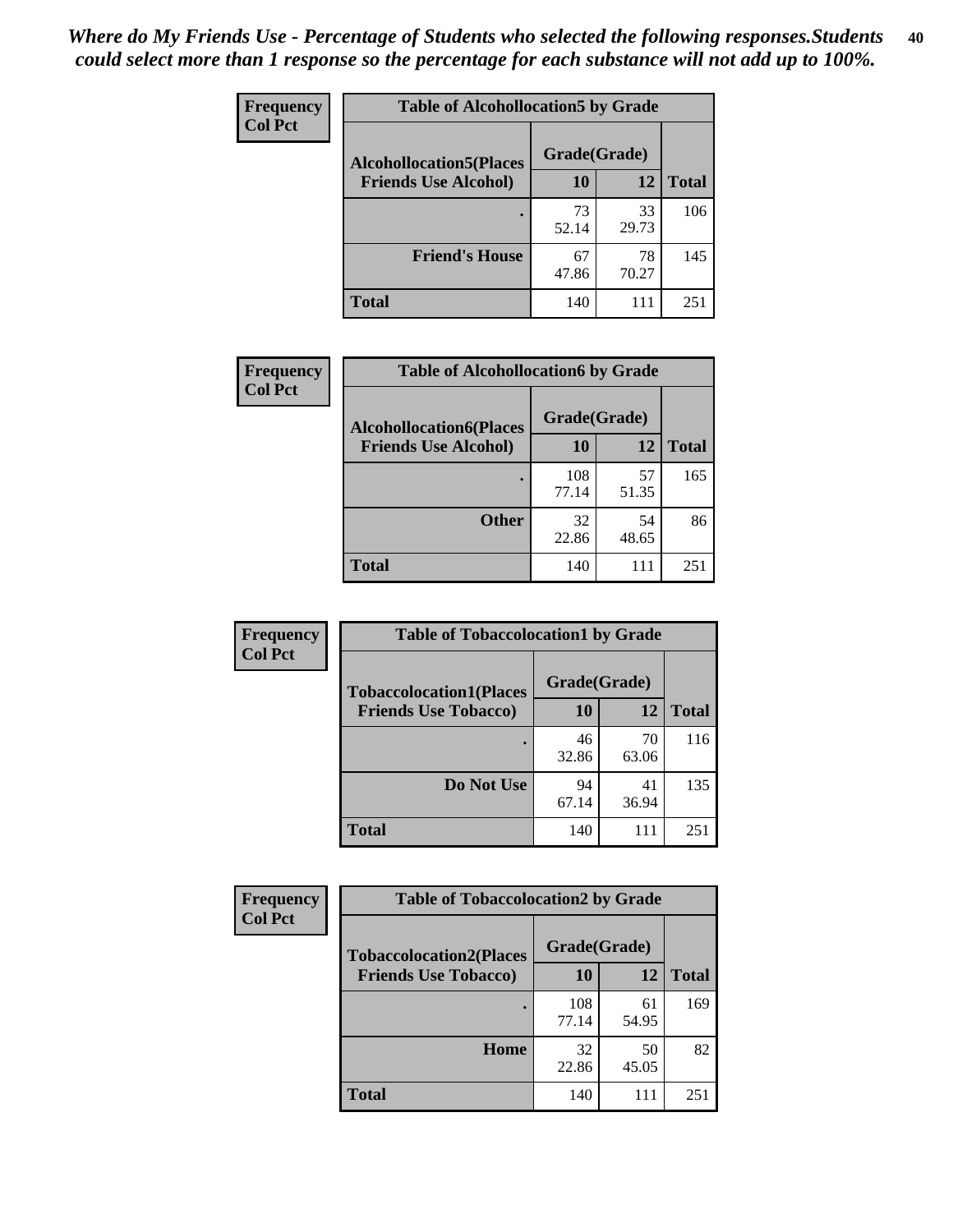*Where do My Friends Use - Percentage of Students who selected the following responses.Students could select more than 1 response so the percentage for each substance will not add up to 100%.*

**Frequency**
**Col Pct**

**Table of Alcohollocation5 by Grade**

| Alcohollocation5(Places Friends Use Alcohol) | Grade(Grade) 10 | 12 | Total |
|---|---|---|---|
| . | 73<br>52.14 | 33<br>29.73 | 106 |
| Friend's House | 67<br>47.86 | 78<br>70.27 | 145 |
| Total | 140 | 111 | 251 |

**Frequency**
**Col Pct**

**Table of Alcohollocation6 by Grade**

| Alcohollocation6(Places Friends Use Alcohol) | Grade(Grade) 10 | 12 | Total |
|---|---|---|---|
| . | 108<br>77.14 | 57<br>51.35 | 165 |
| Other | 32<br>22.86 | 54<br>48.65 | 86 |
| Total | 140 | 111 | 251 |

**Frequency**
**Col Pct**

**Table of Tobaccolocation1 by Grade**

| Tobaccolocation1(Places Friends Use Tobacco) | Grade(Grade) 10 | 12 | Total |
|---|---|---|---|
| . | 46<br>32.86 | 70<br>63.06 | 116 |
| Do Not Use | 94<br>67.14 | 41<br>36.94 | 135 |
| Total | 140 | 111 | 251 |

**Frequency**
**Col Pct**

**Table of Tobaccolocation2 by Grade**

| Tobaccolocation2(Places Friends Use Tobacco) | Grade(Grade) 10 | 12 | Total |
|---|---|---|---|
| . | 108<br>77.14 | 61<br>54.95 | 169 |
| Home | 32<br>22.86 | 50<br>45.05 | 82 |
| Total | 140 | 111 | 251 |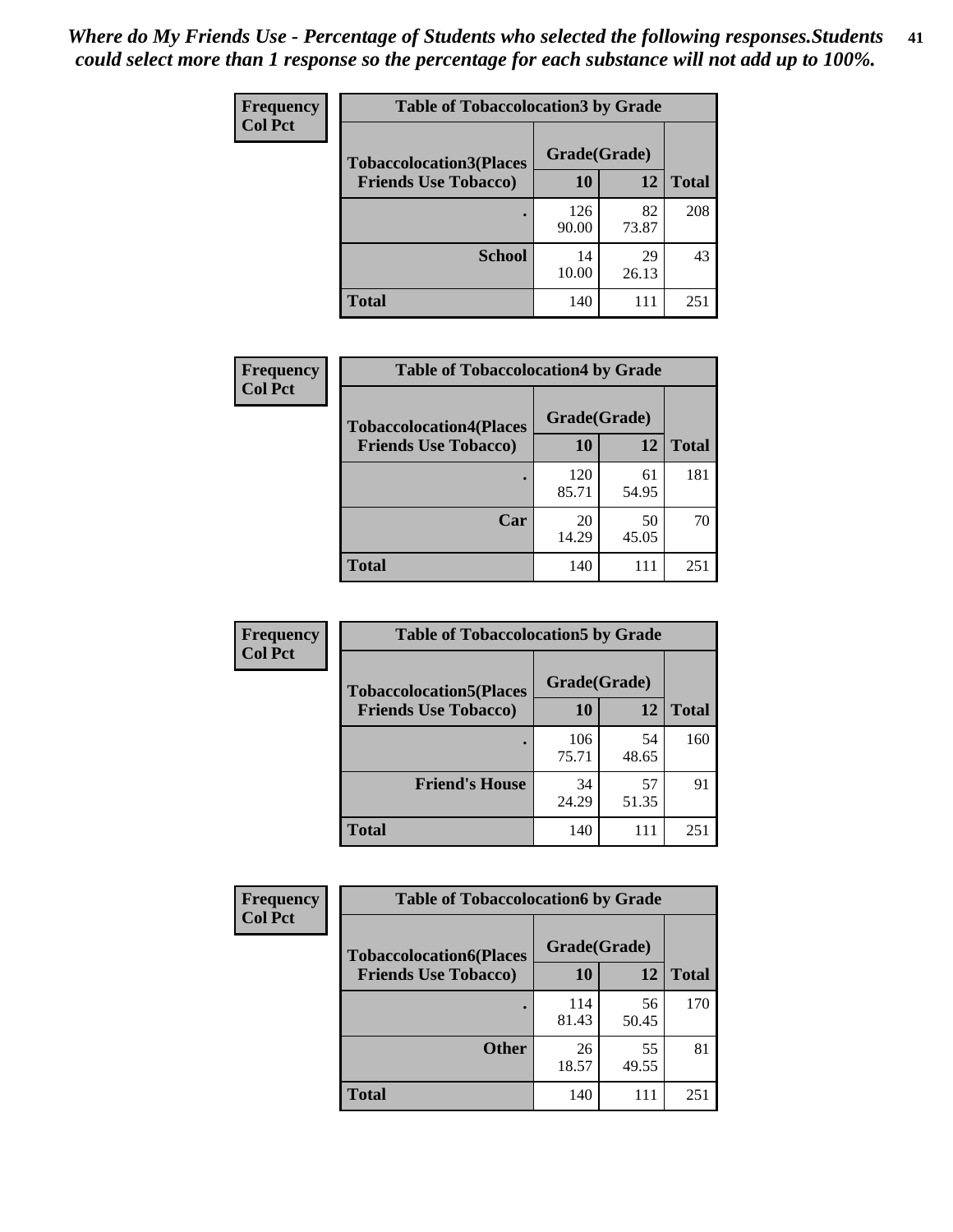*Where do My Friends Use - Percentage of Students who selected the following responses.Students could select more than 1 response so the percentage for each substance will not add up to 100%.*

**Frequency**
**Col Pct**

| Table of Tobaccolocation3 by Grade | | | |
|---|---|---|---|
| **Tobaccolocation3(Places Friends Use Tobacco)** | **Grade(Grade)** | | **Total** |
| | **10** | **12** | |
| **.** | 126<br>90.00 | 82<br>73.87 | 208 |
| **School** | 14<br>10.00 | 29<br>26.13 | 43 |
| **Total** | 140 | 111 | 251 |

**Frequency**
**Col Pct**

| Table of Tobaccolocation4 by Grade | | | |
|---|---|---|---|
| **Tobaccolocation4(Places Friends Use Tobacco)** | **Grade(Grade)** | | **Total** |
| | **10** | **12** | |
| **.** | 120<br>85.71 | 61<br>54.95 | 181 |
| **Car** | 20<br>14.29 | 50<br>45.05 | 70 |
| **Total** | 140 | 111 | 251 |

**Frequency**
**Col Pct**

| Table of Tobaccolocation5 by Grade | | | |
|---|---|---|---|
| **Tobaccolocation5(Places Friends Use Tobacco)** | **Grade(Grade)** | | **Total** |
| | **10** | **12** | |
| **.** | 106<br>75.71 | 54<br>48.65 | 160 |
| **Friend's House** | 34<br>24.29 | 57<br>51.35 | 91 |
| **Total** | 140 | 111 | 251 |

**Frequency**
**Col Pct**

| Table of Tobaccolocation6 by Grade | | | |
|---|---|---|---|
| **Tobaccolocation6(Places Friends Use Tobacco)** | **Grade(Grade)** | | **Total** |
| | **10** | **12** | |
| **.** | 114<br>81.43 | 56<br>50.45 | 170 |
| **Other** | 26<br>18.57 | 55<br>49.55 | 81 |
| **Total** | 140 | 111 | 251 |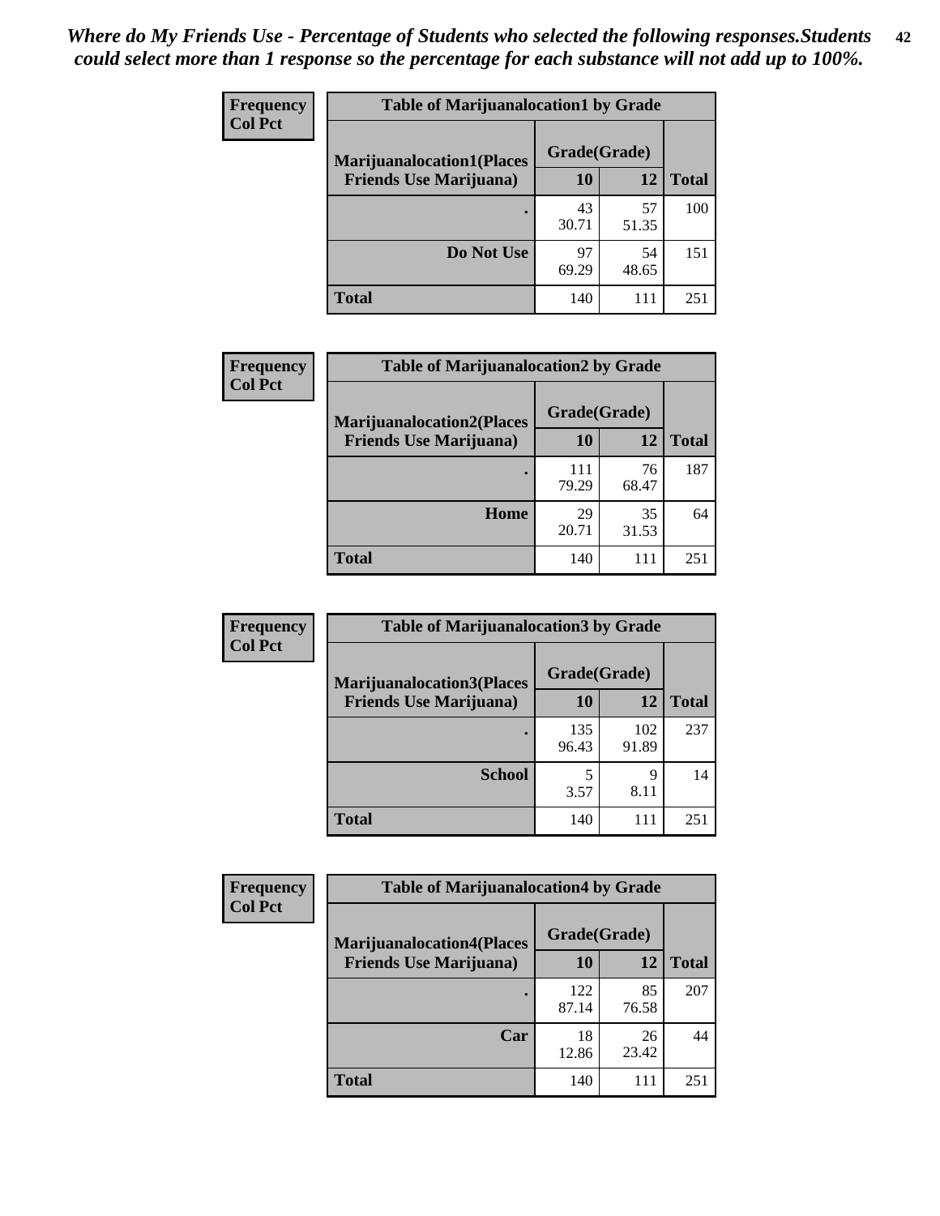*Where do My Friends Use - Percentage of Students who selected the following responses.Students could select more than 1 response so the percentage for each substance will not add up to 100%.*

**Frequency / Col Pct**

| Table of Marijuanalocation1 by Grade | | | |
|---|---|---|---|
| **Marijuanalocation1(Places Friends Use Marijuana)** | **Grade(Grade)** | | **Total** |
| | **10** | **12** | |
| **.** | 43<br>30.71 | 57<br>51.35 | 100 |
| **Do Not Use** | 97<br>69.29 | 54<br>48.65 | 151 |
| **Total** | 140 | 111 | 251 |

**Frequency / Col Pct**

| Table of Marijuanalocation2 by Grade | | | |
|---|---|---|---|
| **Marijuanalocation2(Places Friends Use Marijuana)** | **Grade(Grade)** | | **Total** |
| | **10** | **12** | |
| **.** | 111<br>79.29 | 76<br>68.47 | 187 |
| **Home** | 29<br>20.71 | 35<br>31.53 | 64 |
| **Total** | 140 | 111 | 251 |

**Frequency / Col Pct**

| Table of Marijuanalocation3 by Grade | | | |
|---|---|---|---|
| **Marijuanalocation3(Places Friends Use Marijuana)** | **Grade(Grade)** | | **Total** |
| | **10** | **12** | |
| **.** | 135<br>96.43 | 102<br>91.89 | 237 |
| **School** | 5<br>3.57 | 9<br>8.11 | 14 |
| **Total** | 140 | 111 | 251 |

**Frequency / Col Pct**

| Table of Marijuanalocation4 by Grade | | | |
|---|---|---|---|
| **Marijuanalocation4(Places Friends Use Marijuana)** | **Grade(Grade)** | | **Total** |
| | **10** | **12** | |
| **.** | 122<br>87.14 | 85<br>76.58 | 207 |
| **Car** | 18<br>12.86 | 26<br>23.42 | 44 |
| **Total** | 140 | 111 | 251 |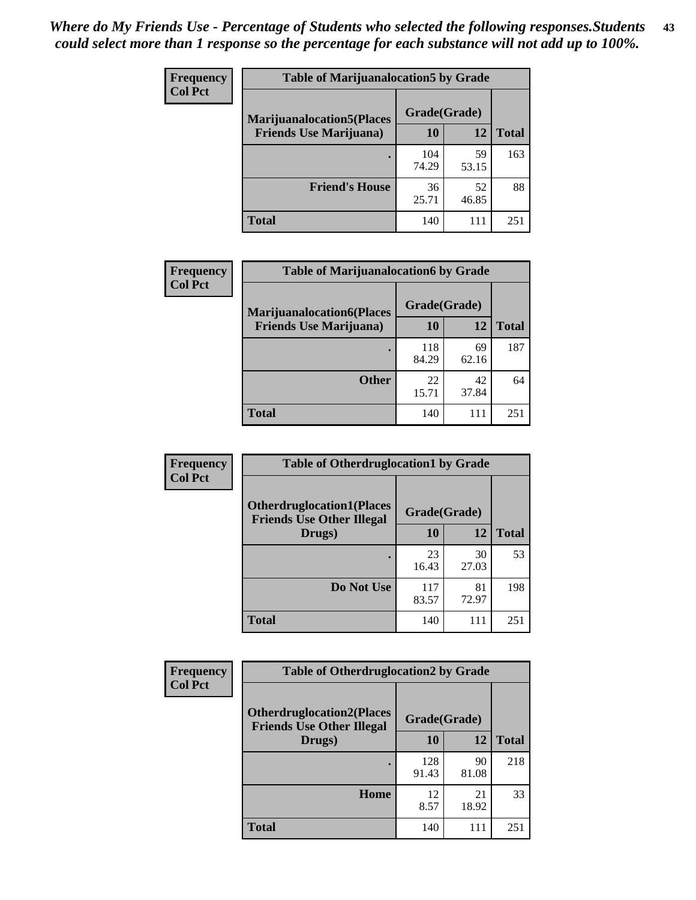*Where do My Friends Use - Percentage of Students who selected the following responses.Students could select more than 1 response so the percentage for each substance will not add up to 100%.*

**Frequency**
**Col Pct**

| Table of Marijuanalocation5 by Grade | | | |
|---|---|---|---|
| **Marijuanalocation5(Places Friends Use Marijuana)** | **Grade(Grade)** | | **Total** |
| | **10** | **12** | |
| **.** | 104<br>74.29 | 59<br>53.15 | 163 |
| **Friend's House** | 36<br>25.71 | 52<br>46.85 | 88 |
| **Total** | 140 | 111 | 251 |

**Frequency**
**Col Pct**

| Table of Marijuanalocation6 by Grade | | | |
|---|---|---|---|
| **Marijuanalocation6(Places Friends Use Marijuana)** | **Grade(Grade)** | | **Total** |
| | **10** | **12** | |
| **.** | 118<br>84.29 | 69<br>62.16 | 187 |
| **Other** | 22<br>15.71 | 42<br>37.84 | 64 |
| **Total** | 140 | 111 | 251 |

**Frequency**
**Col Pct**

| Table of Otherdruglocation1 by Grade | | | |
|---|---|---|---|
| **Otherdruglocation1(Places Friends Use Other Illegal Drugs)** | **Grade(Grade)** | | **Total** |
| | **10** | **12** | |
| **.** | 23<br>16.43 | 30<br>27.03 | 53 |
| **Do Not Use** | 117<br>83.57 | 81<br>72.97 | 198 |
| **Total** | 140 | 111 | 251 |

**Frequency**
**Col Pct**

| Table of Otherdruglocation2 by Grade | | | |
|---|---|---|---|
| **Otherdruglocation2(Places Friends Use Other Illegal Drugs)** | **Grade(Grade)** | | **Total** |
| | **10** | **12** | |
| **.** | 128<br>91.43 | 90<br>81.08 | 218 |
| **Home** | 12<br>8.57 | 21<br>18.92 | 33 |
| **Total** | 140 | 111 | 251 |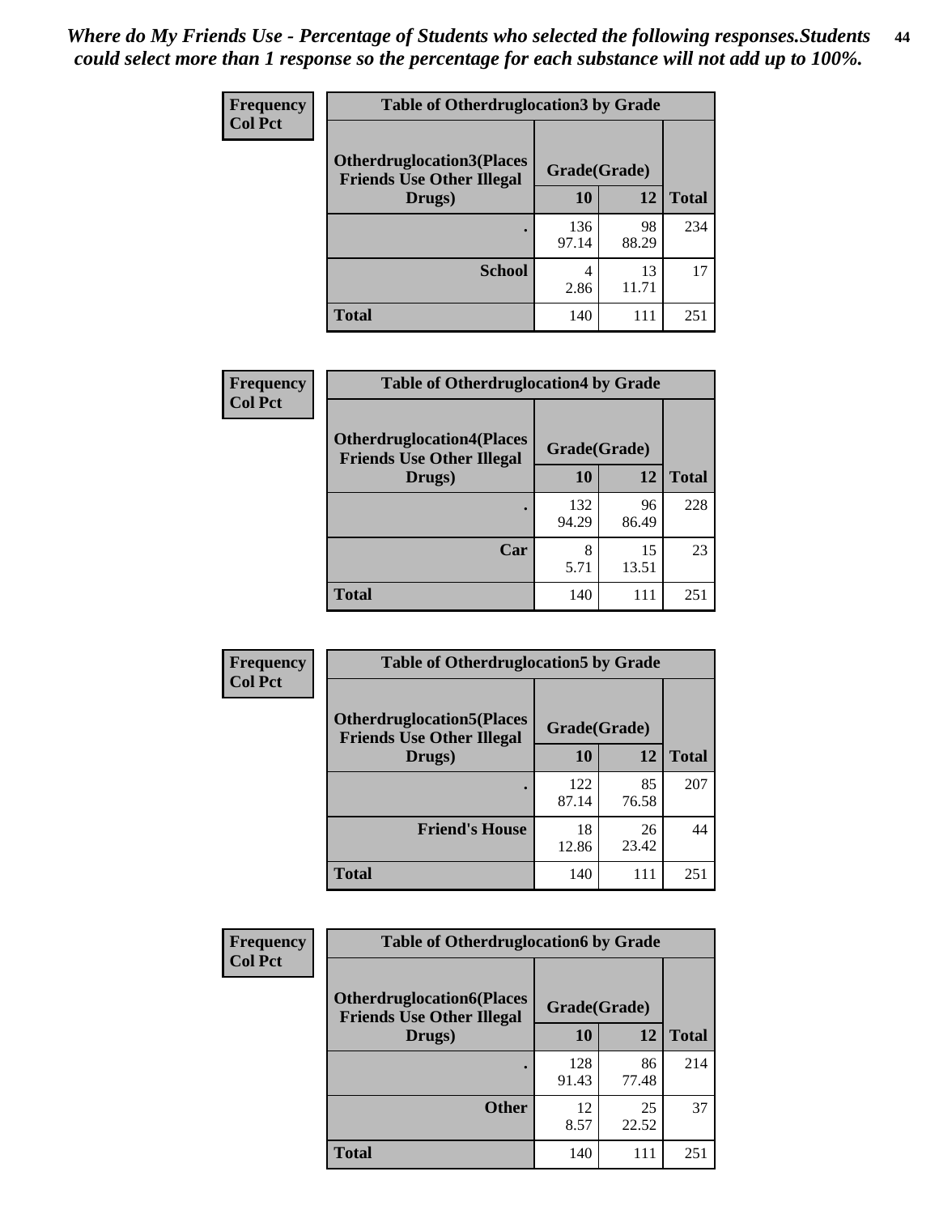*Where do My Friends Use - Percentage of Students who selected the following responses.Students could select more than 1 response so the percentage for each substance will not add up to 100%.*

**Frequency**
**Col Pct**

| Table of Otherdruglocation3 by Grade | | | |
|---|---|---|---|
| **Otherdruglocation3(Places Friends Use Other Illegal Drugs)** | **Grade(Grade)** | | **Total** |
| | **10** | **12** | |
| **.** | 136<br>97.14 | 98<br>88.29 | 234 |
| **School** | 4<br>2.86 | 13<br>11.71 | 17 |
| **Total** | 140 | 111 | 251 |

**Frequency**
**Col Pct**

| Table of Otherdruglocation4 by Grade | | | |
|---|---|---|---|
| **Otherdruglocation4(Places Friends Use Other Illegal Drugs)** | **Grade(Grade)** | | **Total** |
| | **10** | **12** | |
| **.** | 132<br>94.29 | 96<br>86.49 | 228 |
| **Car** | 8<br>5.71 | 15<br>13.51 | 23 |
| **Total** | 140 | 111 | 251 |

**Frequency**
**Col Pct**

| Table of Otherdruglocation5 by Grade | | | |
|---|---|---|---|
| **Otherdruglocation5(Places Friends Use Other Illegal Drugs)** | **Grade(Grade)** | | **Total** |
| | **10** | **12** | |
| **.** | 122<br>87.14 | 85<br>76.58 | 207 |
| **Friend's House** | 18<br>12.86 | 26<br>23.42 | 44 |
| **Total** | 140 | 111 | 251 |

**Frequency**
**Col Pct**

| Table of Otherdruglocation6 by Grade | | | |
|---|---|---|---|
| **Otherdruglocation6(Places Friends Use Other Illegal Drugs)** | **Grade(Grade)** | | **Total** |
| | **10** | **12** | |
| **.** | 128<br>91.43 | 86<br>77.48 | 214 |
| **Other** | 12<br>8.57 | 25<br>22.52 | 37 |
| **Total** | 140 | 111 | 251 |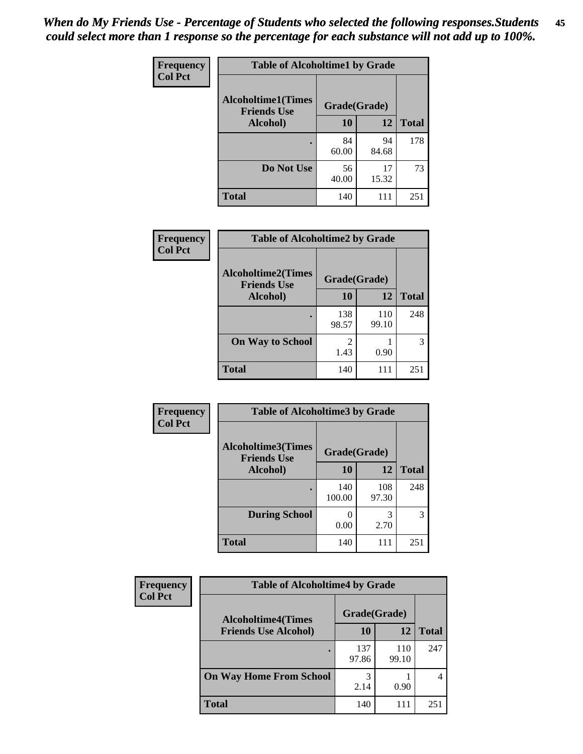*When do My Friends Use - Percentage of Students who selected the following responses.Students could select more than 1 response so the percentage for each substance will not add up to 100%.*

**Frequency**
**Col Pct**

| Table of Alcoholtime1 by Grade | | | |
|---|---|---|---|
| **Alcoholtime1(Times Friends Use Alcohol)** | **Grade(Grade)** | | |
| | **10** | **12** | **Total** |
| **.** | 84<br>60.00 | 94<br>84.68 | 178 |
| **Do Not Use** | 56<br>40.00 | 17<br>15.32 | 73 |
| **Total** | 140 | 111 | 251 |

**Frequency**
**Col Pct**

| Table of Alcoholtime2 by Grade | | | |
|---|---|---|---|
| **Alcoholtime2(Times Friends Use Alcohol)** | **Grade(Grade)** | | |
| | **10** | **12** | **Total** |
| **.** | 138<br>98.57 | 110<br>99.10 | 248 |
| **On Way to School** | 2<br>1.43 | 1<br>0.90 | 3 |
| **Total** | 140 | 111 | 251 |

**Frequency**
**Col Pct**

| Table of Alcoholtime3 by Grade | | | |
|---|---|---|---|
| **Alcoholtime3(Times Friends Use Alcohol)** | **Grade(Grade)** | | |
| | **10** | **12** | **Total** |
| **.** | 140<br>100.00 | 108<br>97.30 | 248 |
| **During School** | 0<br>0.00 | 3<br>2.70 | 3 |
| **Total** | 140 | 111 | 251 |

**Frequency**
**Col Pct**

| Table of Alcoholtime4 by Grade | | | |
|---|---|---|---|
| **Alcoholtime4(Times Friends Use Alcohol)** | **Grade(Grade)** | | |
| | **10** | **12** | **Total** |
| **.** | 137<br>97.86 | 110<br>99.10 | 247 |
| **On Way Home From School** | 3<br>2.14 | 1<br>0.90 | 4 |
| **Total** | 140 | 111 | 251 |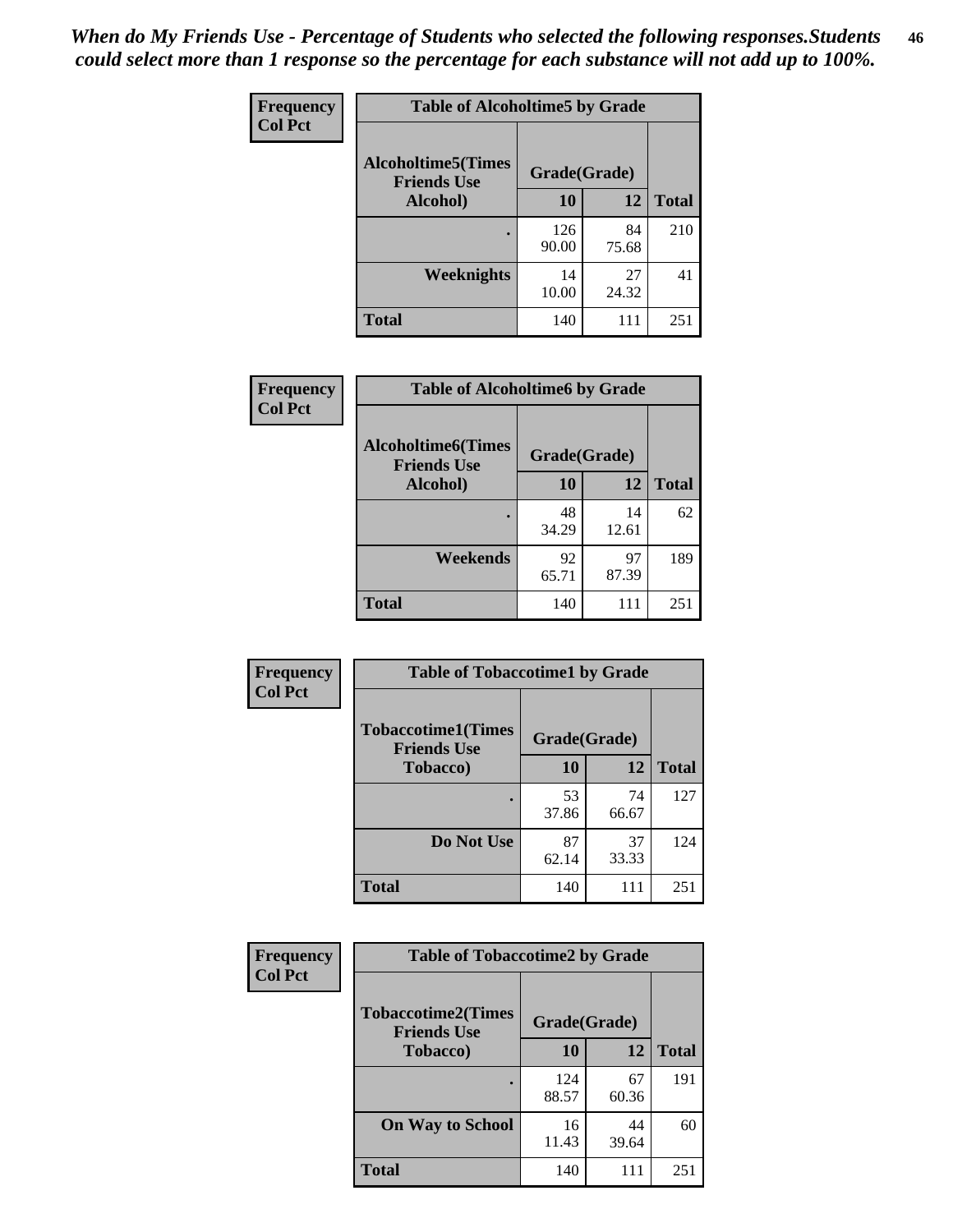*When do My Friends Use - Percentage of Students who selected the following responses.Students could select more than 1 response so the percentage for each substance will not add up to 100%.*

**Frequency**
**Col Pct**

**Table of Alcoholtime5 by Grade**

| Alcoholtime5(Times Friends Use Alcohol) | Grade(Grade) | | Total |
|---|---|---|---|
| | 10 | 12 | |
| . | 126<br>90.00 | 84<br>75.68 | 210 |
| Weeknights | 14<br>10.00 | 27<br>24.32 | 41 |
| Total | 140 | 111 | 251 |

**Frequency**
**Col Pct**

**Table of Alcoholtime6 by Grade**

| Alcoholtime6(Times Friends Use Alcohol) | Grade(Grade) | | Total |
|---|---|---|---|
| | 10 | 12 | |
| . | 48<br>34.29 | 14<br>12.61 | 62 |
| Weekends | 92<br>65.71 | 97<br>87.39 | 189 |
| Total | 140 | 111 | 251 |

**Frequency**
**Col Pct**

**Table of Tobaccotime1 by Grade**

| Tobaccotime1(Times Friends Use Tobacco) | Grade(Grade) | | Total |
|---|---|---|---|
| | 10 | 12 | |
| . | 53<br>37.86 | 74<br>66.67 | 127 |
| Do Not Use | 87<br>62.14 | 37<br>33.33 | 124 |
| Total | 140 | 111 | 251 |

**Frequency**
**Col Pct**

**Table of Tobaccotime2 by Grade**

| Tobaccotime2(Times Friends Use Tobacco) | Grade(Grade) | | Total |
|---|---|---|---|
| | 10 | 12 | |
| . | 124<br>88.57 | 67<br>60.36 | 191 |
| On Way to School | 16<br>11.43 | 44<br>39.64 | 60 |
| Total | 140 | 111 | 251 |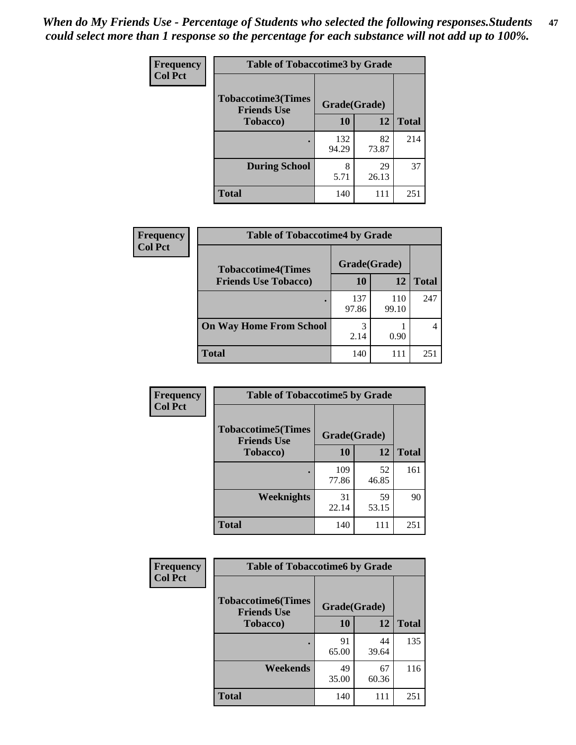*When do My Friends Use - Percentage of Students who selected the following responses.Students could select more than 1 response so the percentage for each substance will not add up to 100%.*

**Frequency**
**Col Pct**

| Table of Tobaccotime3 by Grade | | | |
|---|---|---|---|
| **Tobaccotime3(Times Friends Use Tobacco)** | **Grade(Grade)** | | **Total** |
| | **10** | **12** | |
| **.** | 132<br>94.29 | 82<br>73.87 | 214 |
| **During School** | 8<br>5.71 | 29<br>26.13 | 37 |
| **Total** | 140 | 111 | 251 |

**Frequency**
**Col Pct**

| Table of Tobaccotime4 by Grade | | | |
|---|---|---|---|
| **Tobaccotime4(Times Friends Use Tobacco)** | **Grade(Grade)** | | **Total** |
| | **10** | **12** | |
| **.** | 137<br>97.86 | 110<br>99.10 | 247 |
| **On Way Home From School** | 3<br>2.14 | 1<br>0.90 | 4 |
| **Total** | 140 | 111 | 251 |

**Frequency**
**Col Pct**

| Table of Tobaccotime5 by Grade | | | |
|---|---|---|---|
| **Tobaccotime5(Times Friends Use Tobacco)** | **Grade(Grade)** | | **Total** |
| | **10** | **12** | |
| **.** | 109<br>77.86 | 52<br>46.85 | 161 |
| **Weeknights** | 31<br>22.14 | 59<br>53.15 | 90 |
| **Total** | 140 | 111 | 251 |

**Frequency**
**Col Pct**

| Table of Tobaccotime6 by Grade | | | |
|---|---|---|---|
| **Tobaccotime6(Times Friends Use Tobacco)** | **Grade(Grade)** | | **Total** |
| | **10** | **12** | |
| **.** | 91<br>65.00 | 44<br>39.64 | 135 |
| **Weekends** | 49<br>35.00 | 67<br>60.36 | 116 |
| **Total** | 140 | 111 | 251 |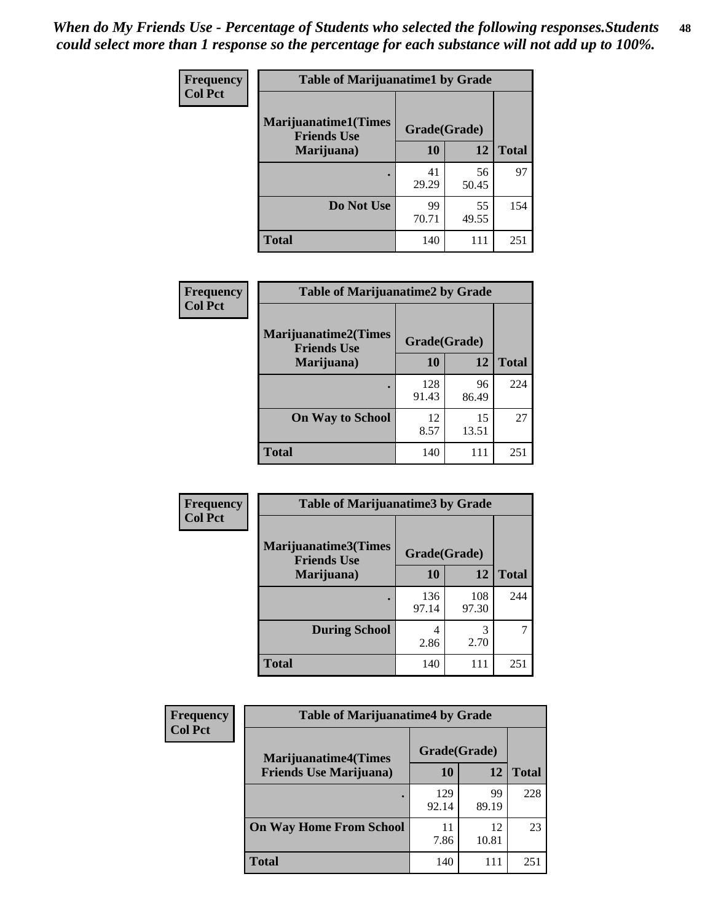*When do My Friends Use - Percentage of Students who selected the following responses.Students could select more than 1 response so the percentage for each substance will not add up to 100%.*

**Frequency**
**Col Pct**

| Table of Marijuanatime1 by Grade | | | |
|---|---|---|---|
| **Marijuanatime1(Times Friends Use Marijuana)** | **Grade(Grade)** | | **Total** |
| | **10** | **12** | |
| **.** | 41<br>29.29 | 56<br>50.45 | 97 |
| **Do Not Use** | 99<br>70.71 | 55<br>49.55 | 154 |
| **Total** | 140 | 111 | 251 |

**Frequency**
**Col Pct**

| Table of Marijuanatime2 by Grade | | | |
|---|---|---|---|
| **Marijuanatime2(Times Friends Use Marijuana)** | **Grade(Grade)** | | **Total** |
| | **10** | **12** | |
| **.** | 128<br>91.43 | 96<br>86.49 | 224 |
| **On Way to School** | 12<br>8.57 | 15<br>13.51 | 27 |
| **Total** | 140 | 111 | 251 |

**Frequency**
**Col Pct**

| Table of Marijuanatime3 by Grade | | | |
|---|---|---|---|
| **Marijuanatime3(Times Friends Use Marijuana)** | **Grade(Grade)** | | **Total** |
| | **10** | **12** | |
| **.** | 136<br>97.14 | 108<br>97.30 | 244 |
| **During School** | 4<br>2.86 | 3<br>2.70 | 7 |
| **Total** | 140 | 111 | 251 |

**Frequency**
**Col Pct**

| Table of Marijuanatime4 by Grade | | | |
|---|---|---|---|
| **Marijuanatime4(Times Friends Use Marijuana)** | **Grade(Grade)** | | **Total** |
| | **10** | **12** | |
| **.** | 129<br>92.14 | 99<br>89.19 | 228 |
| **On Way Home From School** | 11<br>7.86 | 12<br>10.81 | 23 |
| **Total** | 140 | 111 | 251 |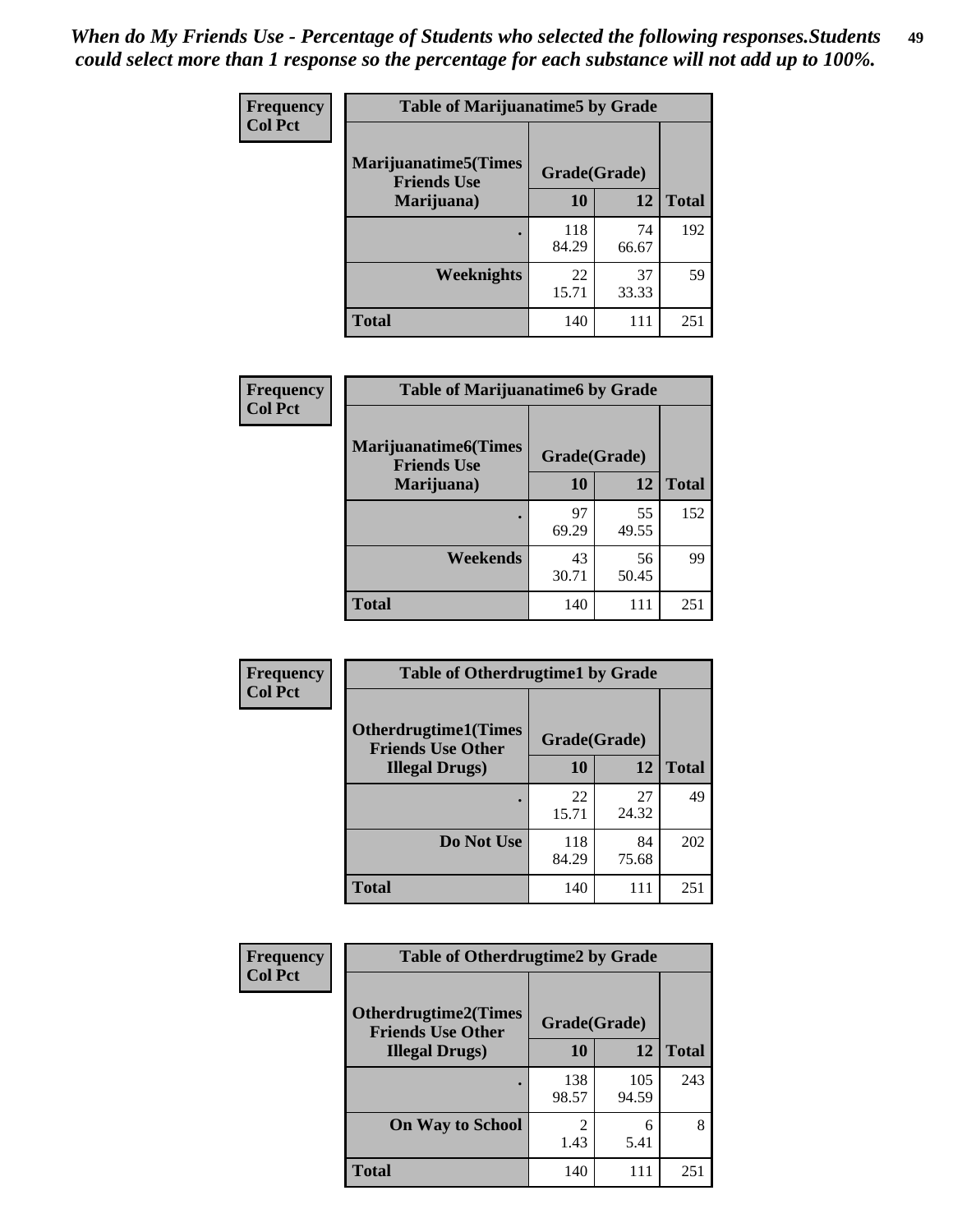*When do My Friends Use - Percentage of Students who selected the following responses.Students could select more than 1 response so the percentage for each substance will not add up to 100%.*

**Frequency**
**Col Pct**

| Table of Marijuanatime5 by Grade | | | |
|---|---|---|---|
| **Marijuanatime5(Times Friends Use Marijuana)** | **Grade(Grade)** | | |
| | **10** | **12** | **Total** |
| **.** | 118<br>84.29 | 74<br>66.67 | 192 |
| **Weeknights** | 22<br>15.71 | 37<br>33.33 | 59 |
| **Total** | 140 | 111 | 251 |

**Frequency**
**Col Pct**

| Table of Marijuanatime6 by Grade | | | |
|---|---|---|---|
| **Marijuanatime6(Times Friends Use Marijuana)** | **Grade(Grade)** | | |
| | **10** | **12** | **Total** |
| **.** | 97<br>69.29 | 55<br>49.55 | 152 |
| **Weekends** | 43<br>30.71 | 56<br>50.45 | 99 |
| **Total** | 140 | 111 | 251 |

**Frequency**
**Col Pct**

| Table of Otherdrugtime1 by Grade | | | |
|---|---|---|---|
| **Otherdrugtime1(Times Friends Use Other Illegal Drugs)** | **Grade(Grade)** | | |
| | **10** | **12** | **Total** |
| **.** | 22<br>15.71 | 27<br>24.32 | 49 |
| **Do Not Use** | 118<br>84.29 | 84<br>75.68 | 202 |
| **Total** | 140 | 111 | 251 |

**Frequency**
**Col Pct**

| Table of Otherdrugtime2 by Grade | | | |
|---|---|---|---|
| **Otherdrugtime2(Times Friends Use Other Illegal Drugs)** | **Grade(Grade)** | | |
| | **10** | **12** | **Total** |
| **.** | 138<br>98.57 | 105<br>94.59 | 243 |
| **On Way to School** | 2<br>1.43 | 6<br>5.41 | 8 |
| **Total** | 140 | 111 | 251 |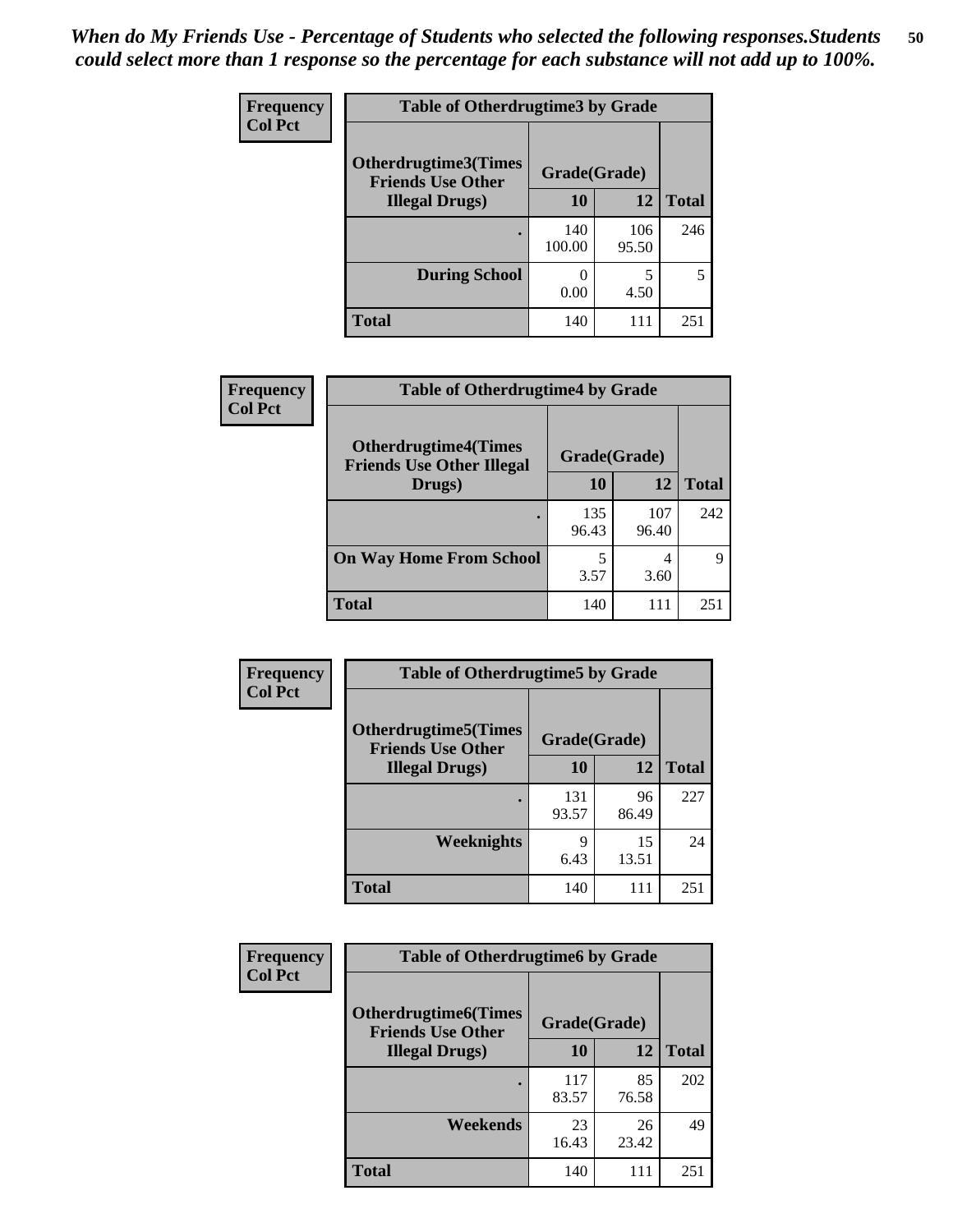*When do My Friends Use - Percentage of Students who selected the following responses.Students could select more than 1 response so the percentage for each substance will not add up to 100%.*

**Frequency**
**Col Pct**

| Table of Otherdrugtime3 by Grade | | | |
|---|---|---|---|
| **Otherdrugtime3(Times Friends Use Other Illegal Drugs)** | **Grade(Grade)** | | |
| | **10** | **12** | **Total** |
| **.** | 140<br>100.00 | 106<br>95.50 | 246 |
| **During School** | 0<br>0.00 | 5<br>4.50 | 5 |
| **Total** | 140 | 111 | 251 |

**Frequency**
**Col Pct**

| Table of Otherdrugtime4 by Grade | | | |
|---|---|---|---|
| **Otherdrugtime4(Times Friends Use Other Illegal Drugs)** | **Grade(Grade)** | | |
| | **10** | **12** | **Total** |
| **.** | 135<br>96.43 | 107<br>96.40 | 242 |
| **On Way Home From School** | 5<br>3.57 | 4<br>3.60 | 9 |
| **Total** | 140 | 111 | 251 |

**Frequency**
**Col Pct**

| Table of Otherdrugtime5 by Grade | | | |
|---|---|---|---|
| **Otherdrugtime5(Times Friends Use Other Illegal Drugs)** | **Grade(Grade)** | | |
| | **10** | **12** | **Total** |
| **.** | 131<br>93.57 | 96<br>86.49 | 227 |
| **Weeknights** | 9<br>6.43 | 15<br>13.51 | 24 |
| **Total** | 140 | 111 | 251 |

**Frequency**
**Col Pct**

| Table of Otherdrugtime6 by Grade | | | |
|---|---|---|---|
| **Otherdrugtime6(Times Friends Use Other Illegal Drugs)** | **Grade(Grade)** | | |
| | **10** | **12** | **Total** |
| **.** | 117<br>83.57 | 85<br>76.58 | 202 |
| **Weekends** | 23<br>16.43 | 26<br>23.42 | 49 |
| **Total** | 140 | 111 | 251 |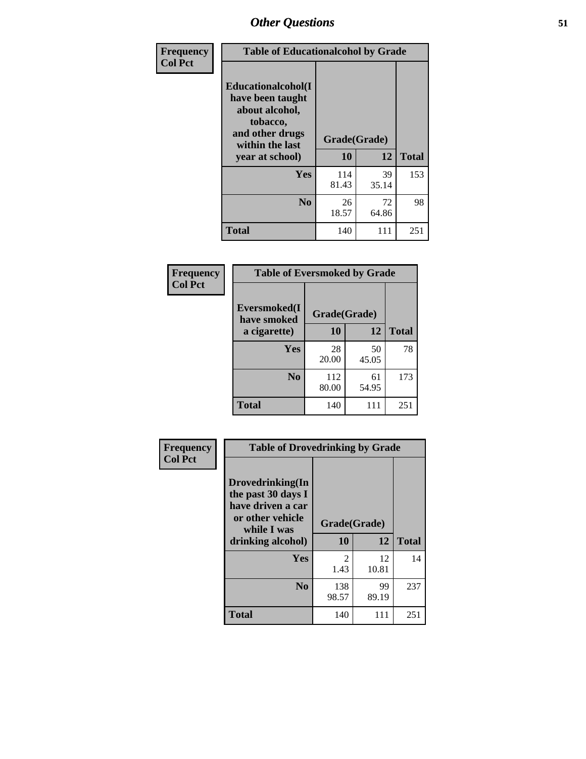# Other Questions

**Frequency / Col Pct**

**Table of Educationalalcohol by Grade**

| Educationalalcohol(I have been taught about alcohol, tobacco, and other drugs within the last year at school) | Grade(Grade) | | |
|---|---|---|---|
| | 10 | 12 | Total |
| Yes | 114<br>81.43 | 39<br>35.14 | 153 |
| No | 26<br>18.57 | 72<br>64.86 | 98 |
| Total | 140 | 111 | 251 |

**Frequency / Col Pct**

**Table of Eversmoked by Grade**

| Eversmoked(I have smoked a cigarette) | Grade(Grade) | | |
|---|---|---|---|
| | 10 | 12 | Total |
| Yes | 28<br>20.00 | 50<br>45.05 | 78 |
| No | 112<br>80.00 | 61<br>54.95 | 173 |
| Total | 140 | 111 | 251 |

**Frequency / Col Pct**

**Table of Drovedrinking by Grade**

| Drovedrinking(In the past 30 days I have driven a car or other vehicle while I was drinking alcohol) | Grade(Grade) | | |
|---|---|---|---|
| | 10 | 12 | Total |
| Yes | 2<br>1.43 | 12<br>10.81 | 14 |
| No | 138<br>98.57 | 99<br>89.19 | 237 |
| Total | 140 | 111 | 251 |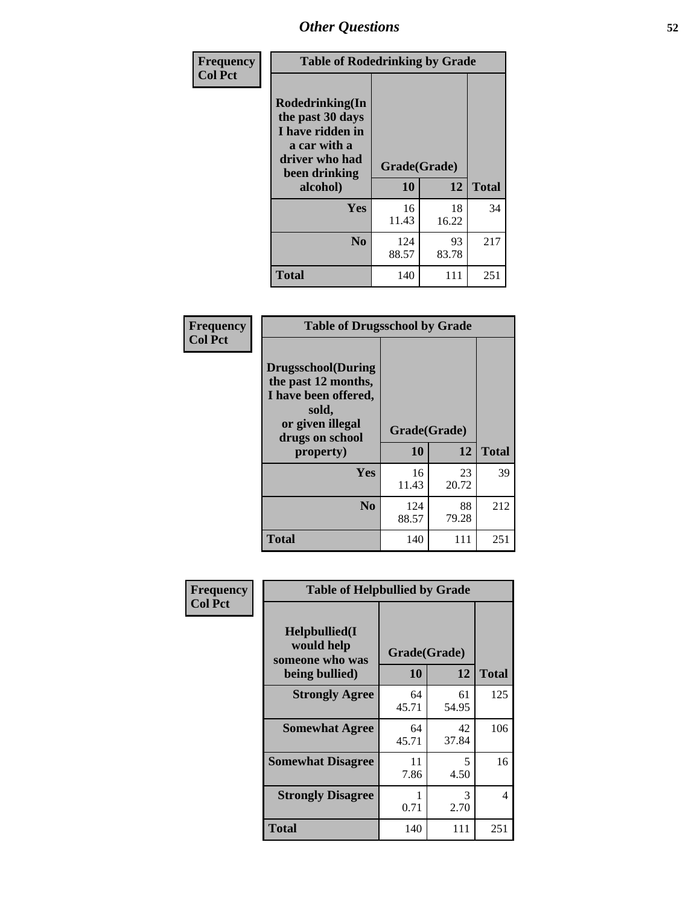# Other Questions

| Frequency Col Pct | | | |
|---|---|---|---|

**Table of Rodedrinking by Grade**

| Rodedrinking(In the past 30 days I have ridden in a car with a driver who had been drinking alcohol) | Grade(Grade) | | |
|---|---|---|---|
| | 10 | 12 | Total |
| Yes | 16<br>11.43 | 18<br>16.22 | 34 |
| No | 124<br>88.57 | 93<br>83.78 | 217 |
| Total | 140 | 111 | 251 |

| Frequency Col Pct |
|---|

**Table of Drugsschool by Grade**

| Drugsschool(During the past 12 months, I have been offered, sold, or given illegal drugs on school property) | Grade(Grade) | | |
|---|---|---|---|
| | 10 | 12 | Total |
| Yes | 16<br>11.43 | 23<br>20.72 | 39 |
| No | 124<br>88.57 | 88<br>79.28 | 212 |
| Total | 140 | 111 | 251 |

| Frequency Col Pct |
|---|

**Table of Helpbullied by Grade**

| Helpbullied(I would help someone who was being bullied) | Grade(Grade) | | |
|---|---|---|---|
| | 10 | 12 | Total |
| Strongly Agree | 64<br>45.71 | 61<br>54.95 | 125 |
| Somewhat Agree | 64<br>45.71 | 42<br>37.84 | 106 |
| Somewhat Disagree | 11<br>7.86 | 5<br>4.50 | 16 |
| Strongly Disagree | 1<br>0.71 | 3<br>2.70 | 4 |
| Total | 140 | 111 | 251 |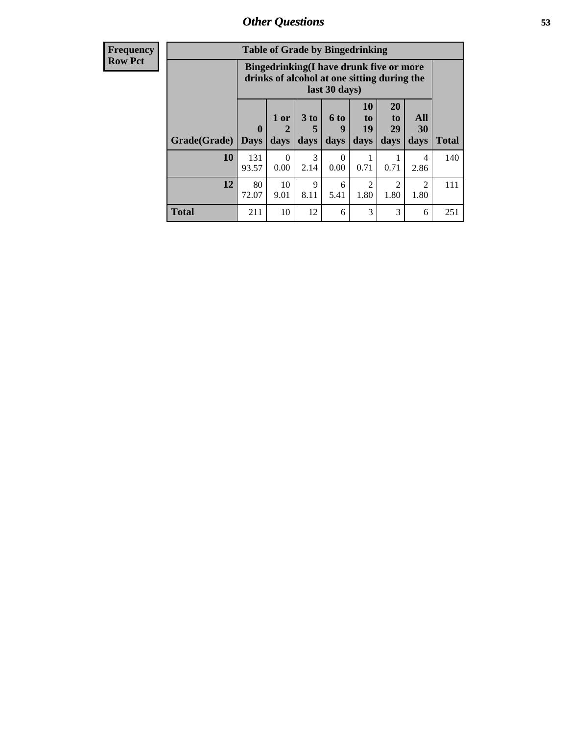| Frequency<br>Row Pct | | | | | | | | |
|---|---|---|---|---|---|---|---|---|

**Table of Grade by Bingedrinking**

| Grade(Grade) | Bingedrinking(I have drunk five or more drinks of alcohol at one sitting during the last 30 days) | | | | | | | Total |
|---|---|---|---|---|---|---|---|---|
| | 0 Days | 1 or 2 days | 3 to 5 days | 6 to 9 days | 10 to 19 days | 20 to 29 days | All 30 days | |
| **10** | 131<br>93.57 | 0<br>0.00 | 3<br>2.14 | 0<br>0.00 | 1<br>0.71 | 1<br>0.71 | 4<br>2.86 | 140 |
| **12** | 80<br>72.07 | 10<br>9.01 | 9<br>8.11 | 6<br>5.41 | 2<br>1.80 | 2<br>1.80 | 2<br>1.80 | 111 |
| **Total** | 211 | 10 | 12 | 6 | 3 | 3 | 6 | 251 |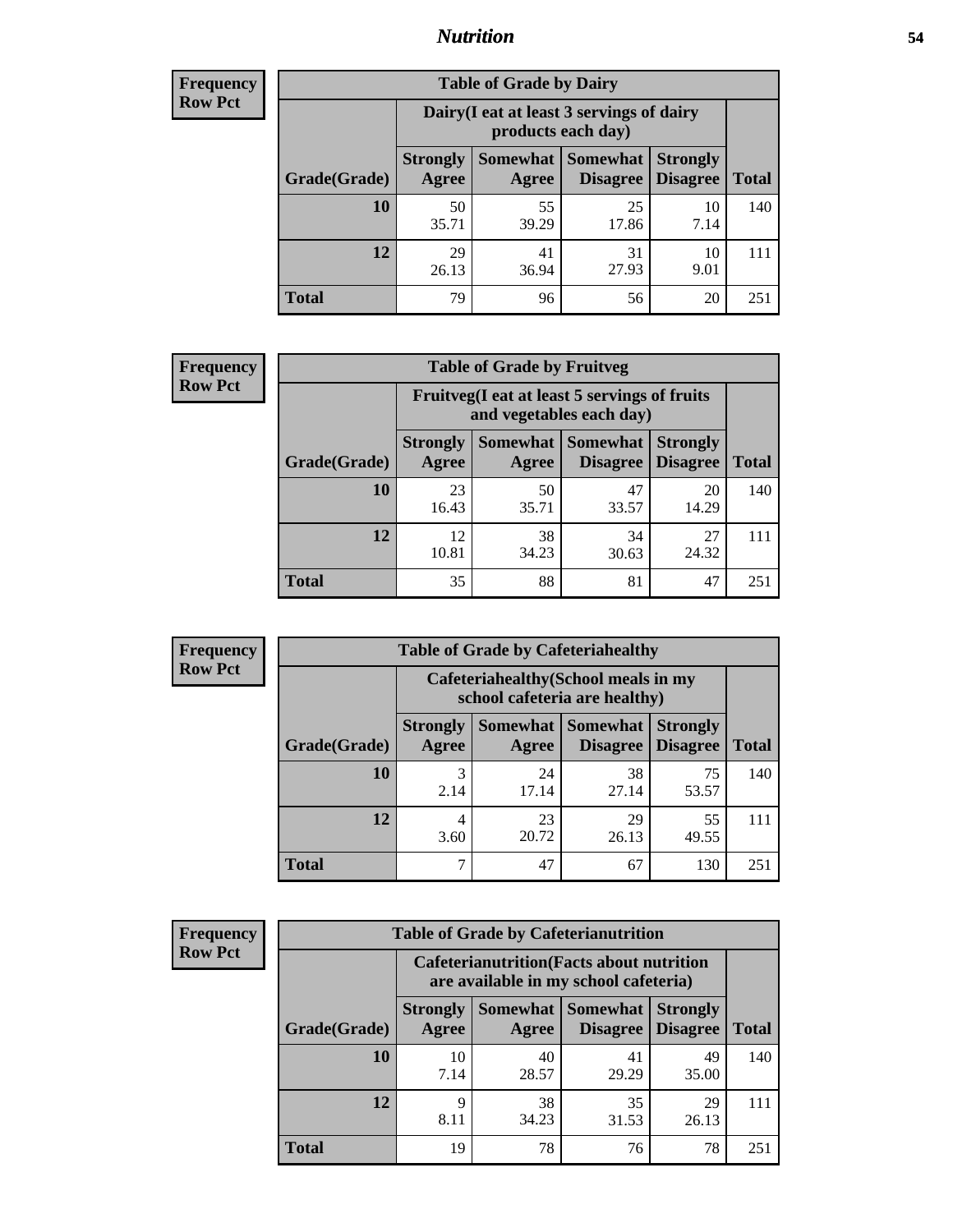**Frequency**
**Row Pct**

| Table of Grade by Dairy | | | | | |
|---|---|---|---|---|---|
| | Dairy(I eat at least 3 servings of dairy products each day) | | | | |
| Grade(Grade) | Strongly Agree | Somewhat Agree | Somewhat Disagree | Strongly Disagree | Total |
| **10** | 50<br>35.71 | 55<br>39.29 | 25<br>17.86 | 10<br>7.14 | 140 |
| **12** | 29<br>26.13 | 41<br>36.94 | 31<br>27.93 | 10<br>9.01 | 111 |
| **Total** | 79 | 96 | 56 | 20 | 251 |

**Frequency**
**Row Pct**

| Table of Grade by Fruitveg | | | | | |
|---|---|---|---|---|---|
| | Fruitveg(I eat at least 5 servings of fruits and vegetables each day) | | | | |
| Grade(Grade) | Strongly Agree | Somewhat Agree | Somewhat Disagree | Strongly Disagree | Total |
| **10** | 23<br>16.43 | 50<br>35.71 | 47<br>33.57 | 20<br>14.29 | 140 |
| **12** | 12<br>10.81 | 38<br>34.23 | 34<br>30.63 | 27<br>24.32 | 111 |
| **Total** | 35 | 88 | 81 | 47 | 251 |

**Frequency**
**Row Pct**

| Table of Grade by Cafeteriahealthy | | | | | |
|---|---|---|---|---|---|
| | Cafeteriahealthy(School meals in my school cafeteria are healthy) | | | | |
| Grade(Grade) | Strongly Agree | Somewhat Agree | Somewhat Disagree | Strongly Disagree | Total |
| **10** | 3<br>2.14 | 24<br>17.14 | 38<br>27.14 | 75<br>53.57 | 140 |
| **12** | 4<br>3.60 | 23<br>20.72 | 29<br>26.13 | 55<br>49.55 | 111 |
| **Total** | 7 | 47 | 67 | 130 | 251 |

**Frequency**
**Row Pct**

| Table of Grade by Cafeterianutrition | | | | | |
|---|---|---|---|---|---|
| | Cafeterianutrition(Facts about nutrition are available in my school cafeteria) | | | | |
| Grade(Grade) | Strongly Agree | Somewhat Agree | Somewhat Disagree | Strongly Disagree | Total |
| **10** | 10<br>7.14 | 40<br>28.57 | 41<br>29.29 | 49<br>35.00 | 140 |
| **12** | 9<br>8.11 | 38<br>34.23 | 35<br>31.53 | 29<br>26.13 | 111 |
| **Total** | 19 | 78 | 76 | 78 | 251 |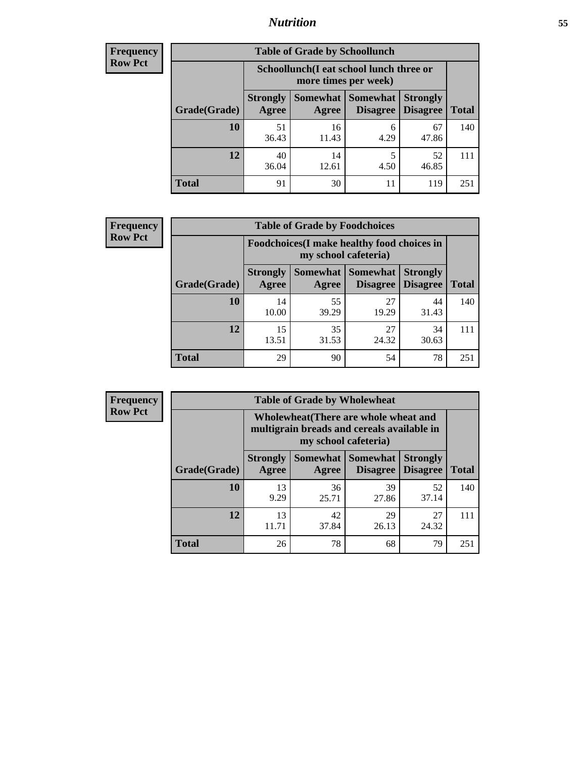| Frequency Row Pct |
|---|

**Table of Grade by Schoollunch**

| Grade(Grade) | Schoollunch(I eat school lunch three or more times per week) | | | | Total |
|---|---|---|---|---|---|
| | Strongly Agree | Somewhat Agree | Somewhat Disagree | Strongly Disagree | |
| 10 | 51<br>36.43 | 16<br>11.43 | 6<br>4.29 | 67<br>47.86 | 140 |
| 12 | 40<br>36.04 | 14<br>12.61 | 5<br>4.50 | 52<br>46.85 | 111 |
| Total | 91 | 30 | 11 | 119 | 251 |

| Frequency Row Pct |
|---|

**Table of Grade by Foodchoices**

| Grade(Grade) | Foodchoices(I make healthy food choices in my school cafeteria) | | | | Total |
|---|---|---|---|---|---|
| | Strongly Agree | Somewhat Agree | Somewhat Disagree | Strongly Disagree | |
| 10 | 14<br>10.00 | 55<br>39.29 | 27<br>19.29 | 44<br>31.43 | 140 |
| 12 | 15<br>13.51 | 35<br>31.53 | 27<br>24.32 | 34<br>30.63 | 111 |
| Total | 29 | 90 | 54 | 78 | 251 |

| Frequency Row Pct |
|---|

**Table of Grade by Wholewheat**

| Grade(Grade) | Wholewheat(There are whole wheat and multigrain breads and cereals available in my school cafeteria) | | | | Total |
|---|---|---|---|---|---|
| | Strongly Agree | Somewhat Agree | Somewhat Disagree | Strongly Disagree | |
| 10 | 13<br>9.29 | 36<br>25.71 | 39<br>27.86 | 52<br>37.14 | 140 |
| 12 | 13<br>11.71 | 42<br>37.84 | 29<br>26.13 | 27<br>24.32 | 111 |
| Total | 26 | 78 | 68 | 79 | 251 |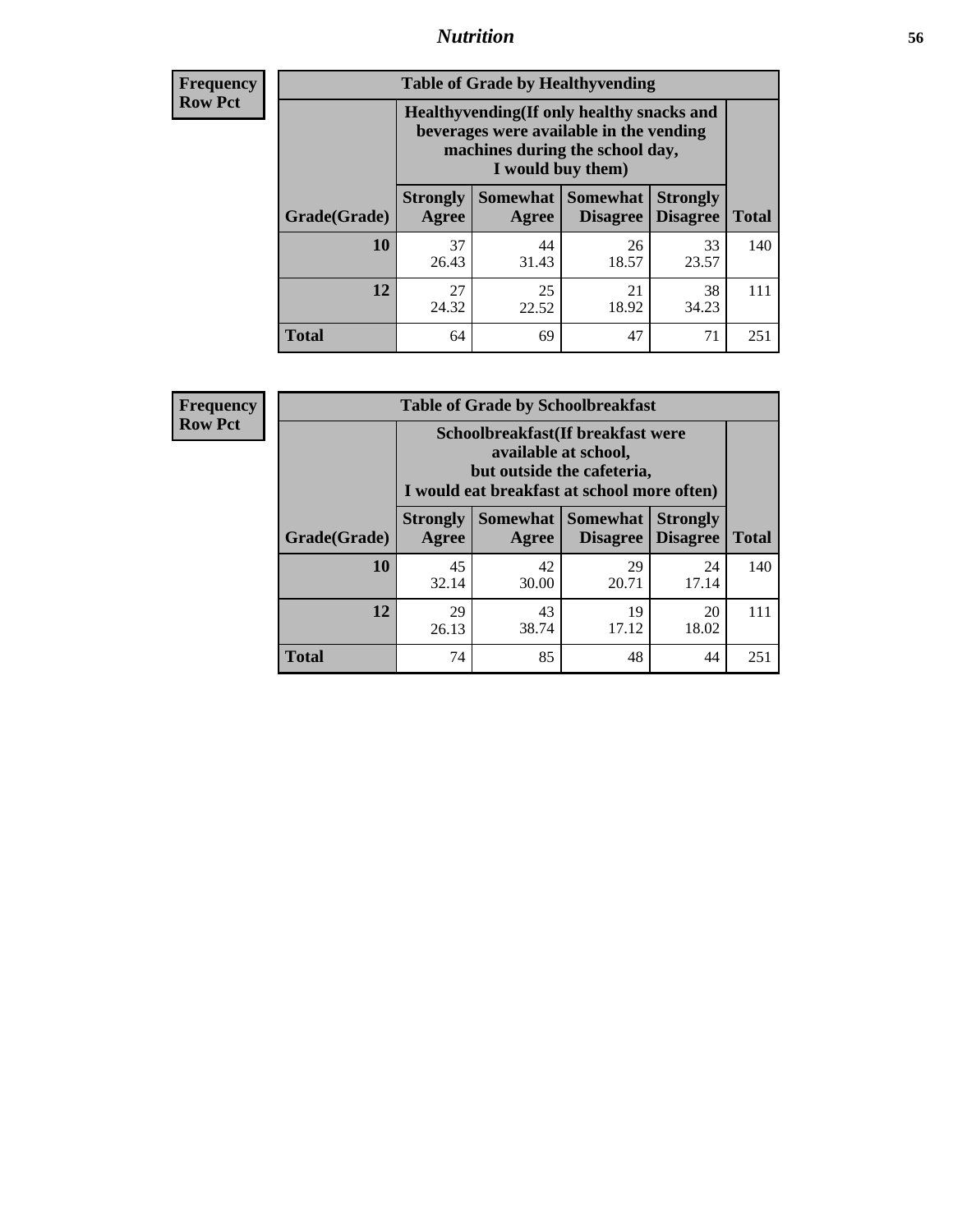**Frequency**
**Row Pct**

| Table of Grade by Healthyvending | | | | | |
|---|---|---|---|---|---|
| | Healthyvending(If only healthy snacks and beverages were available in the vending machines during the school day, I would buy them) | | | | |
| Grade(Grade) | Strongly Agree | Somewhat Agree | Somewhat Disagree | Strongly Disagree | Total |
| **10** | 37<br>26.43 | 44<br>31.43 | 26<br>18.57 | 33<br>23.57 | 140 |
| **12** | 27<br>24.32 | 25<br>22.52 | 21<br>18.92 | 38<br>34.23 | 111 |
| **Total** | 64 | 69 | 47 | 71 | 251 |

**Frequency**
**Row Pct**

| Table of Grade by Schoolbreakfast | | | | | |
|---|---|---|---|---|---|
| | Schoolbreakfast(If breakfast were available at school, but outside the cafeteria, I would eat breakfast at school more often) | | | | |
| Grade(Grade) | Strongly Agree | Somewhat Agree | Somewhat Disagree | Strongly Disagree | Total |
| **10** | 45<br>32.14 | 42<br>30.00 | 29<br>20.71 | 24<br>17.14 | 140 |
| **12** | 29<br>26.13 | 43<br>38.74 | 19<br>17.12 | 20<br>18.02 | 111 |
| **Total** | 74 | 85 | 48 | 44 | 251 |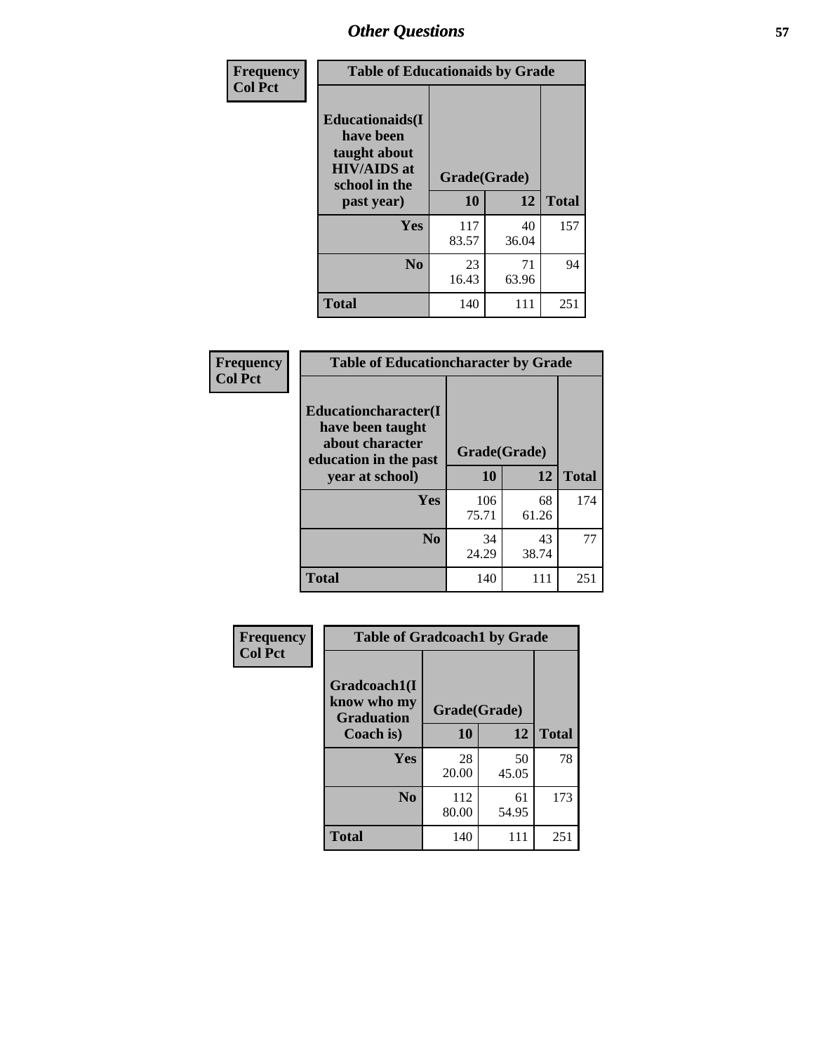| Frequency<br>Col Pct | Table of Educationaids by Grade | | |
|---|---|---|---|
| Educationaids(I have been taught about HIV/AIDS at school in the past year) | Grade(Grade) | | |
| | 10 | 12 | Total |
| Yes | 117<br>83.57 | 40<br>36.04 | 157 |
| No | 23<br>16.43 | 71<br>63.96 | 94 |
| Total | 140 | 111 | 251 |

| Frequency<br>Col Pct | Table of Educationcharacter by Grade | | |
|---|---|---|---|
| Educationcharacter(I have been taught about character education in the past year at school) | Grade(Grade) | | |
| | 10 | 12 | Total |
| Yes | 106<br>75.71 | 68<br>61.26 | 174 |
| No | 34<br>24.29 | 43<br>38.74 | 77 |
| Total | 140 | 111 | 251 |

| Frequency<br>Col Pct | Table of Gradcoach1 by Grade | | |
|---|---|---|---|
| Gradcoach1(I know who my Graduation Coach is) | Grade(Grade) | | |
| | 10 | 12 | Total |
| Yes | 28<br>20.00 | 50<br>45.05 | 78 |
| No | 112<br>80.00 | 61<br>54.95 | 173 |
| Total | 140 | 111 | 251 |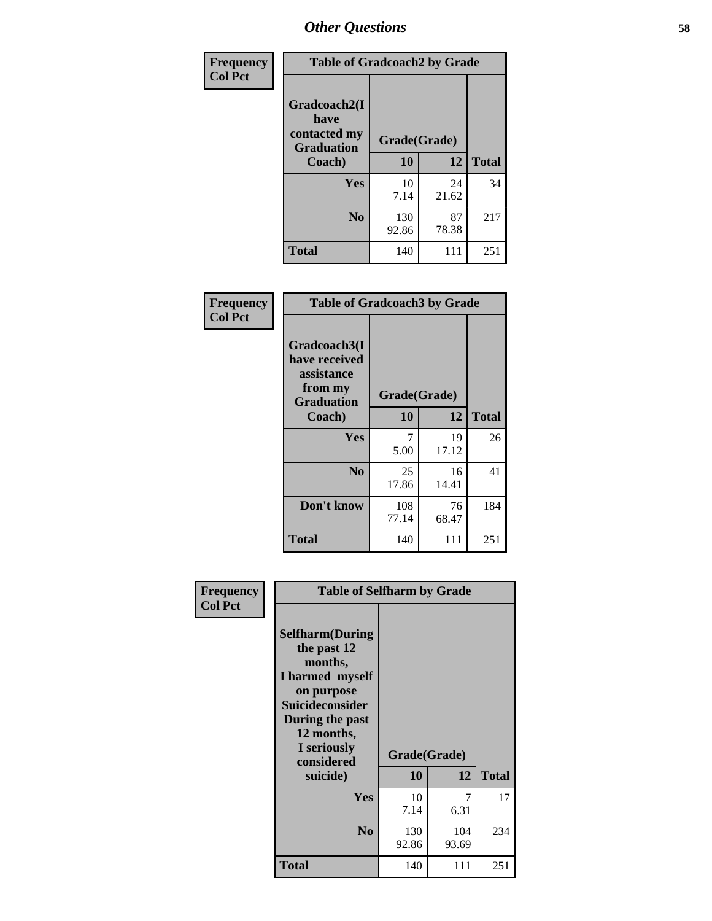Frequency
Col Pct

| Table of Gradcoach2 by Grade | | | |
|---|---|---|---|
| Gradcoach2(I have contacted my Graduation Coach) | Grade(Grade) | | |
| | 10 | 12 | Total |
| Yes | 10<br>7.14 | 24<br>21.62 | 34 |
| No | 130<br>92.86 | 87<br>78.38 | 217 |
| Total | 140 | 111 | 251 |

Frequency
Col Pct

| Table of Gradcoach3 by Grade | | | |
|---|---|---|---|
| Gradcoach3(I have received assistance from my Graduation Coach) | Grade(Grade) | | |
| | 10 | 12 | Total |
| Yes | 7<br>5.00 | 19<br>17.12 | 26 |
| No | 25<br>17.86 | 16<br>14.41 | 41 |
| Don't know | 108<br>77.14 | 76<br>68.47 | 184 |
| Total | 140 | 111 | 251 |

Frequency
Col Pct

| Table of Selfharm by Grade | | | |
|---|---|---|---|
| Selfharm(During the past 12 months, I harmed myself on purpose Suicideconsider During the past 12 months, I seriously considered suicide) | Grade(Grade) | | |
| | 10 | 12 | Total |
| Yes | 10<br>7.14 | 7<br>6.31 | 17 |
| No | 130<br>92.86 | 104<br>93.69 | 234 |
| Total | 140 | 111 | 251 |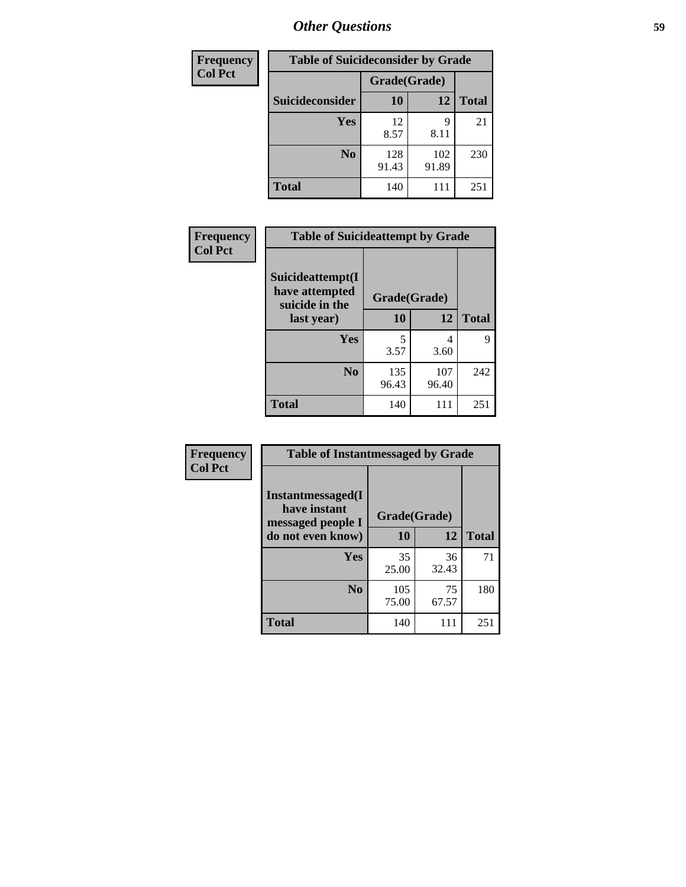## Other Questions

| Frequency<br>Col Pct |
|---|

**Table of Suicideconsider by Grade**

| Suicideconsider | Grade(Grade) 10 | 12 | Total |
|---|---|---|---|
| Yes | 12<br>8.57 | 9<br>8.11 | 21 |
| No | 128<br>91.43 | 102<br>91.89 | 230 |
| Total | 140 | 111 | 251 |

| Frequency<br>Col Pct |
|---|

**Table of Suicideattempt by Grade**

| Suicideattempt(I have attempted suicide in the last year) | Grade(Grade) 10 | 12 | Total |
|---|---|---|---|
| Yes | 5<br>3.57 | 4<br>3.60 | 9 |
| No | 135<br>96.43 | 107<br>96.40 | 242 |
| Total | 140 | 111 | 251 |

| Frequency<br>Col Pct |
|---|

**Table of Instantmessaged by Grade**

| Instantmessaged(I have instant messaged people I do not even know) | Grade(Grade) 10 | 12 | Total |
|---|---|---|---|
| Yes | 35<br>25.00 | 36<br>32.43 | 71 |
| No | 105<br>75.00 | 75<br>67.57 | 180 |
| Total | 140 | 111 | 251 |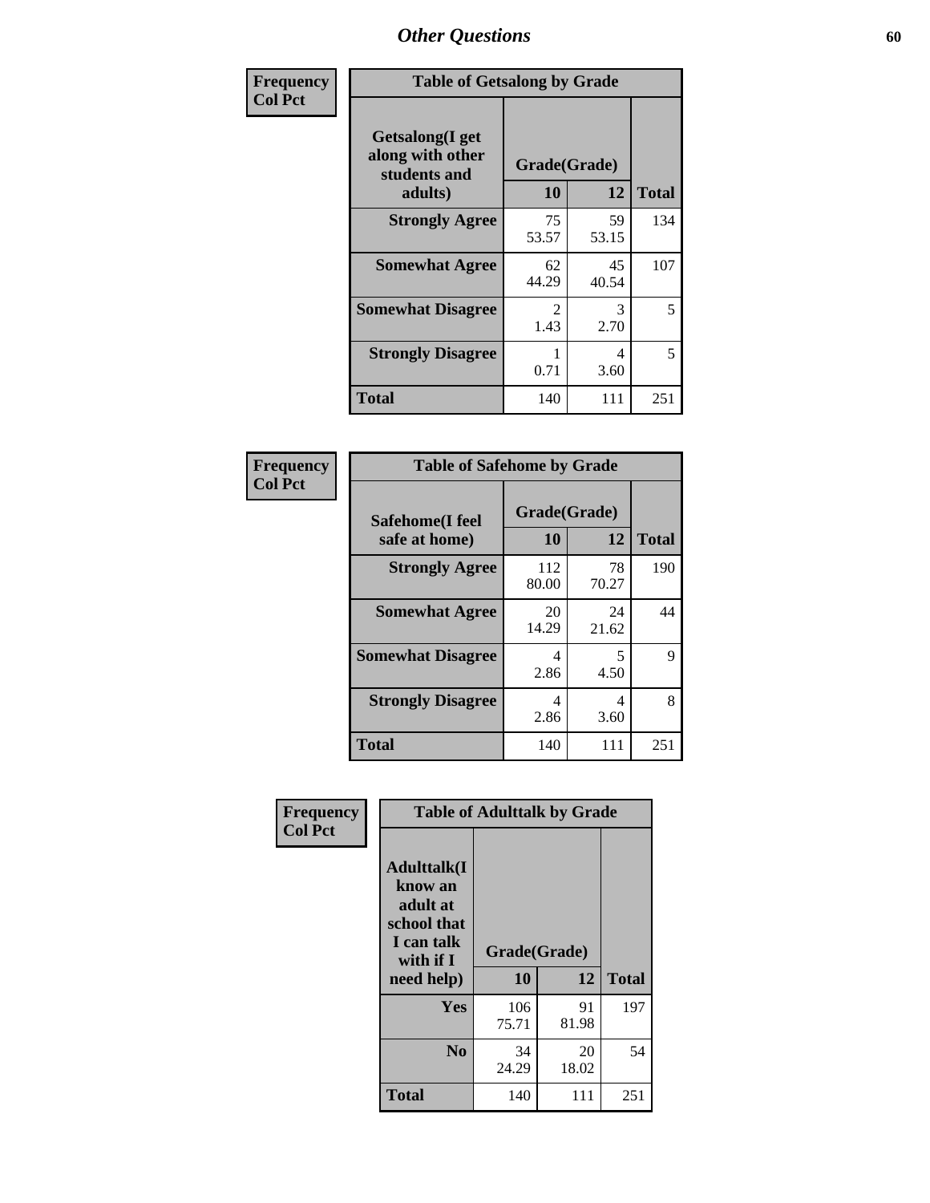## Other Questions

**Frequency / Col Pct**

| Table of Getsalong by Grade | | | |
|---|---|---|---|
| Getsalong(I get along with other students and adults) | Grade(Grade) | | |
| | 10 | 12 | Total |
| **Strongly Agree** | 75<br>53.57 | 59<br>53.15 | 134 |
| **Somewhat Agree** | 62<br>44.29 | 45<br>40.54 | 107 |
| **Somewhat Disagree** | 2<br>1.43 | 3<br>2.70 | 5 |
| **Strongly Disagree** | 1<br>0.71 | 4<br>3.60 | 5 |
| **Total** | 140 | 111 | 251 |

**Frequency / Col Pct**

| Table of Safehome by Grade | | | |
|---|---|---|---|
| Safehome(I feel safe at home) | Grade(Grade) | | |
| | 10 | 12 | Total |
| **Strongly Agree** | 112<br>80.00 | 78<br>70.27 | 190 |
| **Somewhat Agree** | 20<br>14.29 | 24<br>21.62 | 44 |
| **Somewhat Disagree** | 4<br>2.86 | 5<br>4.50 | 9 |
| **Strongly Disagree** | 4<br>2.86 | 4<br>3.60 | 8 |
| **Total** | 140 | 111 | 251 |

**Frequency / Col Pct**

| Table of Adulttalk by Grade | | | |
|---|---|---|---|
| Adulttalk(I know an adult at school that I can talk with if I need help) | Grade(Grade) | | |
| | 10 | 12 | Total |
| **Yes** | 106<br>75.71 | 91<br>81.98 | 197 |
| **No** | 34<br>24.29 | 20<br>18.02 | 54 |
| **Total** | 140 | 111 | 251 |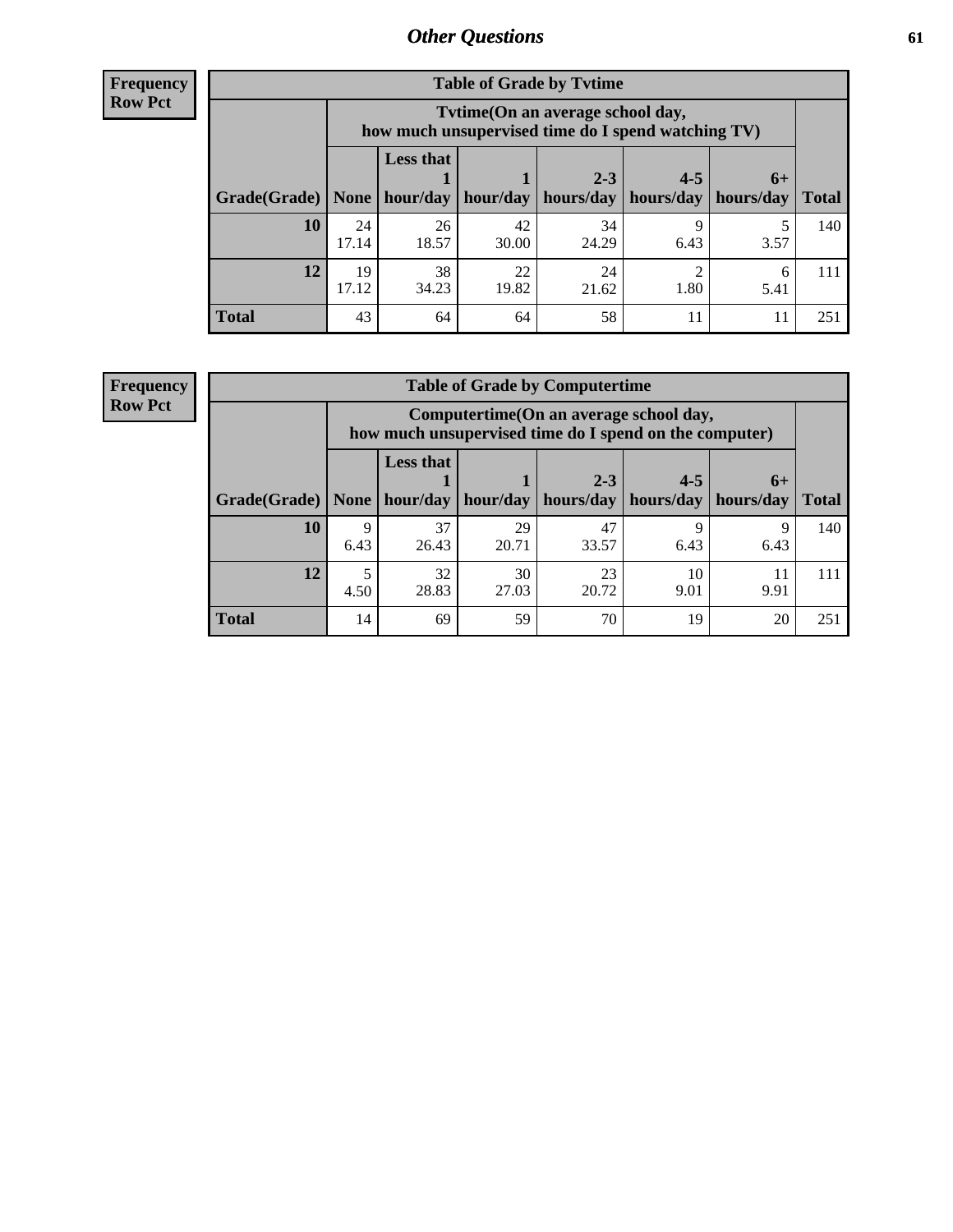## Other Questions

**Frequency**
**Row Pct**

**Table of Grade by Tvtime**

| Grade(Grade) | Tvtime(On an average school day, how much unsupervised time do I spend watching TV) | | | | | | Total |
|---|---|---|---|---|---|---|---|
| | None | Less that 1 hour/day | 1 hour/day | 2-3 hours/day | 4-5 hours/day | 6+ hours/day | |
| **10** | 24<br>17.14 | 26<br>18.57 | 42<br>30.00 | 34<br>24.29 | 9<br>6.43 | 5<br>3.57 | 140 |
| **12** | 19<br>17.12 | 38<br>34.23 | 22<br>19.82 | 24<br>21.62 | 2<br>1.80 | 6<br>5.41 | 111 |
| **Total** | 43 | 64 | 64 | 58 | 11 | 11 | 251 |

**Frequency**
**Row Pct**

**Table of Grade by Computertime**

| Grade(Grade) | Computertime(On an average school day, how much unsupervised time do I spend on the computer) | | | | | | Total |
|---|---|---|---|---|---|---|---|
| | None | Less that 1 hour/day | 1 hour/day | 2-3 hours/day | 4-5 hours/day | 6+ hours/day | |
| **10** | 9<br>6.43 | 37<br>26.43 | 29<br>20.71 | 47<br>33.57 | 9<br>6.43 | 9<br>6.43 | 140 |
| **12** | 5<br>4.50 | 32<br>28.83 | 30<br>27.03 | 23<br>20.72 | 10<br>9.01 | 11<br>9.91 | 111 |
| **Total** | 14 | 69 | 59 | 70 | 19 | 20 | 251 |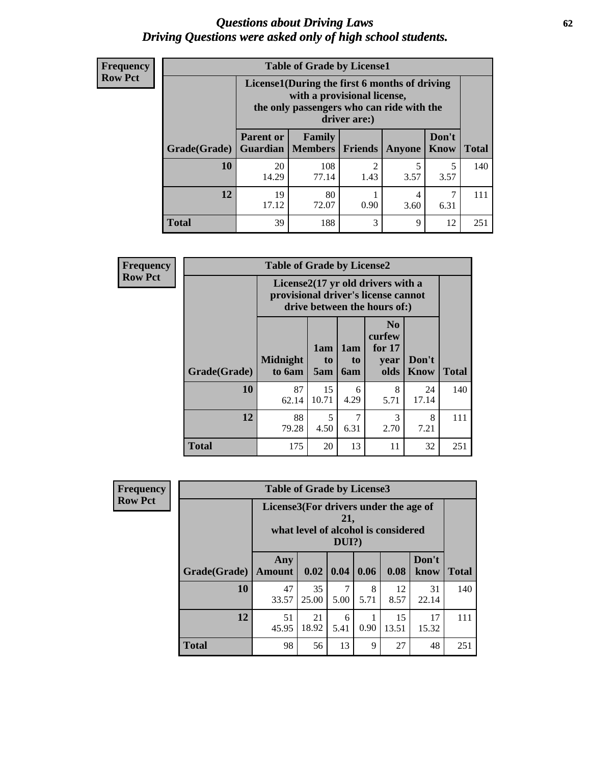# *Questions about Driving Laws*
# *Driving Questions were asked only of high school students.*

**Frequency Row Pct**

| Table of Grade by License1 | | | | | | |
|---|---|---|---|---|---|---|
| | License1(During the first 6 months of driving with a provisional license, the only passengers who can ride with the driver are:) | | | | | |
| Grade(Grade) | Parent or Guardian | Family Members | Friends | Anyone | Don't Know | Total |
| **10** | 20<br>14.29 | 108<br>77.14 | 2<br>1.43 | 5<br>3.57 | 5<br>3.57 | 140 |
| **12** | 19<br>17.12 | 80<br>72.07 | 1<br>0.90 | 4<br>3.60 | 7<br>6.31 | 111 |
| **Total** | 39 | 188 | 3 | 9 | 12 | 251 |

**Frequency Row Pct**

| Table of Grade by License2 | | | | | | |
|---|---|---|---|---|---|---|
| | License2(17 yr old drivers with a provisional driver's license cannot drive between the hours of:) | | | | | |
| Grade(Grade) | Midnight to 6am | 1am to 5am | 1am to 6am | No curfew for 17 year olds | Don't Know | Total |
| **10** | 87<br>62.14 | 15<br>10.71 | 6<br>4.29 | 8<br>5.71 | 24<br>17.14 | 140 |
| **12** | 88<br>79.28 | 5<br>4.50 | 7<br>6.31 | 3<br>2.70 | 8<br>7.21 | 111 |
| **Total** | 175 | 20 | 13 | 11 | 32 | 251 |

**Frequency Row Pct**

| Table of Grade by License3 | | | | | | | |
|---|---|---|---|---|---|---|---|
| | License3(For drivers under the age of 21, what level of alcohol is considered DUI?) | | | | | | |
| Grade(Grade) | Any Amount | 0.02 | 0.04 | 0.06 | 0.08 | Don't know | Total |
| **10** | 47<br>33.57 | 35<br>25.00 | 7<br>5.00 | 8<br>5.71 | 12<br>8.57 | 31<br>22.14 | 140 |
| **12** | 51<br>45.95 | 21<br>18.92 | 6<br>5.41 | 1<br>0.90 | 15<br>13.51 | 17<br>15.32 | 111 |
| **Total** | 98 | 56 | 13 | 9 | 27 | 48 | 251 |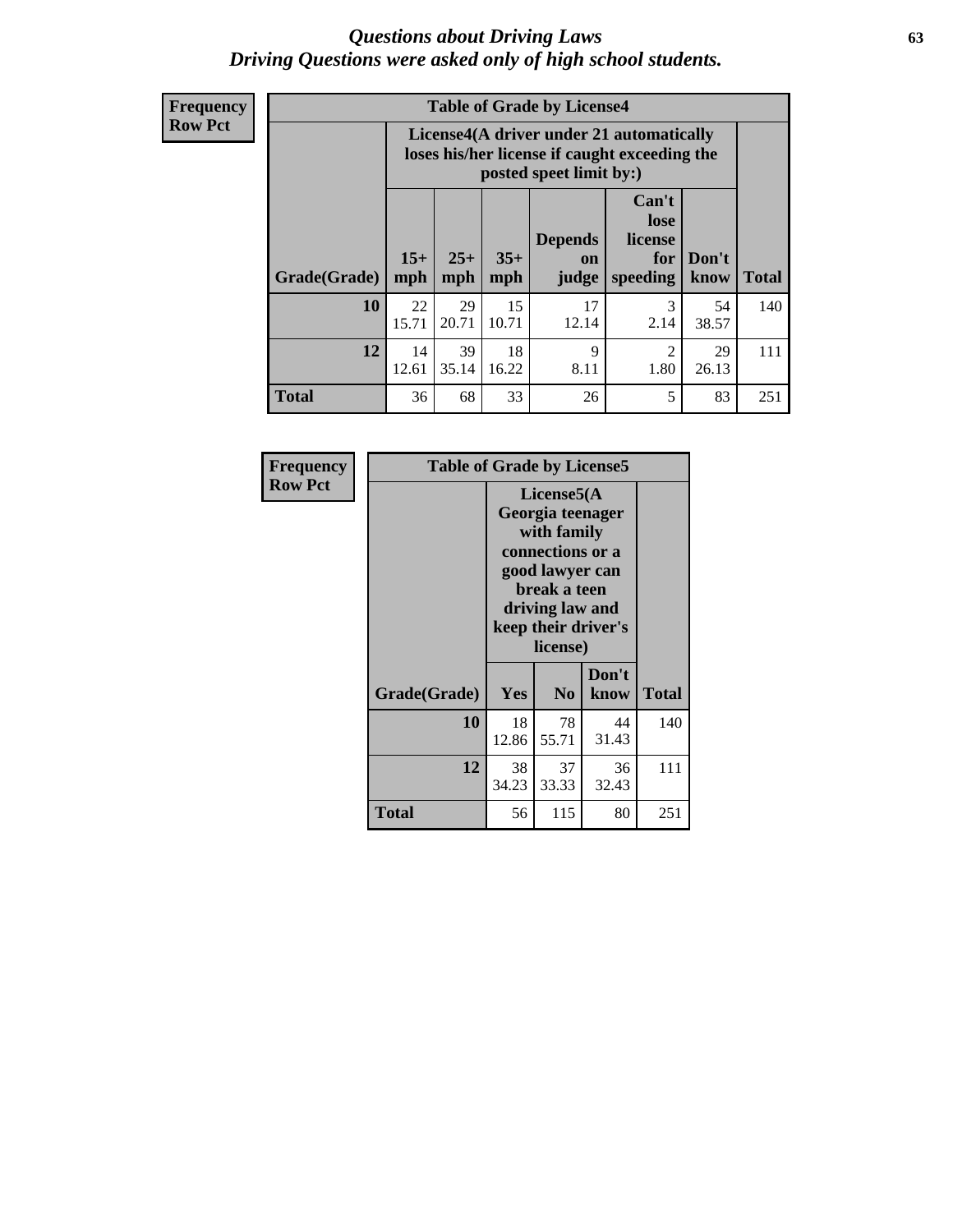# *Questions about Driving Laws*
## *Driving Questions were asked only of high school students.*

**Frequency**
**Row Pct**

**Table of Grade by License4**

| Grade(Grade) | License4(A driver under 21 automatically loses his/her license if caught exceeding the posted speet limit by:) | | | | | | Total |
|---|---|---|---|---|---|---|---|
| | 15+ mph | 25+ mph | 35+ mph | Depends on judge | Can't lose license for speeding | Don't know | |
| **10** | 22<br>15.71 | 29<br>20.71 | 15<br>10.71 | 17<br>12.14 | 3<br>2.14 | 54<br>38.57 | 140 |
| **12** | 14<br>12.61 | 39<br>35.14 | 18<br>16.22 | 9<br>8.11 | 2<br>1.80 | 29<br>26.13 | 111 |
| **Total** | 36 | 68 | 33 | 26 | 5 | 83 | 251 |

**Frequency**
**Row Pct**

**Table of Grade by License5**

| Grade(Grade) | License5(A Georgia teenager with family connections or a good lawyer can break a teen driving law and keep their driver's license) | | | Total |
|---|---|---|---|---|
| | Yes | No | Don't know | |
| **10** | 18<br>12.86 | 78<br>55.71 | 44<br>31.43 | 140 |
| **12** | 38<br>34.23 | 37<br>33.33 | 36<br>32.43 | 111 |
| **Total** | 56 | 115 | 80 | 251 |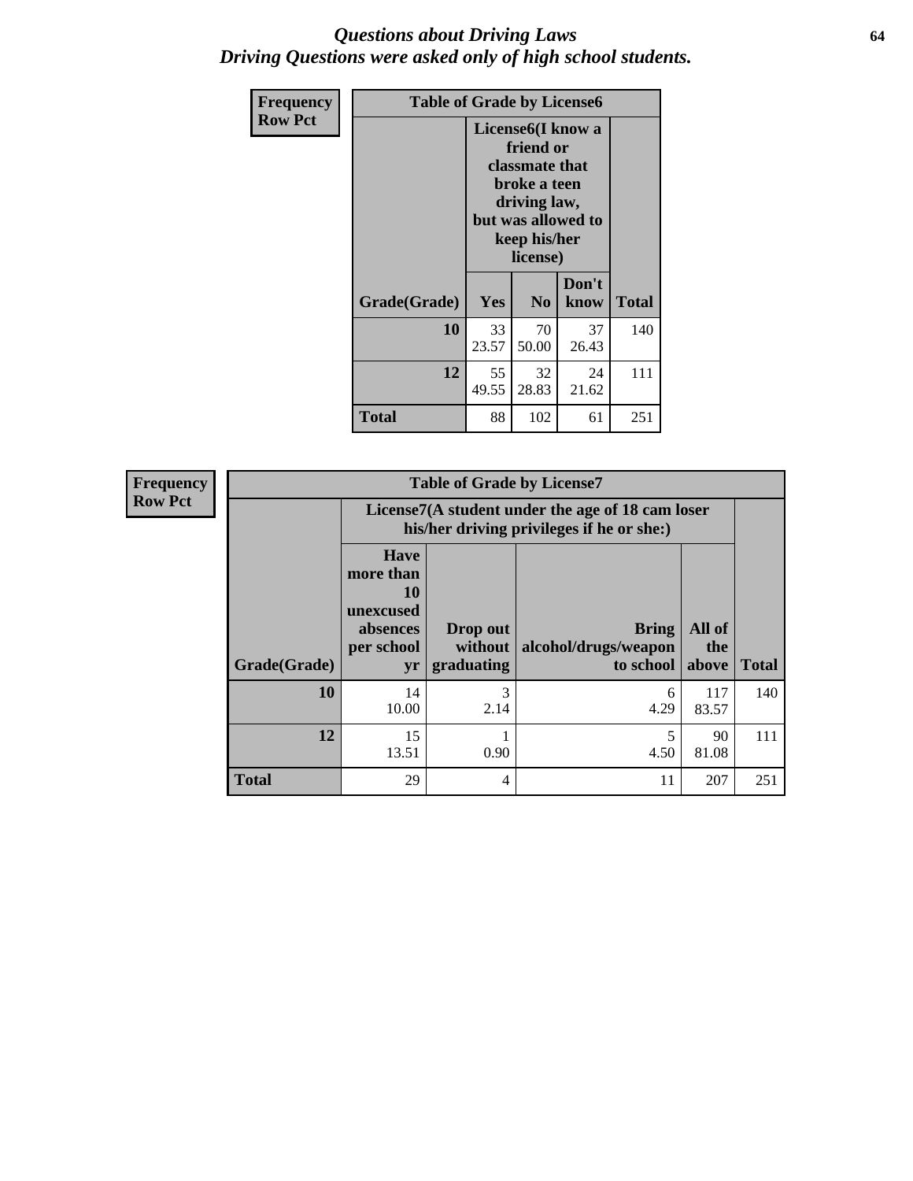# *Questions about Driving Laws*
## *Driving Questions were asked only of high school students.*

**Frequency**
**Row Pct**

**Table of Grade by License6**

| Grade(Grade) | License6(I know a friend or classmate that broke a teen driving law, but was allowed to keep his/her license) | | | Total |
|---|---|---|---|---|
| | Yes | No | Don't know | |
| **10** | 33<br>23.57 | 70<br>50.00 | 37<br>26.43 | 140 |
| **12** | 55<br>49.55 | 32<br>28.83 | 24<br>21.62 | 111 |
| **Total** | 88 | 102 | 61 | 251 |

**Frequency**
**Row Pct**

**Table of Grade by License7**

| Grade(Grade) | License7(A student under the age of 18 cam loser his/her driving privileges if he or she:) | | | | Total |
|---|---|---|---|---|---|
| | Have more than 10 unexcused absences per school yr | Drop out without graduating | Bring alcohol/drugs/weapon to school | All of the above | |
| **10** | 14<br>10.00 | 3<br>2.14 | 6<br>4.29 | 117<br>83.57 | 140 |
| **12** | 15<br>13.51 | 1<br>0.90 | 5<br>4.50 | 90<br>81.08 | 111 |
| **Total** | 29 | 4 | 11 | 207 | 251 |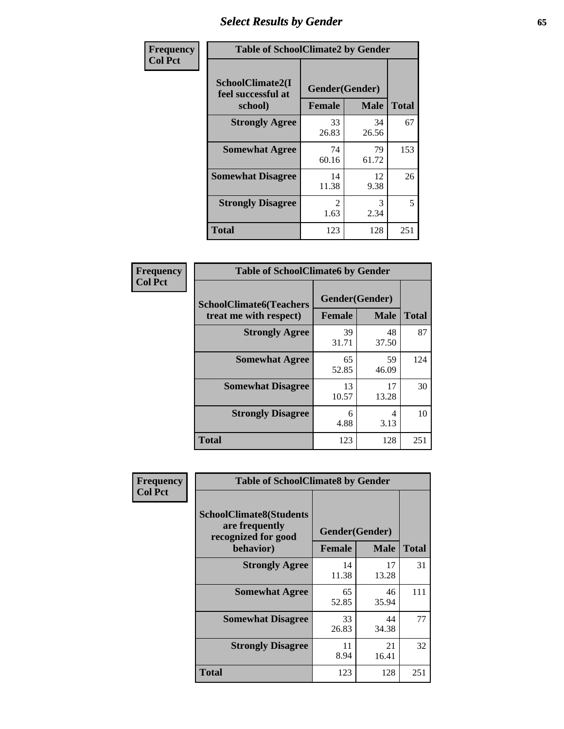## Select Results by Gender

**Frequency / Col Pct**

| Table of SchoolClimate2 by Gender | | | |
|---|---|---|---|
| SchoolClimate2(I feel successful at school) | Gender(Gender) | | |
| | Female | Male | Total |
| **Strongly Agree** | 33<br>26.83 | 34<br>26.56 | 67 |
| **Somewhat Agree** | 74<br>60.16 | 79<br>61.72 | 153 |
| **Somewhat Disagree** | 14<br>11.38 | 12<br>9.38 | 26 |
| **Strongly Disagree** | 2<br>1.63 | 3<br>2.34 | 5 |
| **Total** | 123 | 128 | 251 |

**Frequency / Col Pct**

| Table of SchoolClimate6 by Gender | | | |
|---|---|---|---|
| SchoolClimate6(Teachers treat me with respect) | Gender(Gender) | | |
| | Female | Male | Total |
| **Strongly Agree** | 39<br>31.71 | 48<br>37.50 | 87 |
| **Somewhat Agree** | 65<br>52.85 | 59<br>46.09 | 124 |
| **Somewhat Disagree** | 13<br>10.57 | 17<br>13.28 | 30 |
| **Strongly Disagree** | 6<br>4.88 | 4<br>3.13 | 10 |
| **Total** | 123 | 128 | 251 |

**Frequency / Col Pct**

| Table of SchoolClimate8 by Gender | | | |
|---|---|---|---|
| SchoolClimate8(Students are frequently recognized for good behavior) | Gender(Gender) | | |
| | Female | Male | Total |
| **Strongly Agree** | 14<br>11.38 | 17<br>13.28 | 31 |
| **Somewhat Agree** | 65<br>52.85 | 46<br>35.94 | 111 |
| **Somewhat Disagree** | 33<br>26.83 | 44<br>34.38 | 77 |
| **Strongly Disagree** | 11<br>8.94 | 21<br>16.41 | 32 |
| **Total** | 123 | 128 | 251 |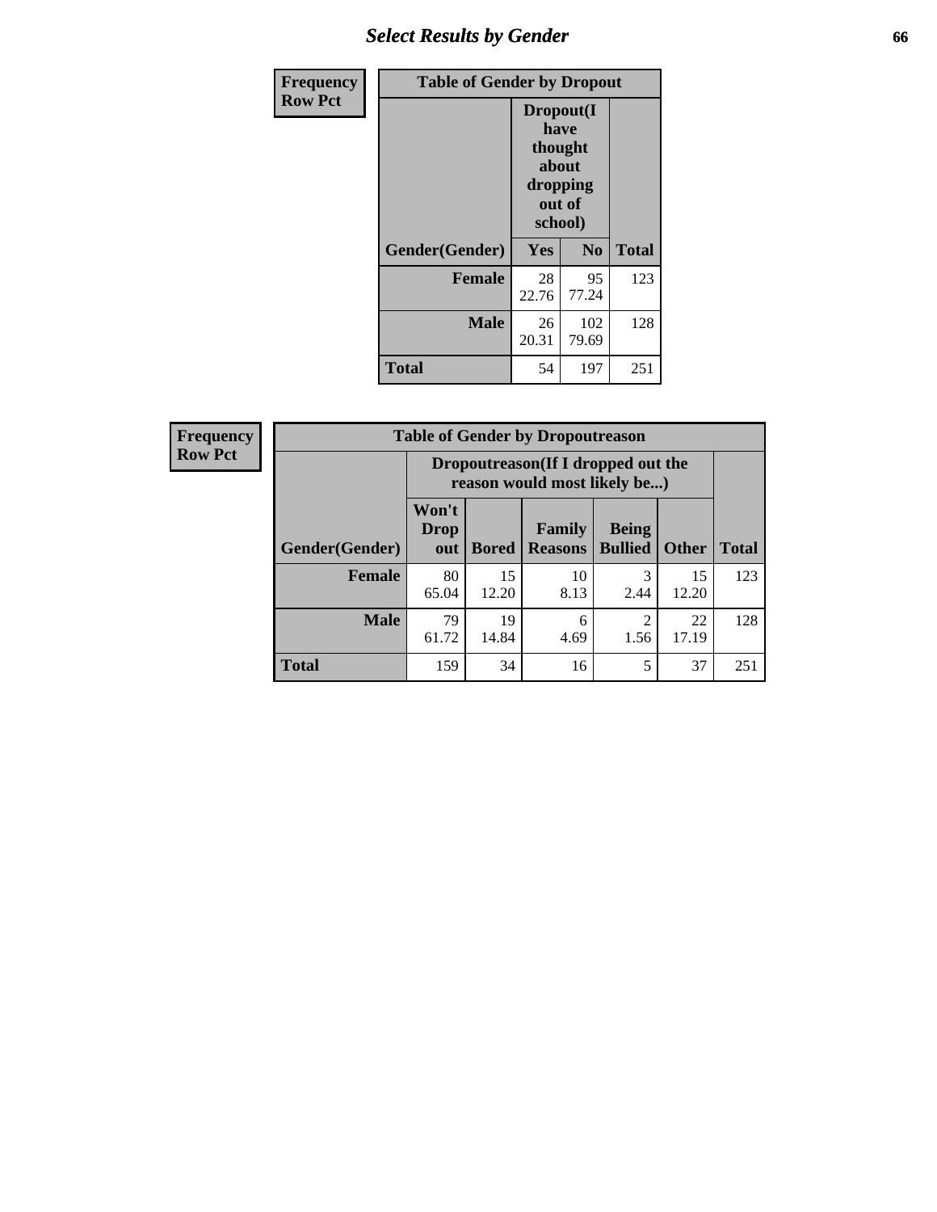## Select Results by Gender

**Frequency**
**Row Pct**

| Table of Gender by Dropout | | | |
|---|---|---|---|
| | Dropout(I have thought about dropping out of school) | | |
| Gender(Gender) | Yes | No | Total |
| **Female** | 28<br>22.76 | 95<br>77.24 | 123 |
| **Male** | 26<br>20.31 | 102<br>79.69 | 128 |
| **Total** | 54 | 197 | 251 |

**Frequency**
**Row Pct**

| Table of Gender by Dropoutreason | | | | | | |
|---|---|---|---|---|---|---|
| | Dropoutreason(If I dropped out the reason would most likely be...) | | | | | |
| Gender(Gender) | Won't Drop out | Bored | Family Reasons | Being Bullied | Other | Total |
| **Female** | 80<br>65.04 | 15<br>12.20 | 10<br>8.13 | 3<br>2.44 | 15<br>12.20 | 123 |
| **Male** | 79<br>61.72 | 19<br>14.84 | 6<br>4.69 | 2<br>1.56 | 22<br>17.19 | 128 |
| **Total** | 159 | 34 | 16 | 5 | 37 | 251 |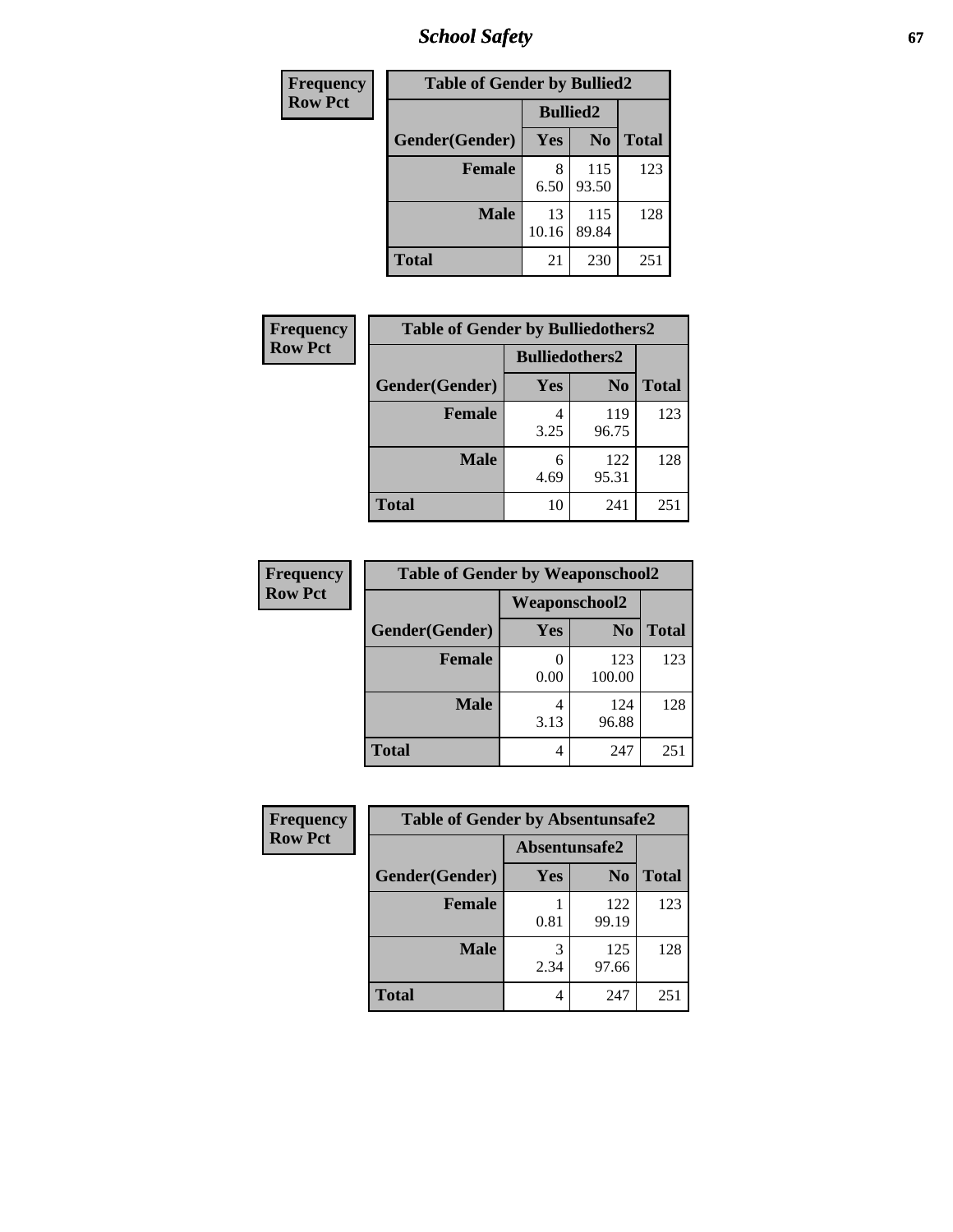| Frequency<br>Row Pct | Table of Gender by Bullied2 | | |
|---|---|---|---|
| | Bullied2 | | |
| Gender(Gender) | Yes | No | Total |
| Female | 8<br>6.50 | 115<br>93.50 | 123 |
| Male | 13<br>10.16 | 115<br>89.84 | 128 |
| Total | 21 | 230 | 251 |

| Frequency<br>Row Pct | Table of Gender by Bulliedothers2 | | |
|---|---|---|---|
| | Bulliedothers2 | | |
| Gender(Gender) | Yes | No | Total |
| Female | 4<br>3.25 | 119<br>96.75 | 123 |
| Male | 6<br>4.69 | 122<br>95.31 | 128 |
| Total | 10 | 241 | 251 |

| Frequency<br>Row Pct | Table of Gender by Weaponschool2 | | |
|---|---|---|---|
| | Weaponschool2 | | |
| Gender(Gender) | Yes | No | Total |
| Female | 0<br>0.00 | 123<br>100.00 | 123 |
| Male | 4<br>3.13 | 124<br>96.88 | 128 |
| Total | 4 | 247 | 251 |

| Frequency<br>Row Pct | Table of Gender by Absentunsafe2 | | |
|---|---|---|---|
| | Absentunsafe2 | | |
| Gender(Gender) | Yes | No | Total |
| Female | 1<br>0.81 | 122<br>99.19 | 123 |
| Male | 3<br>2.34 | 125<br>97.66 | 128 |
| Total | 4 | 247 | 251 |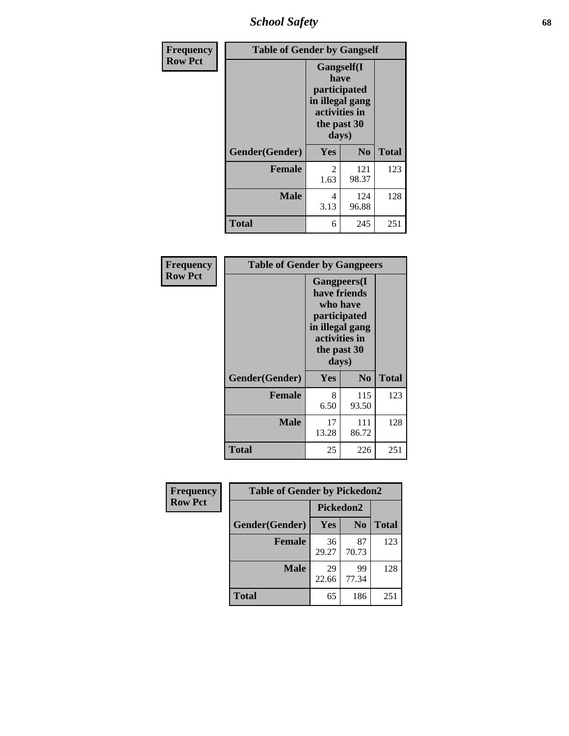| Frequency Row Pct | Table of Gender by Gangself | | |
|---|---|---|---|
| | Gangself(I have participated in illegal gang activities in the past 30 days) | | |
| Gender(Gender) | Yes | No | Total |
| Female | 2<br>1.63 | 121<br>98.37 | 123 |
| Male | 4<br>3.13 | 124<br>96.88 | 128 |
| Total | 6 | 245 | 251 |

| Frequency Row Pct | Table of Gender by Gangpeers | | |
|---|---|---|---|
| | Gangpeers(I have friends who have participated in illegal gang activities in the past 30 days) | | |
| Gender(Gender) | Yes | No | Total |
| Female | 8<br>6.50 | 115<br>93.50 | 123 |
| Male | 17<br>13.28 | 111<br>86.72 | 128 |
| Total | 25 | 226 | 251 |

| Frequency Row Pct | Table of Gender by Pickedon2 | | |
|---|---|---|---|
| | Pickedon2 | | |
| Gender(Gender) | Yes | No | Total |
| Female | 36<br>29.27 | 87<br>70.73 | 123 |
| Male | 29<br>22.66 | 99<br>77.34 | 128 |
| Total | 65 | 186 | 251 |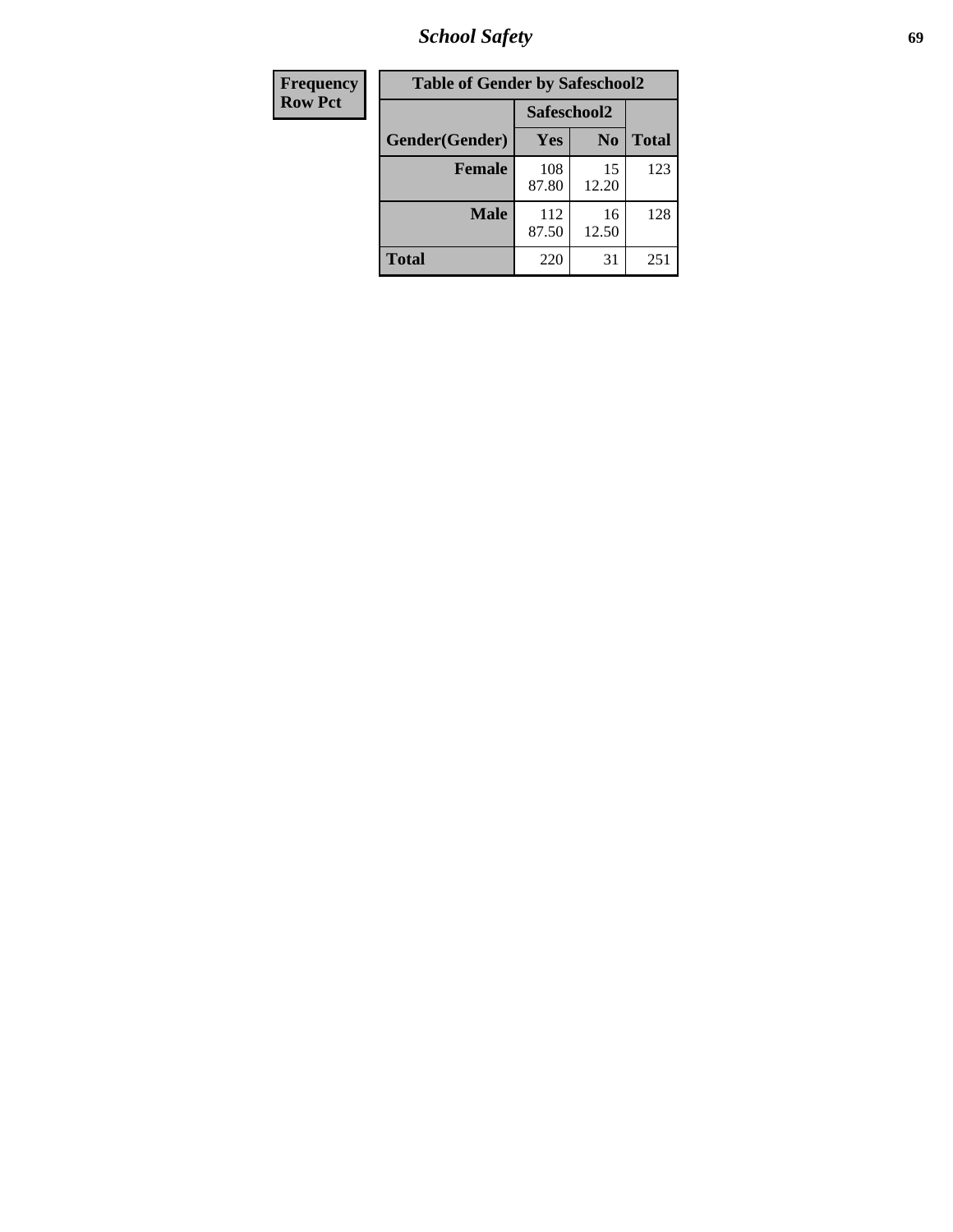| Frequency |
|---|
| Row Pct |

| Table of Gender by Safeschool2 | | | |
|---|---|---|---|
| | Safeschool2 | | |
| Gender(Gender) | Yes | No | Total |
| Female | 108<br>87.80 | 15<br>12.20 | 123 |
| Male | 112<br>87.50 | 16<br>12.50 | 128 |
| Total | 220 | 31 | 251 |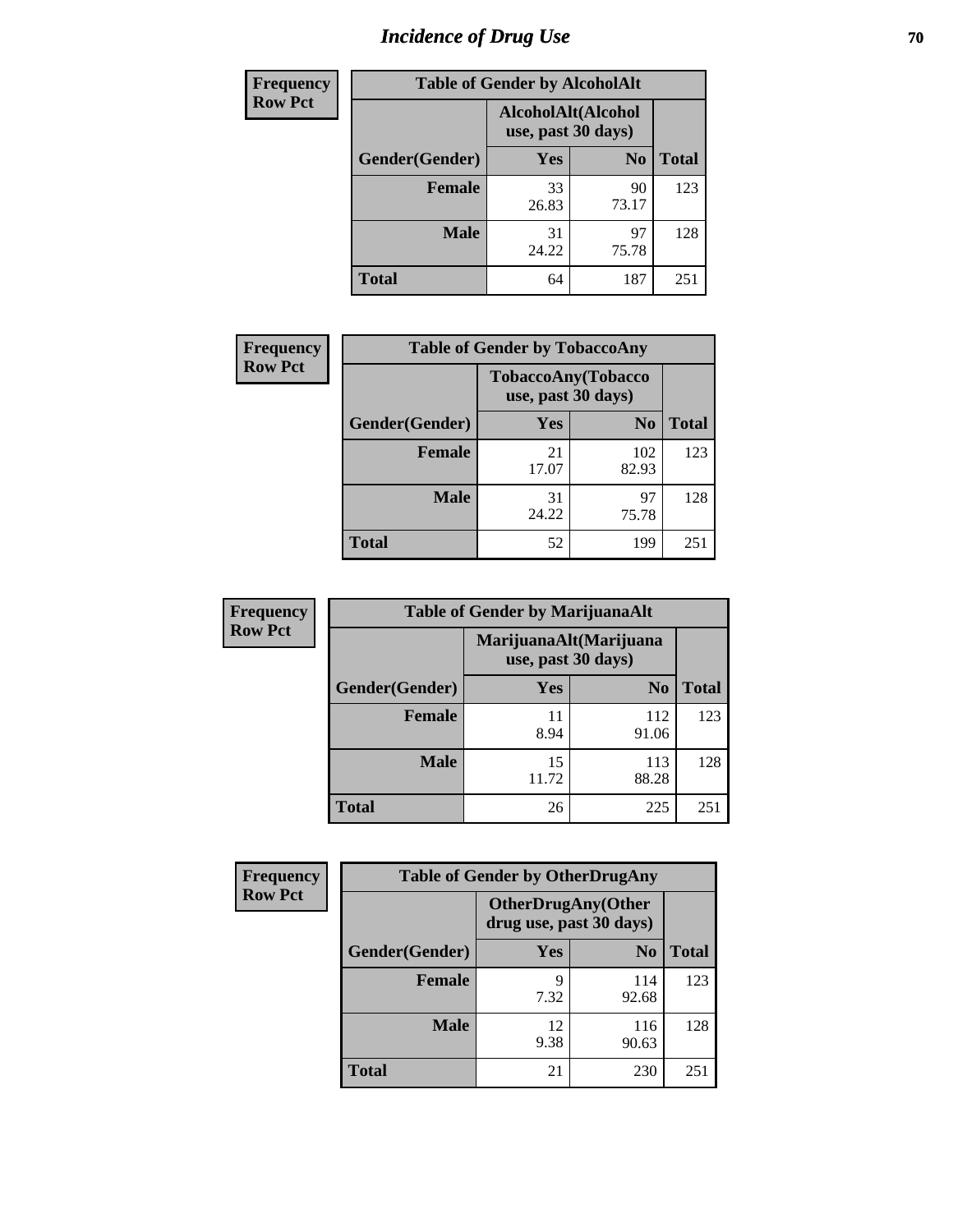# Incidence of Drug Use

**Frequency**
**Row Pct**

| Table of Gender by AlcoholAlt | | | |
|---|---|---|---|
| | AlcoholAlt(Alcohol use, past 30 days) | | |
| Gender(Gender) | Yes | No | Total |
| Female | 33<br>26.83 | 90<br>73.17 | 123 |
| Male | 31<br>24.22 | 97<br>75.78 | 128 |
| Total | 64 | 187 | 251 |

**Frequency**
**Row Pct**

| Table of Gender by TobaccoAny | | | |
|---|---|---|---|
| | TobaccoAny(Tobacco use, past 30 days) | | |
| Gender(Gender) | Yes | No | Total |
| Female | 21<br>17.07 | 102<br>82.93 | 123 |
| Male | 31<br>24.22 | 97<br>75.78 | 128 |
| Total | 52 | 199 | 251 |

**Frequency**
**Row Pct**

| Table of Gender by MarijuanaAlt | | | |
|---|---|---|---|
| | MarijuanaAlt(Marijuana use, past 30 days) | | |
| Gender(Gender) | Yes | No | Total |
| Female | 11<br>8.94 | 112<br>91.06 | 123 |
| Male | 15<br>11.72 | 113<br>88.28 | 128 |
| Total | 26 | 225 | 251 |

**Frequency**
**Row Pct**

| Table of Gender by OtherDrugAny | | | |
|---|---|---|---|
| | OtherDrugAny(Other drug use, past 30 days) | | |
| Gender(Gender) | Yes | No | Total |
| Female | 9<br>7.32 | 114<br>92.68 | 123 |
| Male | 12<br>9.38 | 116<br>90.63 | 128 |
| Total | 21 | 230 | 251 |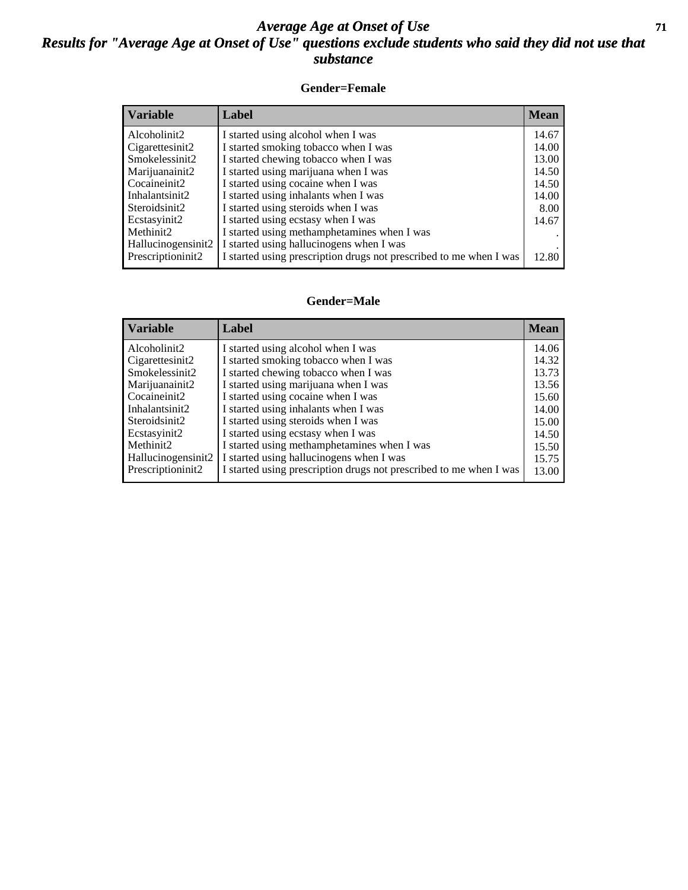# *Average Age at Onset of Use*

## *Results for "Average Age at Onset of Use" questions exclude students who said they did not use that substance*

### Gender=Female

| Variable | Label | Mean |
|---|---|---|
| Alcoholinit2 | I started using alcohol when I was | 14.67 |
| Cigarettesinit2 | I started smoking tobacco when I was | 14.00 |
| Smokelessinit2 | I started chewing tobacco when I was | 13.00 |
| Marijuanainit2 | I started using marijuana when I was | 14.50 |
| Cocaineinit2 | I started using cocaine when I was | 14.50 |
| Inhalantsinit2 | I started using inhalants when I was | 14.00 |
| Steroidsinit2 | I started using steroids when I was | 8.00 |
| Ecstasyinit2 | I started using ecstasy when I was | 14.67 |
| Methinit2 | I started using methamphetamines when I was | . |
| Hallucinogensinit2 | I started using hallucinogens when I was | . |
| Prescriptioninit2 | I started using prescription drugs not prescribed to me when I was | 12.80 |

### Gender=Male

| Variable | Label | Mean |
|---|---|---|
| Alcoholinit2 | I started using alcohol when I was | 14.06 |
| Cigarettesinit2 | I started smoking tobacco when I was | 14.32 |
| Smokelessinit2 | I started chewing tobacco when I was | 13.73 |
| Marijuanainit2 | I started using marijuana when I was | 13.56 |
| Cocaineinit2 | I started using cocaine when I was | 15.60 |
| Inhalantsinit2 | I started using inhalants when I was | 14.00 |
| Steroidsinit2 | I started using steroids when I was | 15.00 |
| Ecstasyinit2 | I started using ecstasy when I was | 14.50 |
| Methinit2 | I started using methamphetamines when I was | 15.50 |
| Hallucinogensinit2 | I started using hallucinogens when I was | 15.75 |
| Prescriptioninit2 | I started using prescription drugs not prescribed to me when I was | 13.00 |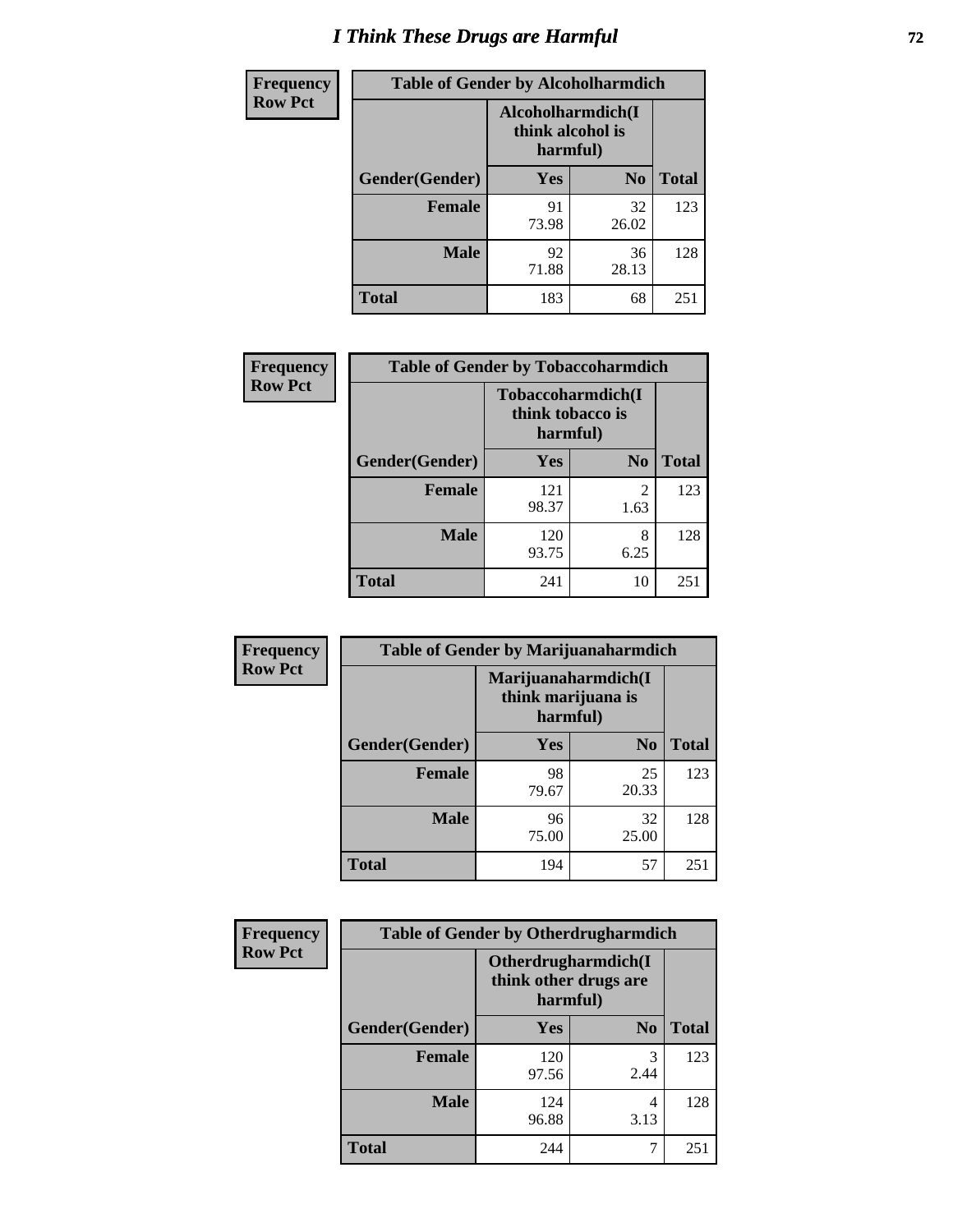# I Think These Drugs are Harmful

| Frequency Row Pct | Table of Gender by Alcoholharmdich | | |
|---|---|---|---|
| | Alcoholharmdich(I think alcohol is harmful) | | |
| Gender(Gender) | Yes | No | Total |
| Female | 91<br>73.98 | 32<br>26.02 | 123 |
| Male | 92<br>71.88 | 36<br>28.13 | 128 |
| Total | 183 | 68 | 251 |

| Frequency Row Pct | Table of Gender by Tobaccoharmdich | | |
|---|---|---|---|
| | Tobaccoharmdich(I think tobacco is harmful) | | |
| Gender(Gender) | Yes | No | Total |
| Female | 121<br>98.37 | 2<br>1.63 | 123 |
| Male | 120<br>93.75 | 8<br>6.25 | 128 |
| Total | 241 | 10 | 251 |

| Frequency Row Pct | Table of Gender by Marijuanaharmdich | | |
|---|---|---|---|
| | Marijuanaharmdich(I think marijuana is harmful) | | |
| Gender(Gender) | Yes | No | Total |
| Female | 98<br>79.67 | 25<br>20.33 | 123 |
| Male | 96<br>75.00 | 32<br>25.00 | 128 |
| Total | 194 | 57 | 251 |

| Frequency Row Pct | Table of Gender by Otherdrugharmdich | | |
|---|---|---|---|
| | Otherdrugharmdich(I think other drugs are harmful) | | |
| Gender(Gender) | Yes | No | Total |
| Female | 120<br>97.56 | 3<br>2.44 | 123 |
| Male | 124<br>96.88 | 4<br>3.13 | 128 |
| Total | 244 | 7 | 251 |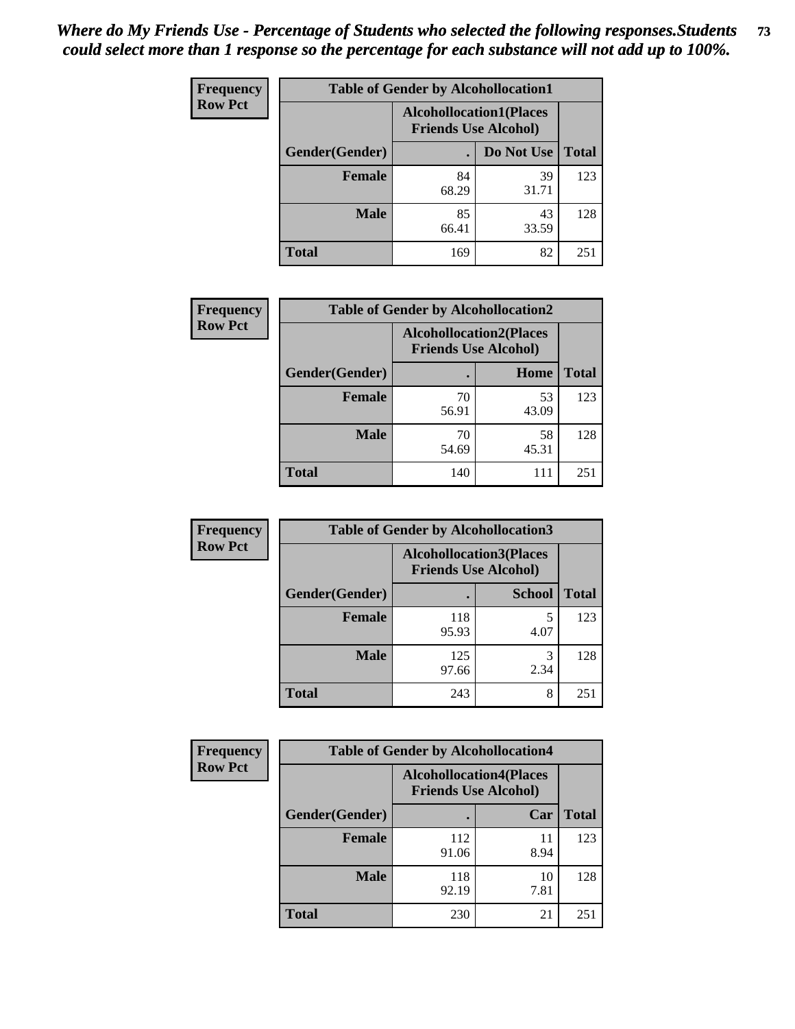*Where do My Friends Use - Percentage of Students who selected the following responses.Students could select more than 1 response so the percentage for each substance will not add up to 100%.*

**Frequency**
**Row Pct**

| Table of Gender by Alcohollocation1 | | | |
|---|---|---|---|
| | Alcohollocation1(Places Friends Use Alcohol) | | |
| Gender(Gender) | . | Do Not Use | Total |
| **Female** | 84<br>68.29 | 39<br>31.71 | 123 |
| **Male** | 85<br>66.41 | 43<br>33.59 | 128 |
| **Total** | 169 | 82 | 251 |

**Frequency**
**Row Pct**

| Table of Gender by Alcohollocation2 | | | |
|---|---|---|---|
| | Alcohollocation2(Places Friends Use Alcohol) | | |
| Gender(Gender) | . | Home | Total |
| **Female** | 70<br>56.91 | 53<br>43.09 | 123 |
| **Male** | 70<br>54.69 | 58<br>45.31 | 128 |
| **Total** | 140 | 111 | 251 |

**Frequency**
**Row Pct**

| Table of Gender by Alcohollocation3 | | | |
|---|---|---|---|
| | Alcohollocation3(Places Friends Use Alcohol) | | |
| Gender(Gender) | . | School | Total |
| **Female** | 118<br>95.93 | 5<br>4.07 | 123 |
| **Male** | 125<br>97.66 | 3<br>2.34 | 128 |
| **Total** | 243 | 8 | 251 |

**Frequency**
**Row Pct**

| Table of Gender by Alcohollocation4 | | | |
|---|---|---|---|
| | Alcohollocation4(Places Friends Use Alcohol) | | |
| Gender(Gender) | . | Car | Total |
| **Female** | 112<br>91.06 | 11<br>8.94 | 123 |
| **Male** | 118<br>92.19 | 10<br>7.81 | 128 |
| **Total** | 230 | 21 | 251 |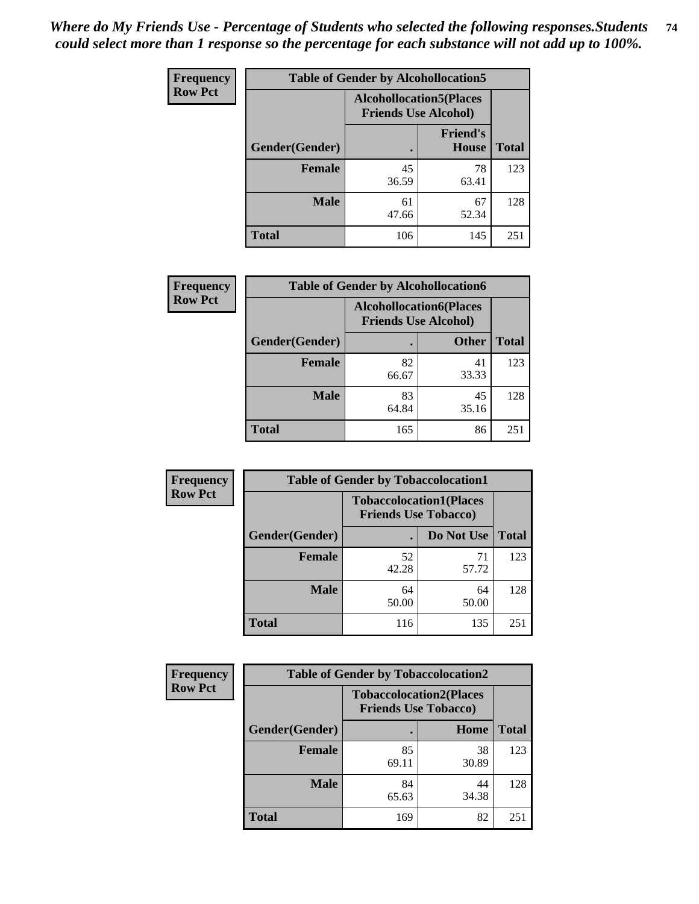*Where do My Friends Use - Percentage of Students who selected the following responses.Students could select more than 1 response so the percentage for each substance will not add up to 100%.*

**Frequency**
**Row Pct**

| Table of Gender by Alcohollocation5 | | | |
|---|---|---|---|
| | Alcohollocation5(Places Friends Use Alcohol) | | |
| Gender(Gender) | . | Friend's House | Total |
| **Female** | 45<br>36.59 | 78<br>63.41 | 123 |
| **Male** | 61<br>47.66 | 67<br>52.34 | 128 |
| **Total** | 106 | 145 | 251 |

**Frequency**
**Row Pct**

| Table of Gender by Alcohollocation6 | | | |
|---|---|---|---|
| | Alcohollocation6(Places Friends Use Alcohol) | | |
| Gender(Gender) | . | Other | Total |
| **Female** | 82<br>66.67 | 41<br>33.33 | 123 |
| **Male** | 83<br>64.84 | 45<br>35.16 | 128 |
| **Total** | 165 | 86 | 251 |

**Frequency**
**Row Pct**

| Table of Gender by Tobaccolocation1 | | | |
|---|---|---|---|
| | Tobaccolocation1(Places Friends Use Tobacco) | | |
| Gender(Gender) | . | Do Not Use | Total |
| **Female** | 52<br>42.28 | 71<br>57.72 | 123 |
| **Male** | 64<br>50.00 | 64<br>50.00 | 128 |
| **Total** | 116 | 135 | 251 |

**Frequency**
**Row Pct**

| Table of Gender by Tobaccolocation2 | | | |
|---|---|---|---|
| | Tobaccolocation2(Places Friends Use Tobacco) | | |
| Gender(Gender) | . | Home | Total |
| **Female** | 85<br>69.11 | 38<br>30.89 | 123 |
| **Male** | 84<br>65.63 | 44<br>34.38 | 128 |
| **Total** | 169 | 82 | 251 |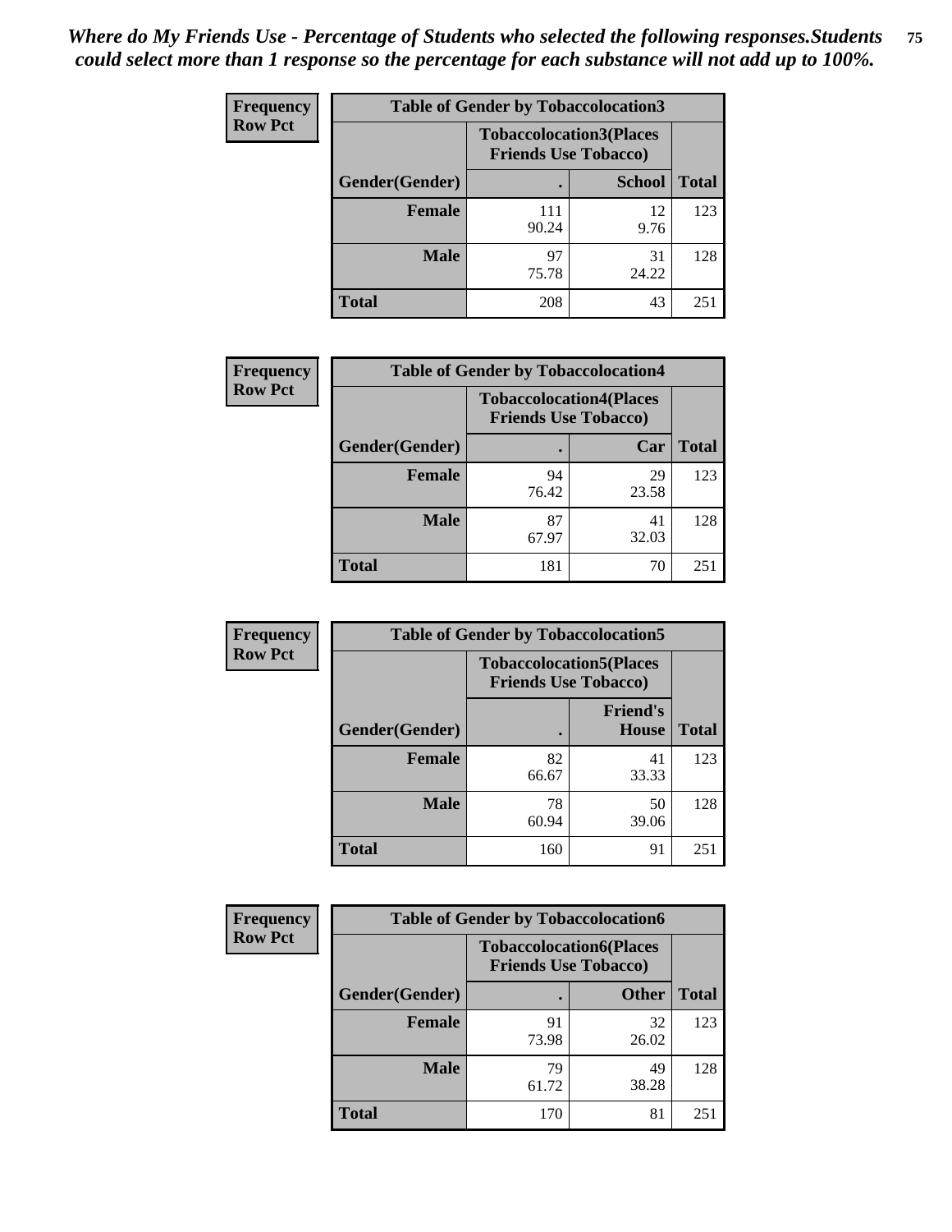*Where do My Friends Use - Percentage of Students who selected the following responses.Students could select more than 1 response so the percentage for each substance will not add up to 100%.*

**Frequency**
**Row Pct**

| Table of Gender by Tobaccolocation3 | | | |
|---|---|---|---|
| | Tobaccolocation3(Places Friends Use Tobacco) | | |
| Gender(Gender) | . | School | Total |
| Female | 111<br>90.24 | 12<br>9.76 | 123 |
| Male | 97<br>75.78 | 31<br>24.22 | 128 |
| Total | 208 | 43 | 251 |

**Frequency**
**Row Pct**

| Table of Gender by Tobaccolocation4 | | | |
|---|---|---|---|
| | Tobaccolocation4(Places Friends Use Tobacco) | | |
| Gender(Gender) | . | Car | Total |
| Female | 94<br>76.42 | 29<br>23.58 | 123 |
| Male | 87<br>67.97 | 41<br>32.03 | 128 |
| Total | 181 | 70 | 251 |

**Frequency**
**Row Pct**

| Table of Gender by Tobaccolocation5 | | | |
|---|---|---|---|
| | Tobaccolocation5(Places Friends Use Tobacco) | | |
| Gender(Gender) | . | Friend's House | Total |
| Female | 82<br>66.67 | 41<br>33.33 | 123 |
| Male | 78<br>60.94 | 50<br>39.06 | 128 |
| Total | 160 | 91 | 251 |

**Frequency**
**Row Pct**

| Table of Gender by Tobaccolocation6 | | | |
|---|---|---|---|
| | Tobaccolocation6(Places Friends Use Tobacco) | | |
| Gender(Gender) | . | Other | Total |
| Female | 91<br>73.98 | 32<br>26.02 | 123 |
| Male | 79<br>61.72 | 49<br>38.28 | 128 |
| Total | 170 | 81 | 251 |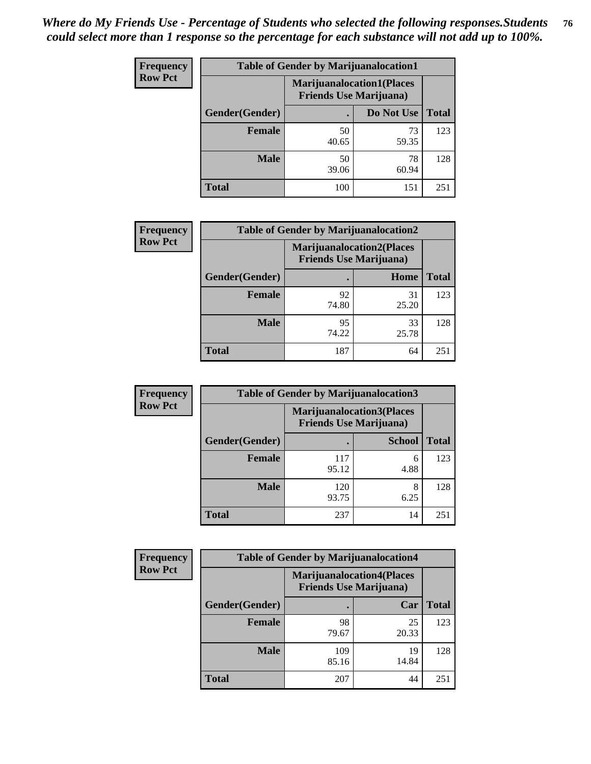*Where do My Friends Use - Percentage of Students who selected the following responses.Students could select more than 1 response so the percentage for each substance will not add up to 100%.*

**Frequency**
**Row Pct**

| Table of Gender by Marijuanalocation1 | | | |
|---|---|---|---|
| | Marijuanalocation1(Places Friends Use Marijuana) | | |
| Gender(Gender) | . | Do Not Use | Total |
| **Female** | 50<br>40.65 | 73<br>59.35 | 123 |
| **Male** | 50<br>39.06 | 78<br>60.94 | 128 |
| **Total** | 100 | 151 | 251 |

**Frequency**
**Row Pct**

| Table of Gender by Marijuanalocation2 | | | |
|---|---|---|---|
| | Marijuanalocation2(Places Friends Use Marijuana) | | |
| Gender(Gender) | . | Home | Total |
| **Female** | 92<br>74.80 | 31<br>25.20 | 123 |
| **Male** | 95<br>74.22 | 33<br>25.78 | 128 |
| **Total** | 187 | 64 | 251 |

**Frequency**
**Row Pct**

| Table of Gender by Marijuanalocation3 | | | |
|---|---|---|---|
| | Marijuanalocation3(Places Friends Use Marijuana) | | |
| Gender(Gender) | . | School | Total |
| **Female** | 117<br>95.12 | 6<br>4.88 | 123 |
| **Male** | 120<br>93.75 | 8<br>6.25 | 128 |
| **Total** | 237 | 14 | 251 |

**Frequency**
**Row Pct**

| Table of Gender by Marijuanalocation4 | | | |
|---|---|---|---|
| | Marijuanalocation4(Places Friends Use Marijuana) | | |
| Gender(Gender) | . | Car | Total |
| **Female** | 98<br>79.67 | 25<br>20.33 | 123 |
| **Male** | 109<br>85.16 | 19<br>14.84 | 128 |
| **Total** | 207 | 44 | 251 |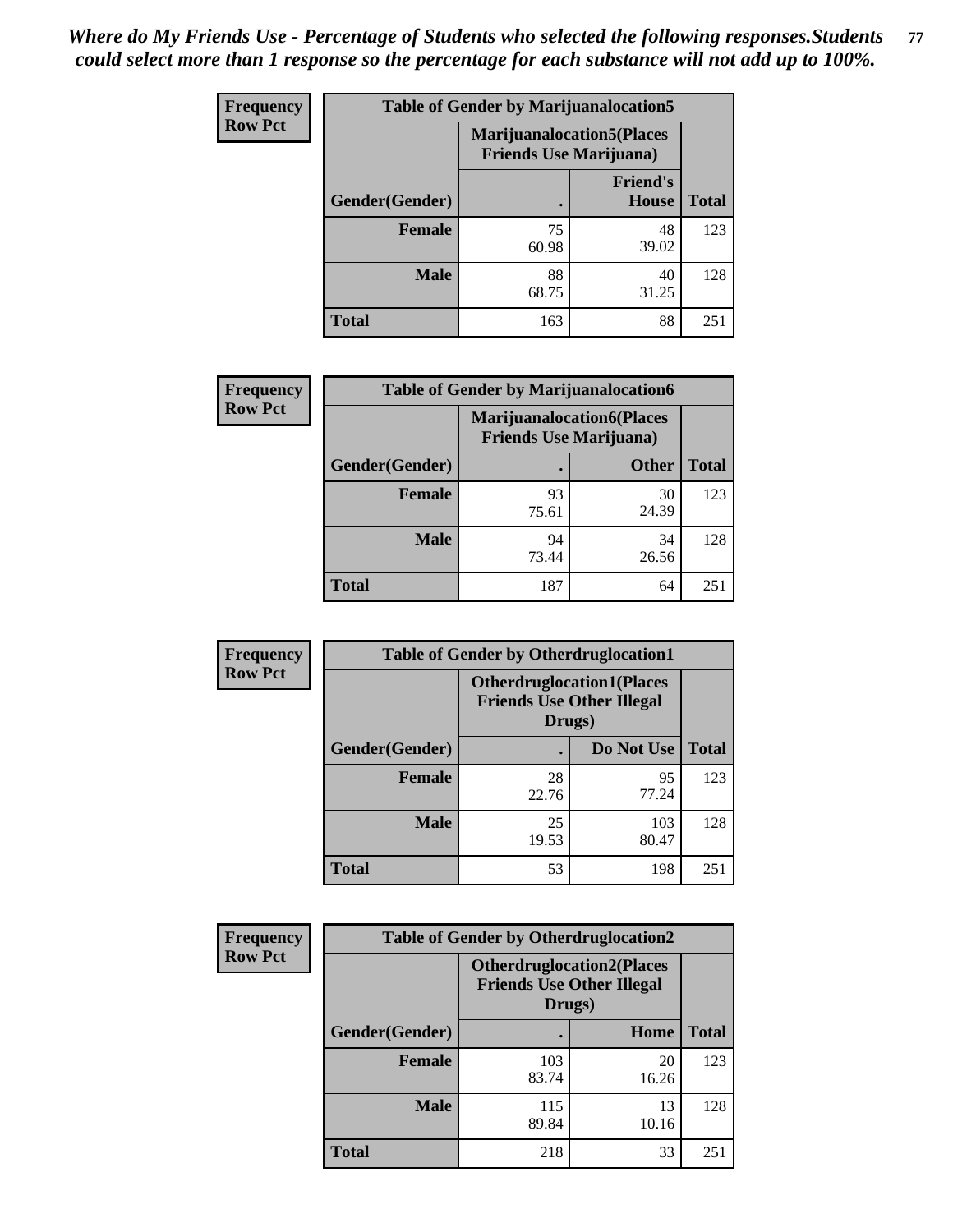*Where do My Friends Use - Percentage of Students who selected the following responses.Students could select more than 1 response so the percentage for each substance will not add up to 100%.*

**Frequency**
**Row Pct**

| Table of Gender by Marijuanalocation5 | | | |
|---|---|---|---|
| | Marijuanalocation5(Places Friends Use Marijuana) | | |
| Gender(Gender) | . | Friend's House | Total |
| **Female** | 75<br>60.98 | 48<br>39.02 | 123 |
| **Male** | 88<br>68.75 | 40<br>31.25 | 128 |
| **Total** | 163 | 88 | 251 |

**Frequency**
**Row Pct**

| Table of Gender by Marijuanalocation6 | | | |
|---|---|---|---|
| | Marijuanalocation6(Places Friends Use Marijuana) | | |
| Gender(Gender) | . | Other | Total |
| **Female** | 93<br>75.61 | 30<br>24.39 | 123 |
| **Male** | 94<br>73.44 | 34<br>26.56 | 128 |
| **Total** | 187 | 64 | 251 |

**Frequency**
**Row Pct**

| Table of Gender by Otherdruglocation1 | | | |
|---|---|---|---|
| | Otherdruglocation1(Places Friends Use Other Illegal Drugs) | | |
| Gender(Gender) | . | Do Not Use | Total |
| **Female** | 28<br>22.76 | 95<br>77.24 | 123 |
| **Male** | 25<br>19.53 | 103<br>80.47 | 128 |
| **Total** | 53 | 198 | 251 |

**Frequency**
**Row Pct**

| Table of Gender by Otherdruglocation2 | | | |
|---|---|---|---|
| | Otherdruglocation2(Places Friends Use Other Illegal Drugs) | | |
| Gender(Gender) | . | Home | Total |
| **Female** | 103<br>83.74 | 20<br>16.26 | 123 |
| **Male** | 115<br>89.84 | 13<br>10.16 | 128 |
| **Total** | 218 | 33 | 251 |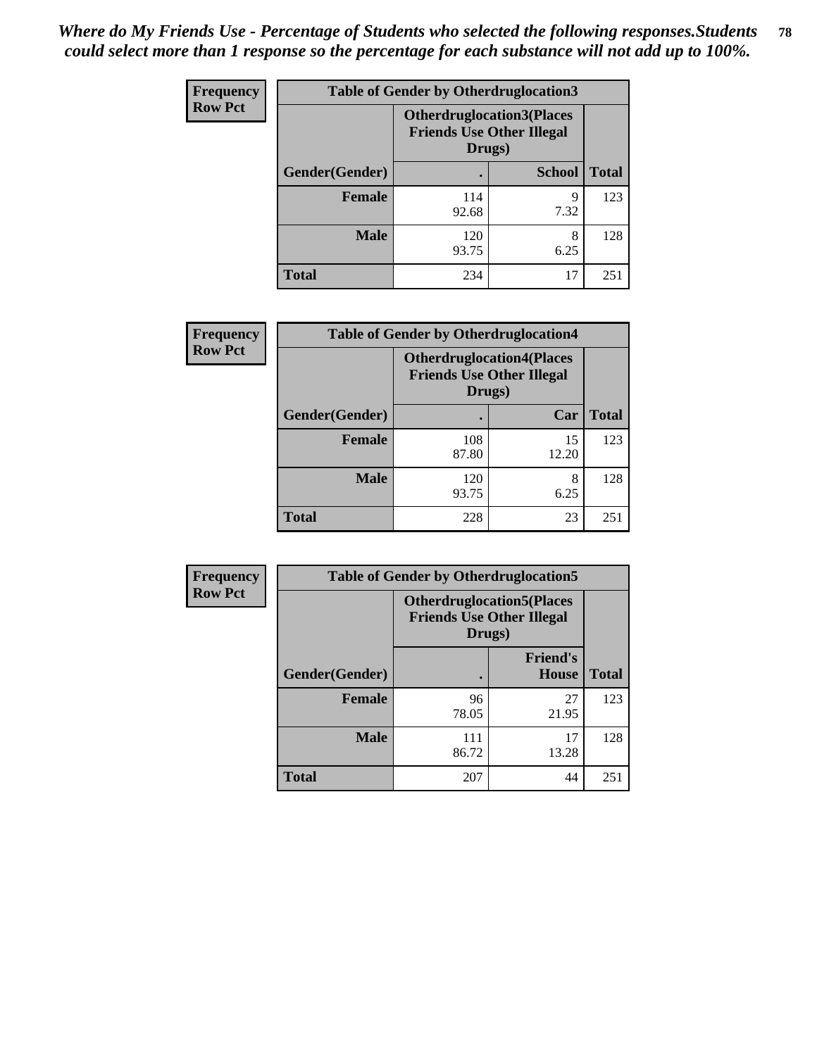*Where do My Friends Use - Percentage of Students who selected the following responses.Students could select more than 1 response so the percentage for each substance will not add up to 100%.*

**Frequency**
**Row Pct**

| Table of Gender by Otherdruglocation3 | | | |
|---|---|---|---|
| | Otherdruglocation3(Places Friends Use Other Illegal Drugs) | | |
| Gender(Gender) | . | School | Total |
| Female | 114<br>92.68 | 9<br>7.32 | 123 |
| Male | 120<br>93.75 | 8<br>6.25 | 128 |
| Total | 234 | 17 | 251 |

**Frequency**
**Row Pct**

| Table of Gender by Otherdruglocation4 | | | |
|---|---|---|---|
| | Otherdruglocation4(Places Friends Use Other Illegal Drugs) | | |
| Gender(Gender) | . | Car | Total |
| Female | 108<br>87.80 | 15<br>12.20 | 123 |
| Male | 120<br>93.75 | 8<br>6.25 | 128 |
| Total | 228 | 23 | 251 |

**Frequency**
**Row Pct**

| Table of Gender by Otherdruglocation5 | | | |
|---|---|---|---|
| | Otherdruglocation5(Places Friends Use Other Illegal Drugs) | | |
| Gender(Gender) | . | Friend's House | Total |
| Female | 96<br>78.05 | 27<br>21.95 | 123 |
| Male | 111<br>86.72 | 17<br>13.28 | 128 |
| Total | 207 | 44 | 251 |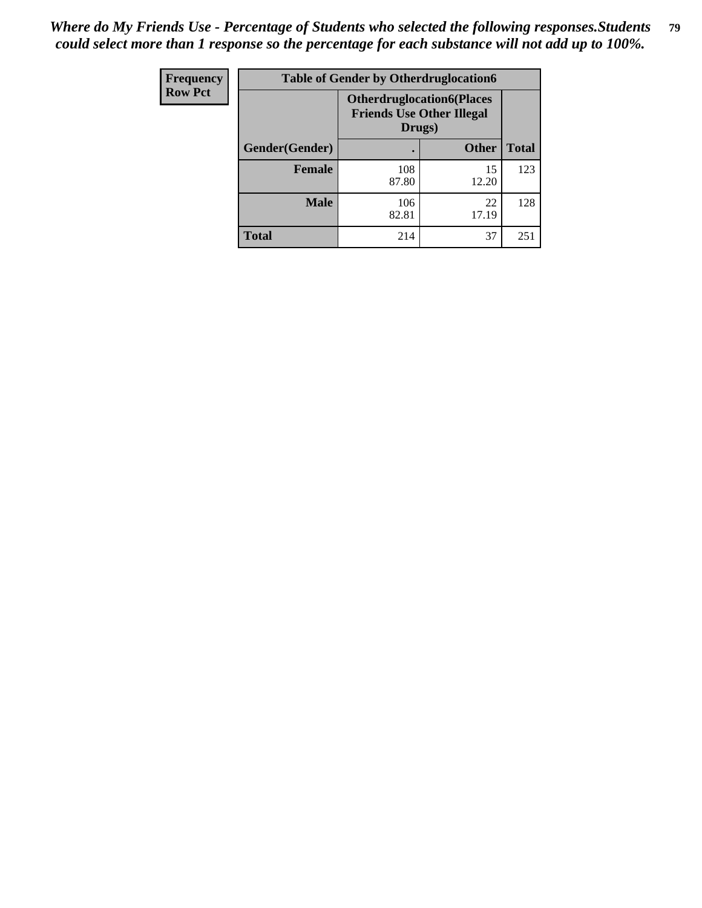*Where do My Friends Use - Percentage of Students who selected the following responses.Students could select more than 1 response so the percentage for each substance will not add up to 100%.*

| Frequency Row Pct | Table of Gender by Otherdruglocation6 | | |
|---|---|---|---|
| | Otherdruglocation6(Places Friends Use Other Illegal Drugs) | | |
| Gender(Gender) | . | Other | Total |
| Female | 108<br>87.80 | 15<br>12.20 | 123 |
| Male | 106<br>82.81 | 22<br>17.19 | 128 |
| Total | 214 | 37 | 251 |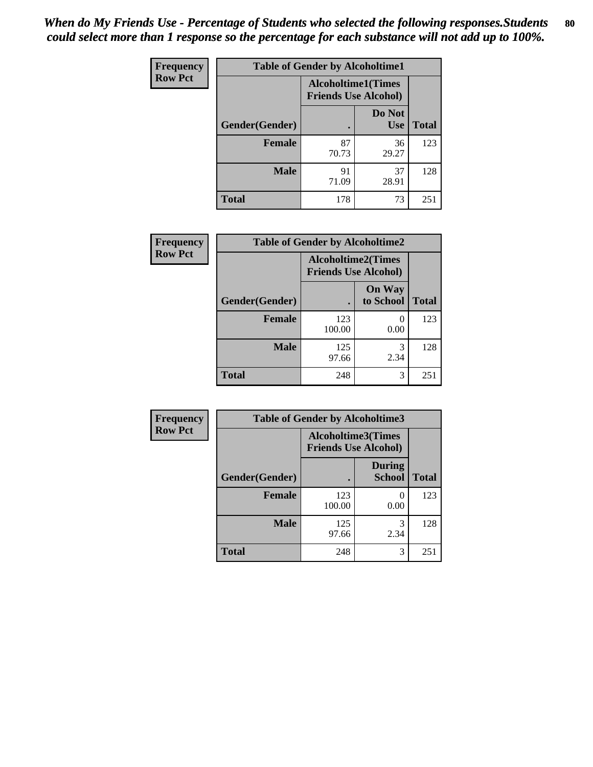*When do My Friends Use - Percentage of Students who selected the following responses.Students could select more than 1 response so the percentage for each substance will not add up to 100%.*

| Frequency Row Pct | Table of Gender by Alcoholtime1 | | |
|---|---|---|---|
| | Alcoholtime1(Times Friends Use Alcohol) | | |
| Gender(Gender) | . | Do Not Use | Total |
| Female | 87 70.73 | 36 29.27 | 123 |
| Male | 91 71.09 | 37 28.91 | 128 |
| Total | 178 | 73 | 251 |

| Frequency Row Pct | Table of Gender by Alcoholtime2 | | |
|---|---|---|---|
| | Alcoholtime2(Times Friends Use Alcohol) | | |
| Gender(Gender) | . | On Way to School | Total |
| Female | 123 100.00 | 0 0.00 | 123 |
| Male | 125 97.66 | 3 2.34 | 128 |
| Total | 248 | 3 | 251 |

| Frequency Row Pct | Table of Gender by Alcoholtime3 | | |
|---|---|---|---|
| | Alcoholtime3(Times Friends Use Alcohol) | | |
| Gender(Gender) | . | During School | Total |
| Female | 123 100.00 | 0 0.00 | 123 |
| Male | 125 97.66 | 3 2.34 | 128 |
| Total | 248 | 3 | 251 |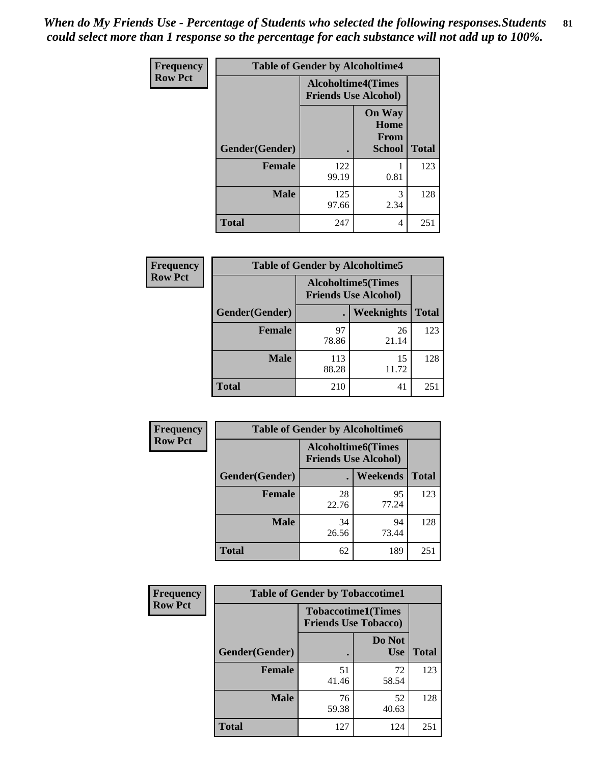*When do My Friends Use - Percentage of Students who selected the following responses.Students could select more than 1 response so the percentage for each substance will not add up to 100%.*

**Frequency**
**Row Pct**

| Table of Gender by Alcoholtime4 | | | |
|---|---|---|---|
| | Alcoholtime4(Times Friends Use Alcohol) | | |
| Gender(Gender) | . | On Way Home From School | Total |
| **Female** | 122<br>99.19 | 1<br>0.81 | 123 |
| **Male** | 125<br>97.66 | 3<br>2.34 | 128 |
| **Total** | 247 | 4 | 251 |

**Frequency**
**Row Pct**

| Table of Gender by Alcoholtime5 | | | |
|---|---|---|---|
| | Alcoholtime5(Times Friends Use Alcohol) | | |
| Gender(Gender) | . | Weeknights | Total |
| **Female** | 97<br>78.86 | 26<br>21.14 | 123 |
| **Male** | 113<br>88.28 | 15<br>11.72 | 128 |
| **Total** | 210 | 41 | 251 |

**Frequency**
**Row Pct**

| Table of Gender by Alcoholtime6 | | | |
|---|---|---|---|
| | Alcoholtime6(Times Friends Use Alcohol) | | |
| Gender(Gender) | . | Weekends | Total |
| **Female** | 28<br>22.76 | 95<br>77.24 | 123 |
| **Male** | 34<br>26.56 | 94<br>73.44 | 128 |
| **Total** | 62 | 189 | 251 |

**Frequency**
**Row Pct**

| Table of Gender by Tobaccotime1 | | | |
|---|---|---|---|
| | Tobaccotime1(Times Friends Use Tobacco) | | |
| Gender(Gender) | . | Do Not Use | Total |
| **Female** | 51<br>41.46 | 72<br>58.54 | 123 |
| **Male** | 76<br>59.38 | 52<br>40.63 | 128 |
| **Total** | 127 | 124 | 251 |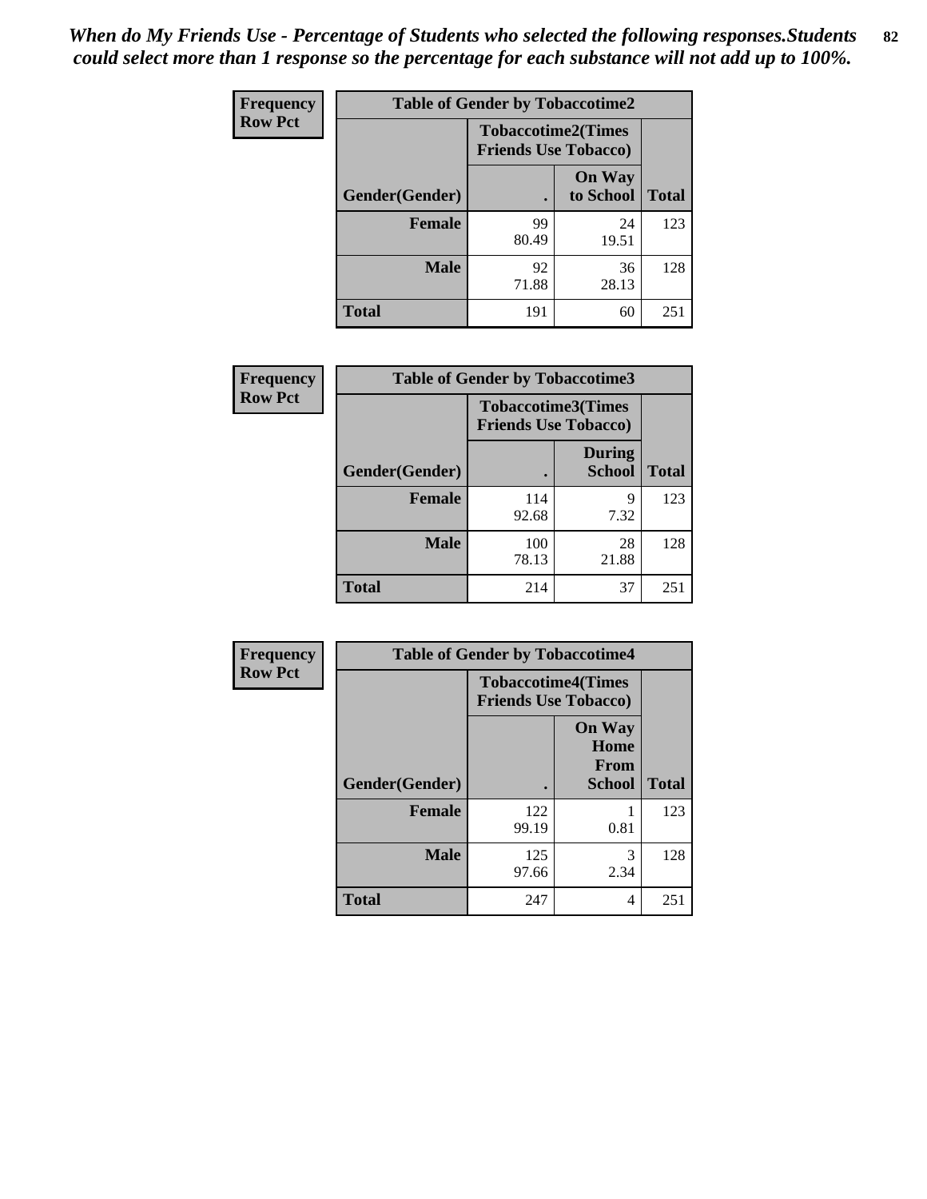*When do My Friends Use - Percentage of Students who selected the following responses.Students could select more than 1 response so the percentage for each substance will not add up to 100%.*

**Frequency**
**Row Pct**

| Table of Gender by Tobaccotime2 | | | |
|---|---|---|---|
| | Tobaccotime2(Times Friends Use Tobacco) | | |
| Gender(Gender) | . | On Way to School | Total |
| **Female** | 99<br>80.49 | 24<br>19.51 | 123 |
| **Male** | 92<br>71.88 | 36<br>28.13 | 128 |
| **Total** | 191 | 60 | 251 |

**Frequency**
**Row Pct**

| Table of Gender by Tobaccotime3 | | | |
|---|---|---|---|
| | Tobaccotime3(Times Friends Use Tobacco) | | |
| Gender(Gender) | . | During School | Total |
| **Female** | 114<br>92.68 | 9<br>7.32 | 123 |
| **Male** | 100<br>78.13 | 28<br>21.88 | 128 |
| **Total** | 214 | 37 | 251 |

**Frequency**
**Row Pct**

| Table of Gender by Tobaccotime4 | | | |
|---|---|---|---|
| | Tobaccotime4(Times Friends Use Tobacco) | | |
| Gender(Gender) | . | On Way Home From School | Total |
| **Female** | 122<br>99.19 | 1<br>0.81 | 123 |
| **Male** | 125<br>97.66 | 3<br>2.34 | 128 |
| **Total** | 247 | 4 | 251 |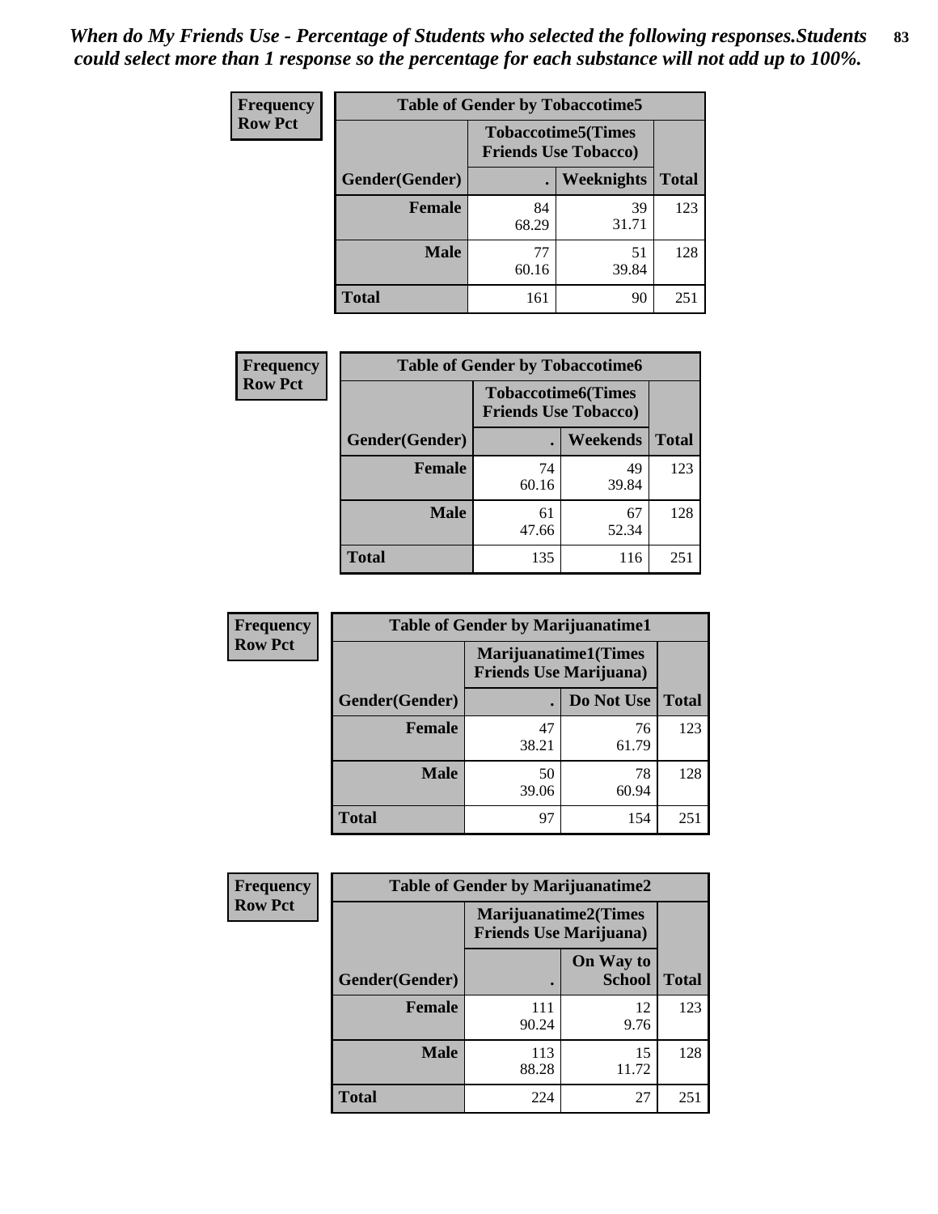*When do My Friends Use - Percentage of Students who selected the following responses.Students could select more than 1 response so the percentage for each substance will not add up to 100%.*

**Frequency**
**Row Pct**

| Table of Gender by Tobaccotime5 | | | |
|---|---|---|---|
| | Tobaccotime5(Times Friends Use Tobacco) | | |
| Gender(Gender) | . | Weeknights | Total |
| **Female** | 84<br>68.29 | 39<br>31.71 | 123 |
| **Male** | 77<br>60.16 | 51<br>39.84 | 128 |
| **Total** | 161 | 90 | 251 |

**Frequency**
**Row Pct**

| Table of Gender by Tobaccotime6 | | | |
|---|---|---|---|
| | Tobaccotime6(Times Friends Use Tobacco) | | |
| Gender(Gender) | . | Weekends | Total |
| **Female** | 74<br>60.16 | 49<br>39.84 | 123 |
| **Male** | 61<br>47.66 | 67<br>52.34 | 128 |
| **Total** | 135 | 116 | 251 |

**Frequency**
**Row Pct**

| Table of Gender by Marijuanatime1 | | | |
|---|---|---|---|
| | Marijuanatime1(Times Friends Use Marijuana) | | |
| Gender(Gender) | . | Do Not Use | Total |
| **Female** | 47<br>38.21 | 76<br>61.79 | 123 |
| **Male** | 50<br>39.06 | 78<br>60.94 | 128 |
| **Total** | 97 | 154 | 251 |

**Frequency**
**Row Pct**

| Table of Gender by Marijuanatime2 | | | |
|---|---|---|---|
| | Marijuanatime2(Times Friends Use Marijuana) | | |
| Gender(Gender) | . | On Way to School | Total |
| **Female** | 111<br>90.24 | 12<br>9.76 | 123 |
| **Male** | 113<br>88.28 | 15<br>11.72 | 128 |
| **Total** | 224 | 27 | 251 |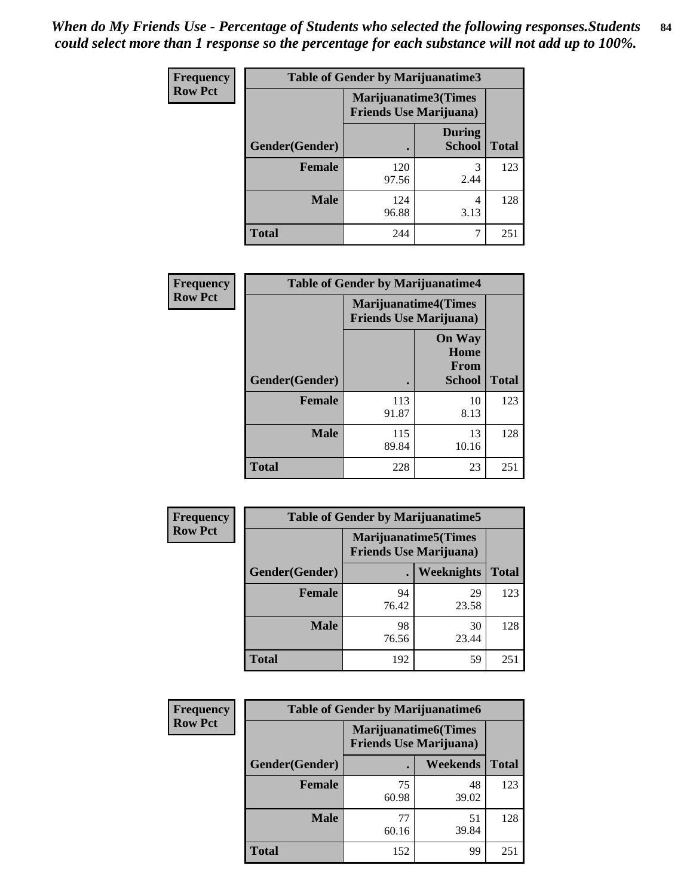*When do My Friends Use - Percentage of Students who selected the following responses.Students could select more than 1 response so the percentage for each substance will not add up to 100%.*

**Frequency**
**Row Pct**

| Table of Gender by Marijuanatime3 | | | |
|---|---|---|---|
| | Marijuanatime3(Times Friends Use Marijuana) | | |
| Gender(Gender) | . | During School | Total |
| **Female** | 120<br>97.56 | 3<br>2.44 | 123 |
| **Male** | 124<br>96.88 | 4<br>3.13 | 128 |
| **Total** | 244 | 7 | 251 |

**Frequency**
**Row Pct**

| Table of Gender by Marijuanatime4 | | | |
|---|---|---|---|
| | Marijuanatime4(Times Friends Use Marijuana) | | |
| Gender(Gender) | . | On Way Home From School | Total |
| **Female** | 113<br>91.87 | 10<br>8.13 | 123 |
| **Male** | 115<br>89.84 | 13<br>10.16 | 128 |
| **Total** | 228 | 23 | 251 |

**Frequency**
**Row Pct**

| Table of Gender by Marijuanatime5 | | | |
|---|---|---|---|
| | Marijuanatime5(Times Friends Use Marijuana) | | |
| Gender(Gender) | . | Weeknights | Total |
| **Female** | 94<br>76.42 | 29<br>23.58 | 123 |
| **Male** | 98<br>76.56 | 30<br>23.44 | 128 |
| **Total** | 192 | 59 | 251 |

**Frequency**
**Row Pct**

| Table of Gender by Marijuanatime6 | | | |
|---|---|---|---|
| | Marijuanatime6(Times Friends Use Marijuana) | | |
| Gender(Gender) | . | Weekends | Total |
| **Female** | 75<br>60.98 | 48<br>39.02 | 123 |
| **Male** | 77<br>60.16 | 51<br>39.84 | 128 |
| **Total** | 152 | 99 | 251 |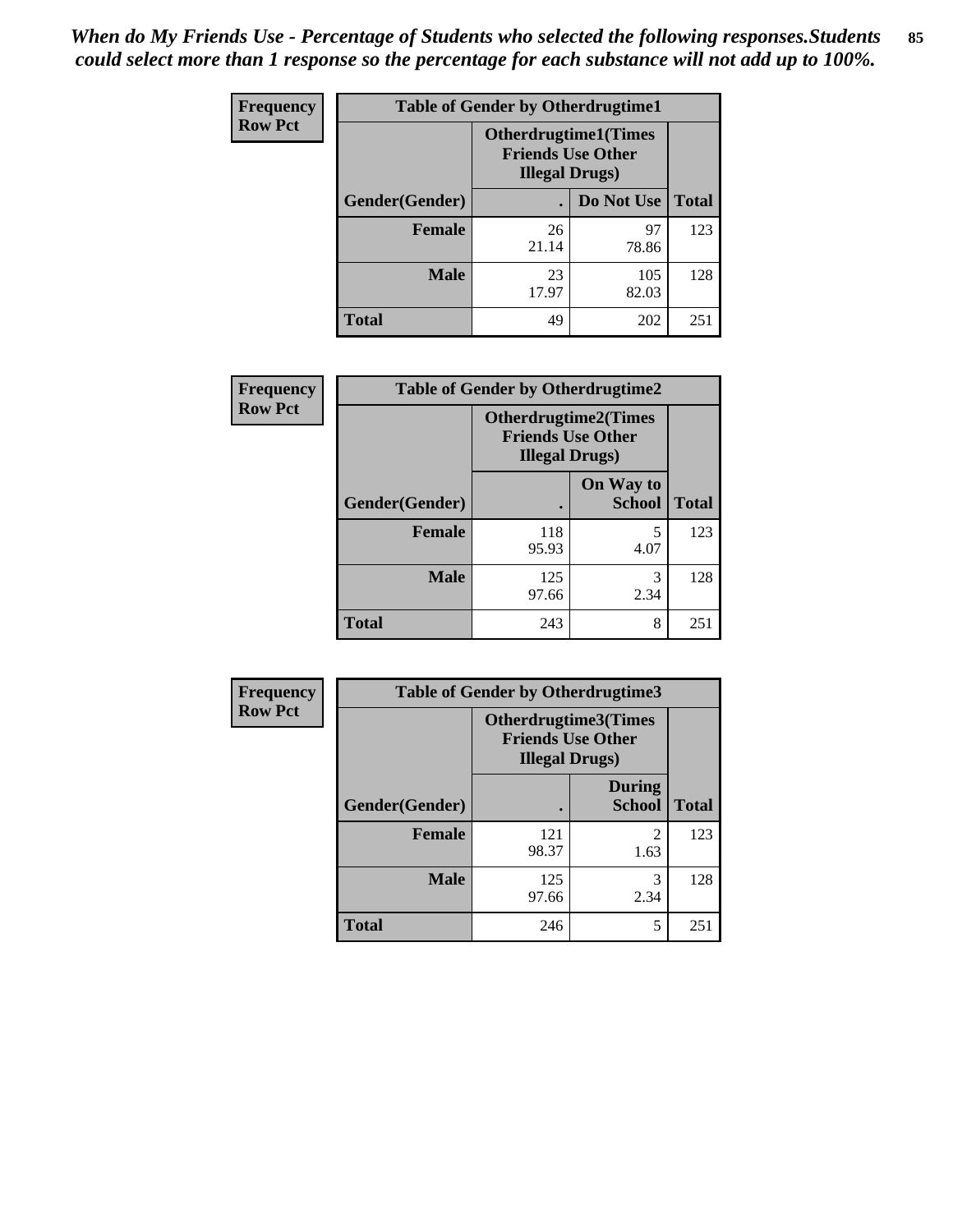*When do My Friends Use - Percentage of Students who selected the following responses.Students could select more than 1 response so the percentage for each substance will not add up to 100%.*

**Frequency**
**Row Pct**

| Table of Gender by Otherdrugtime1 | | | |
|---|---|---|---|
| | Otherdrugtime1(Times Friends Use Other Illegal Drugs) | | |
| Gender(Gender) | . | Do Not Use | Total |
| **Female** | 26<br>21.14 | 97<br>78.86 | 123 |
| **Male** | 23<br>17.97 | 105<br>82.03 | 128 |
| **Total** | 49 | 202 | 251 |

**Frequency**
**Row Pct**

| Table of Gender by Otherdrugtime2 | | | |
|---|---|---|---|
| | Otherdrugtime2(Times Friends Use Other Illegal Drugs) | | |
| Gender(Gender) | . | On Way to School | Total |
| **Female** | 118<br>95.93 | 5<br>4.07 | 123 |
| **Male** | 125<br>97.66 | 3<br>2.34 | 128 |
| **Total** | 243 | 8 | 251 |

**Frequency**
**Row Pct**

| Table of Gender by Otherdrugtime3 | | | |
|---|---|---|---|
| | Otherdrugtime3(Times Friends Use Other Illegal Drugs) | | |
| Gender(Gender) | . | During School | Total |
| **Female** | 121<br>98.37 | 2<br>1.63 | 123 |
| **Male** | 125<br>97.66 | 3<br>2.34 | 128 |
| **Total** | 246 | 5 | 251 |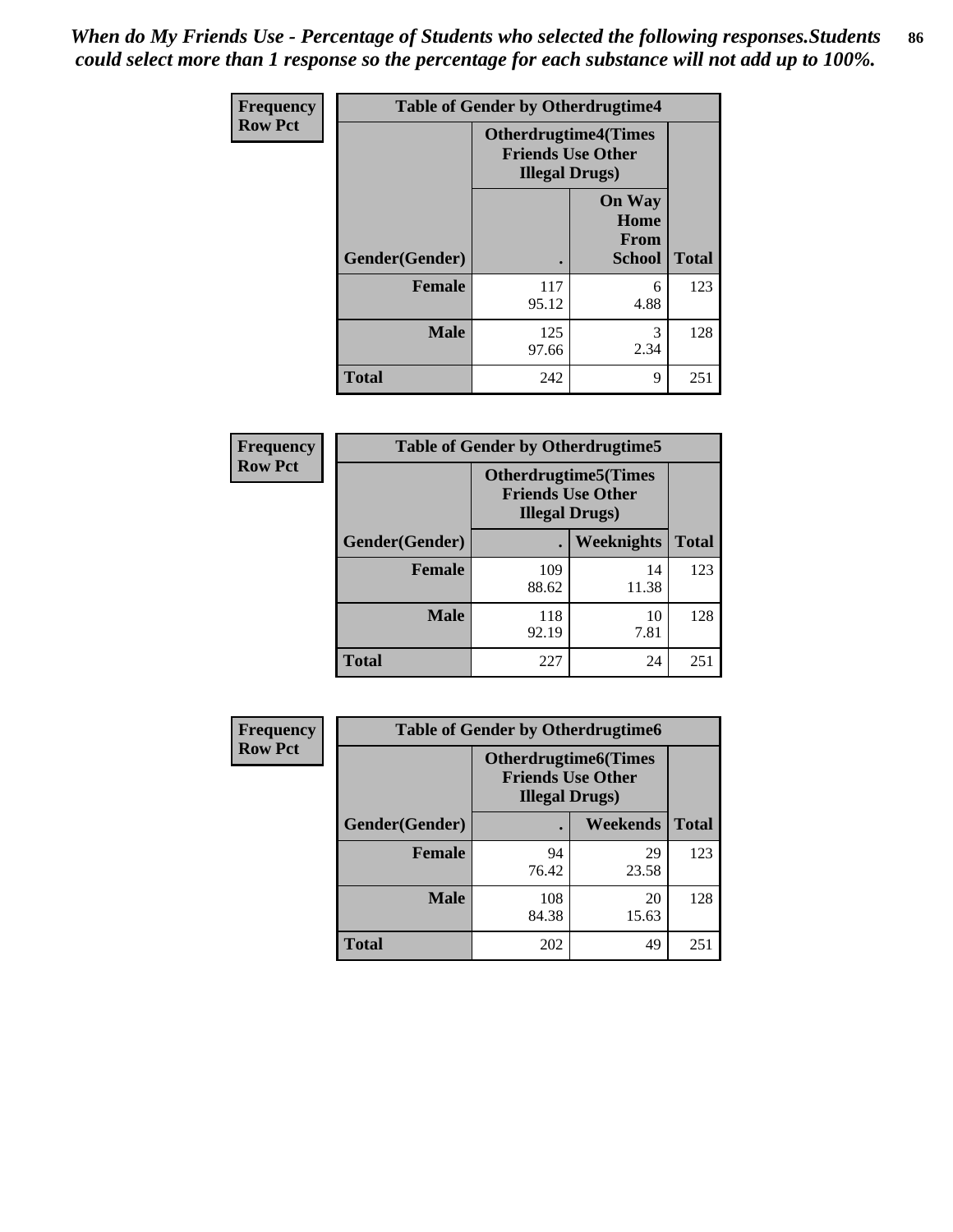*When do My Friends Use - Percentage of Students who selected the following responses.Students could select more than 1 response so the percentage for each substance will not add up to 100%.*

**Frequency**
**Row Pct**

| Table of Gender by Otherdrugtime4 | | | |
|---|---|---|---|
| | Otherdrugtime4(Times Friends Use Other Illegal Drugs) | | |
| Gender(Gender) | . | On Way Home From School | Total |
| Female | 117<br>95.12 | 6<br>4.88 | 123 |
| Male | 125<br>97.66 | 3<br>2.34 | 128 |
| Total | 242 | 9 | 251 |

**Frequency**
**Row Pct**

| Table of Gender by Otherdrugtime5 | | | |
|---|---|---|---|
| | Otherdrugtime5(Times Friends Use Other Illegal Drugs) | | |
| Gender(Gender) | . | Weeknights | Total |
| Female | 109<br>88.62 | 14<br>11.38 | 123 |
| Male | 118<br>92.19 | 10<br>7.81 | 128 |
| Total | 227 | 24 | 251 |

**Frequency**
**Row Pct**

| Table of Gender by Otherdrugtime6 | | | |
|---|---|---|---|
| | Otherdrugtime6(Times Friends Use Other Illegal Drugs) | | |
| Gender(Gender) | . | Weekends | Total |
| Female | 94<br>76.42 | 29<br>23.58 | 123 |
| Male | 108<br>84.38 | 20<br>15.63 | 128 |
| Total | 202 | 49 | 251 |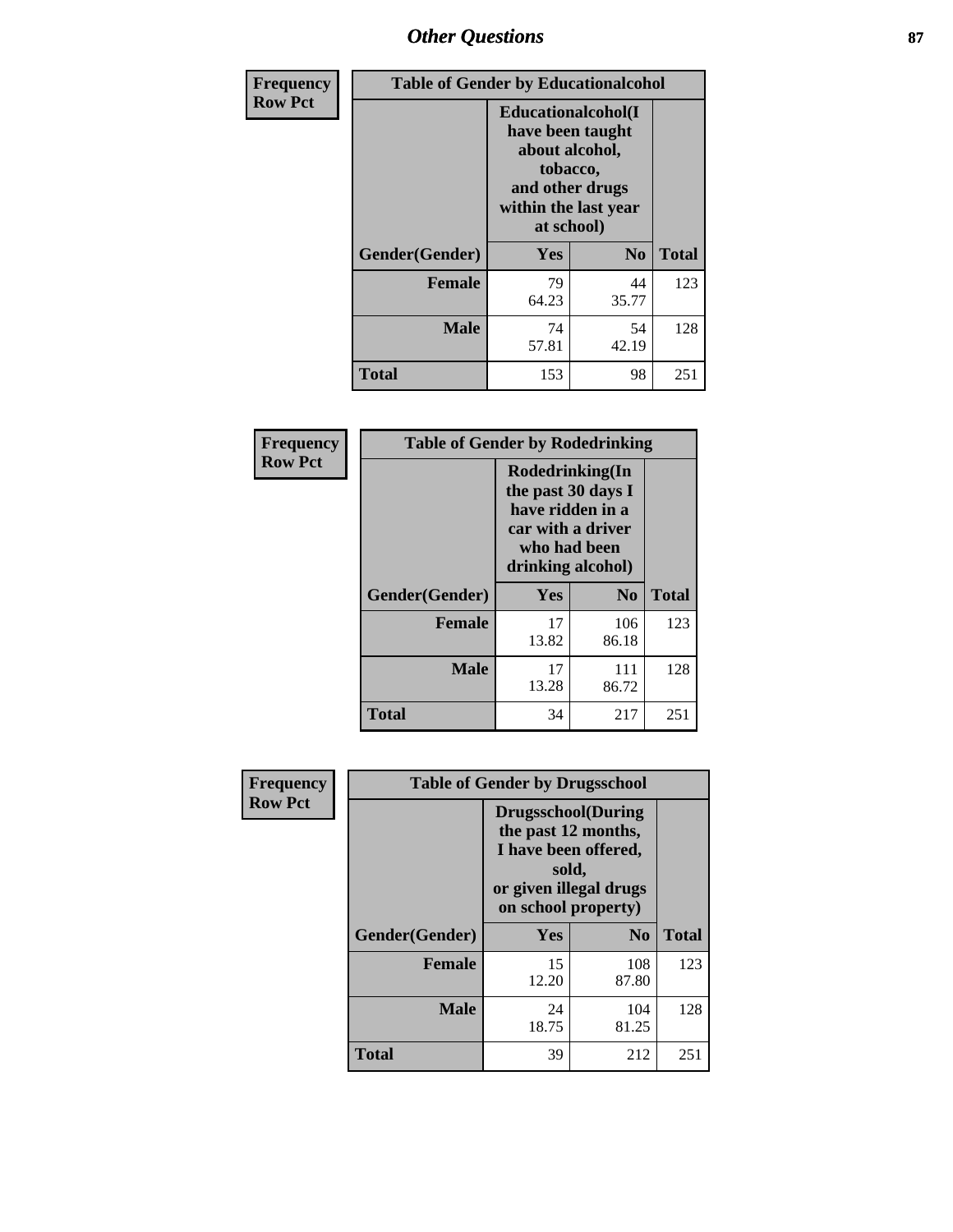# Other Questions

**Frequency**
**Row Pct**

| Table of Gender by Educationalcohol | | | |
|---|---|---|---|
| | Educationalcohol(I have been taught about alcohol, tobacco, and other drugs within the last year at school) | | |
| Gender(Gender) | Yes | No | Total |
| Female | 79<br>64.23 | 44<br>35.77 | 123 |
| Male | 74<br>57.81 | 54<br>42.19 | 128 |
| Total | 153 | 98 | 251 |

**Frequency**
**Row Pct**

| Table of Gender by Rodedrinking | | | |
|---|---|---|---|
| | Rodedrinking(In the past 30 days I have ridden in a car with a driver who had been drinking alcohol) | | |
| Gender(Gender) | Yes | No | Total |
| Female | 17<br>13.82 | 106<br>86.18 | 123 |
| Male | 17<br>13.28 | 111<br>86.72 | 128 |
| Total | 34 | 217 | 251 |

**Frequency**
**Row Pct**

| Table of Gender by Drugsschool | | | |
|---|---|---|---|
| | Drugsschool(During the past 12 months, I have been offered, sold, or given illegal drugs on school property) | | |
| Gender(Gender) | Yes | No | Total |
| Female | 15<br>12.20 | 108<br>87.80 | 123 |
| Male | 24<br>18.75 | 104<br>81.25 | 128 |
| Total | 39 | 212 | 251 |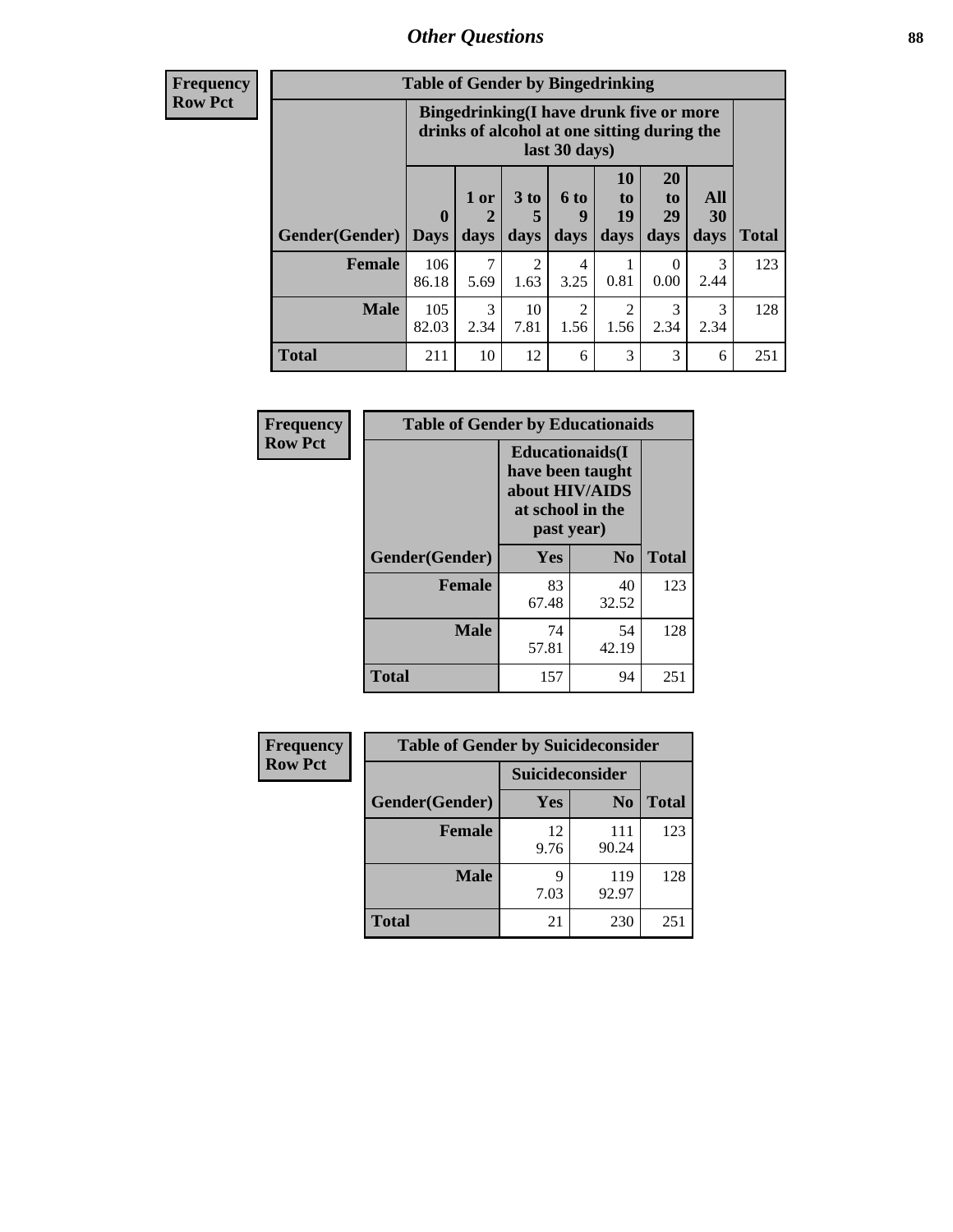# Other Questions

**Frequency**
**Row Pct**

| Table of Gender by Bingedrinking | | | | | | | | |
|---|---|---|---|---|---|---|---|---|
| | Bingedrinking(I have drunk five or more drinks of alcohol at one sitting during the last 30 days) | | | | | | | |
| Gender(Gender) | 0 Days | 1 or 2 days | 3 to 5 days | 6 to 9 days | 10 to 19 days | 20 to 29 days | All 30 days | Total |
| **Female** | 106<br>86.18 | 7<br>5.69 | 2<br>1.63 | 4<br>3.25 | 1<br>0.81 | 0<br>0.00 | 3<br>2.44 | 123 |
| **Male** | 105<br>82.03 | 3<br>2.34 | 10<br>7.81 | 2<br>1.56 | 2<br>1.56 | 3<br>2.34 | 3<br>2.34 | 128 |
| **Total** | 211 | 10 | 12 | 6 | 3 | 3 | 6 | 251 |

**Frequency**
**Row Pct**

| Table of Gender by Educationaids | | | |
|---|---|---|---|
| | Educationaids(I have been taught about HIV/AIDS at school in the past year) | | |
| Gender(Gender) | Yes | No | Total |
| **Female** | 83<br>67.48 | 40<br>32.52 | 123 |
| **Male** | 74<br>57.81 | 54<br>42.19 | 128 |
| **Total** | 157 | 94 | 251 |

**Frequency**
**Row Pct**

| Table of Gender by Suicideconsider | | | |
|---|---|---|---|
| | Suicideconsider | | |
| Gender(Gender) | Yes | No | Total |
| **Female** | 12<br>9.76 | 111<br>90.24 | 123 |
| **Male** | 9<br>7.03 | 119<br>92.97 | 128 |
| **Total** | 21 | 230 | 251 |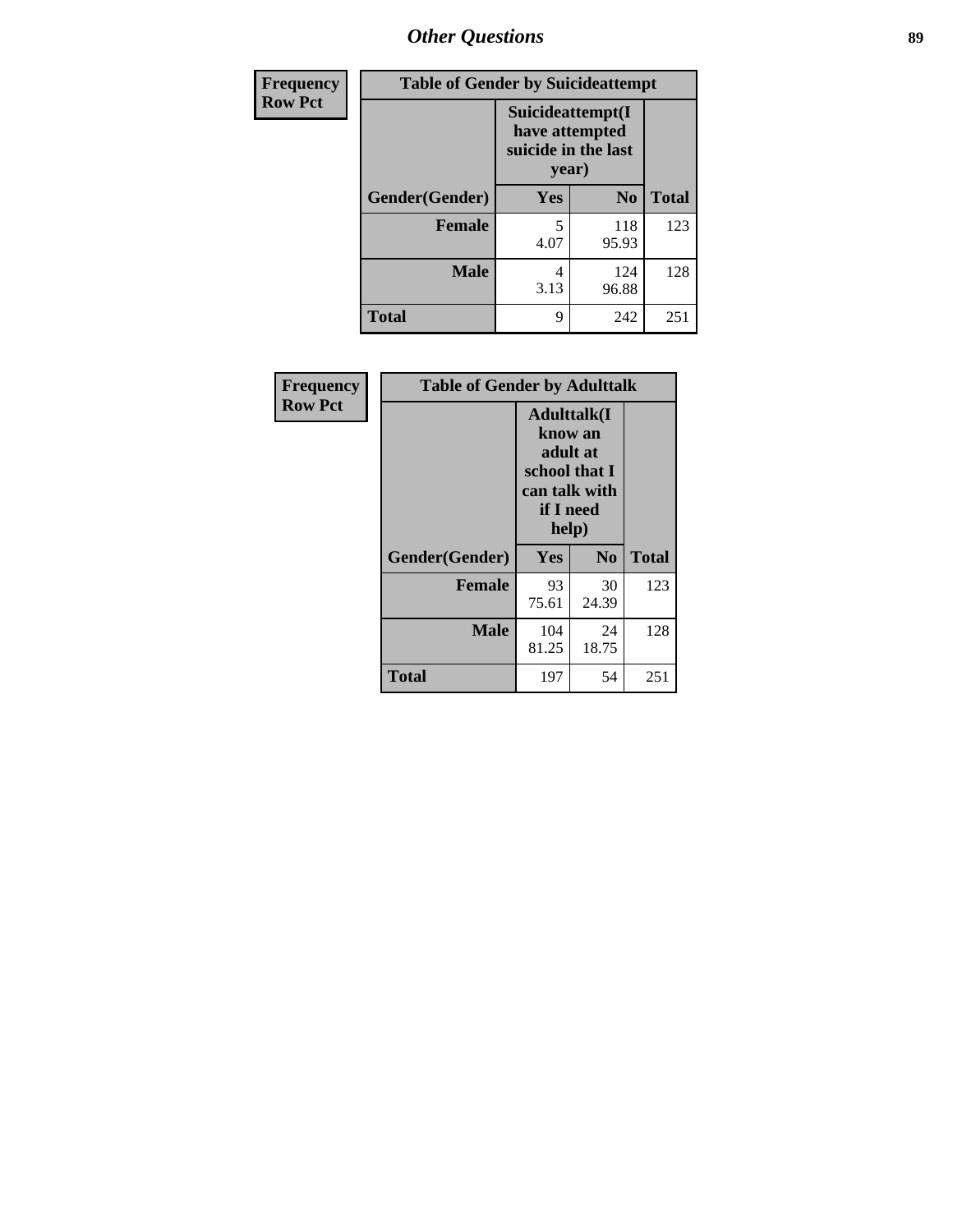| Frequency Row Pct | Table of Gender by Suicideattempt | | |
|---|---|---|---|
| | Suicideattempt(I have attempted suicide in the last year) | | |
| Gender(Gender) | Yes | No | Total |
| Female | 5<br>4.07 | 118<br>95.93 | 123 |
| Male | 4<br>3.13 | 124<br>96.88 | 128 |
| Total | 9 | 242 | 251 |

| Frequency Row Pct | Table of Gender by Adulttalk | | |
|---|---|---|---|
| | Adulttalk(I know an adult at school that I can talk with if I need help) | | |
| Gender(Gender) | Yes | No | Total |
| Female | 93<br>75.61 | 30<br>24.39 | 123 |
| Male | 104<br>81.25 | 24<br>18.75 | 128 |
| Total | 197 | 54 | 251 |